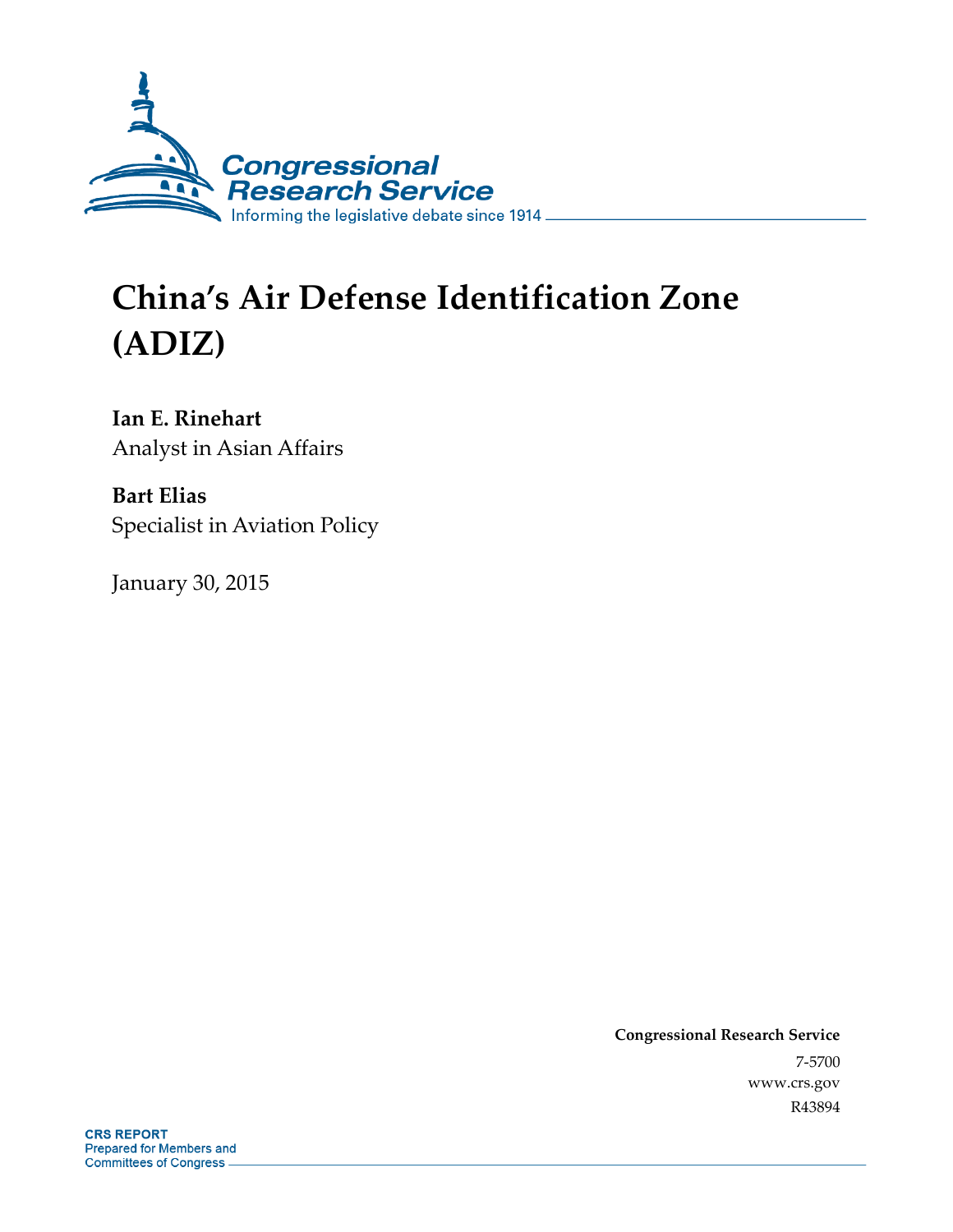Congressional Research Service

Informing the legislative debate since 1914

# China's Air Defense Identification Zone (ADIZ)

**Ian E. Rinehart**
Analyst in Asian Affairs

**Bart Elias**
Specialist in Aviation Policy

January 30, 2015

**Congressional Research Service**
7-5700
www.crs.gov
R43894

**CRS REPORT**
Prepared for Members and
Committees of Congress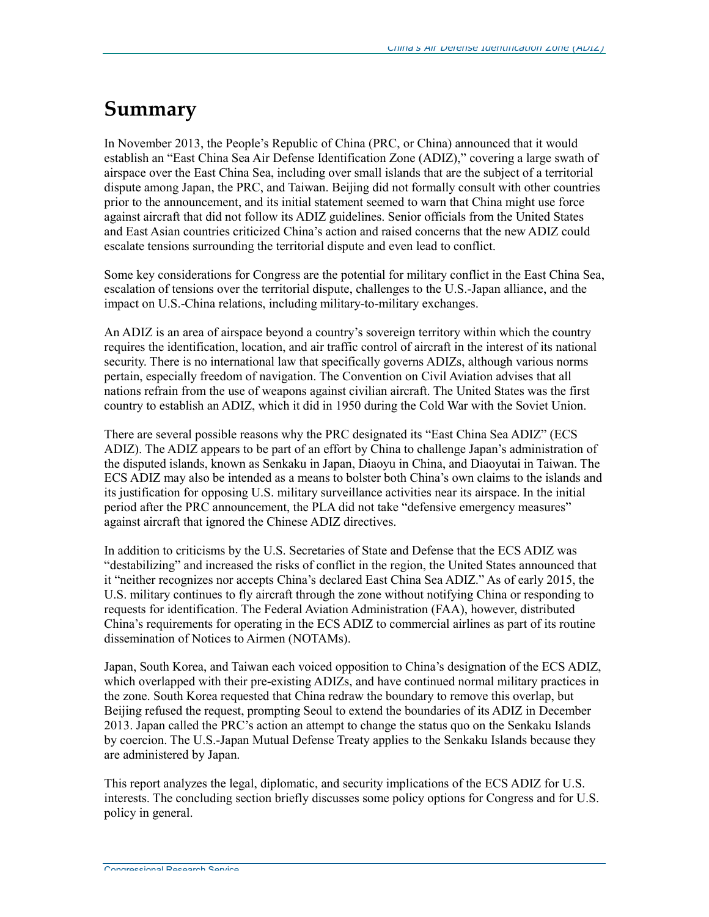# Summary

In November 2013, the People's Republic of China (PRC, or China) announced that it would establish an "East China Sea Air Defense Identification Zone (ADIZ)," covering a large swath of airspace over the East China Sea, including over small islands that are the subject of a territorial dispute among Japan, the PRC, and Taiwan. Beijing did not formally consult with other countries prior to the announcement, and its initial statement seemed to warn that China might use force against aircraft that did not follow its ADIZ guidelines. Senior officials from the United States and East Asian countries criticized China's action and raised concerns that the new ADIZ could escalate tensions surrounding the territorial dispute and even lead to conflict.

Some key considerations for Congress are the potential for military conflict in the East China Sea, escalation of tensions over the territorial dispute, challenges to the U.S.-Japan alliance, and the impact on U.S.-China relations, including military-to-military exchanges.

An ADIZ is an area of airspace beyond a country's sovereign territory within which the country requires the identification, location, and air traffic control of aircraft in the interest of its national security. There is no international law that specifically governs ADIZs, although various norms pertain, especially freedom of navigation. The Convention on Civil Aviation advises that all nations refrain from the use of weapons against civilian aircraft. The United States was the first country to establish an ADIZ, which it did in 1950 during the Cold War with the Soviet Union.

There are several possible reasons why the PRC designated its "East China Sea ADIZ" (ECS ADIZ). The ADIZ appears to be part of an effort by China to challenge Japan's administration of the disputed islands, known as Senkaku in Japan, Diaoyu in China, and Diaoyutai in Taiwan. The ECS ADIZ may also be intended as a means to bolster both China's own claims to the islands and its justification for opposing U.S. military surveillance activities near its airspace. In the initial period after the PRC announcement, the PLA did not take "defensive emergency measures" against aircraft that ignored the Chinese ADIZ directives.

In addition to criticisms by the U.S. Secretaries of State and Defense that the ECS ADIZ was "destabilizing" and increased the risks of conflict in the region, the United States announced that it "neither recognizes nor accepts China's declared East China Sea ADIZ." As of early 2015, the U.S. military continues to fly aircraft through the zone without notifying China or responding to requests for identification. The Federal Aviation Administration (FAA), however, distributed China's requirements for operating in the ECS ADIZ to commercial airlines as part of its routine dissemination of Notices to Airmen (NOTAMs).

Japan, South Korea, and Taiwan each voiced opposition to China's designation of the ECS ADIZ, which overlapped with their pre-existing ADIZs, and have continued normal military practices in the zone. South Korea requested that China redraw the boundary to remove this overlap, but Beijing refused the request, prompting Seoul to extend the boundaries of its ADIZ in December 2013. Japan called the PRC's action an attempt to change the status quo on the Senkaku Islands by coercion. The U.S.-Japan Mutual Defense Treaty applies to the Senkaku Islands because they are administered by Japan.

This report analyzes the legal, diplomatic, and security implications of the ECS ADIZ for U.S. interests. The concluding section briefly discusses some policy options for Congress and for U.S. policy in general.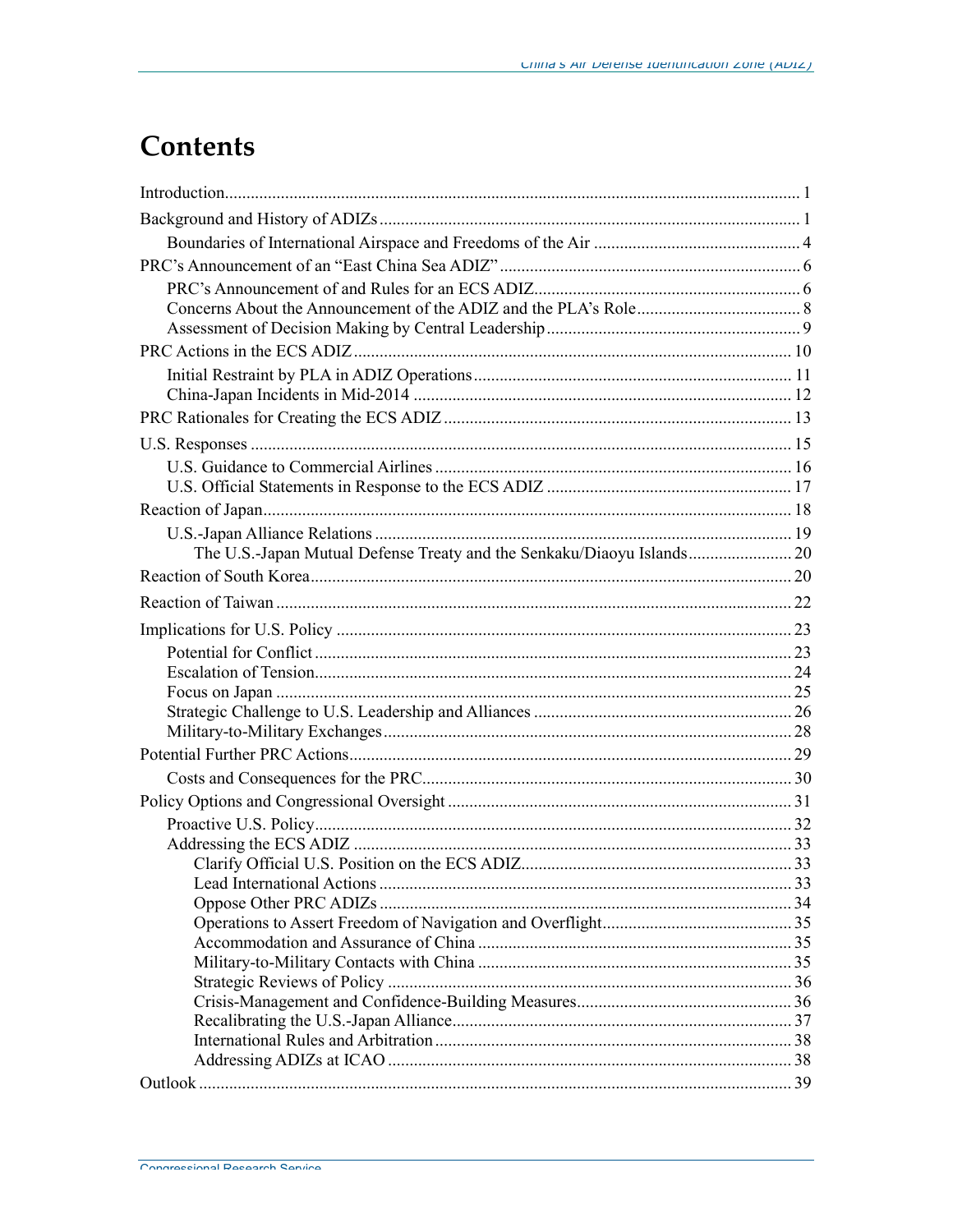# Contents

Introduction .................................................................................................................... 1

Background and History of ADIZs ................................................................................ 1

- Boundaries of International Airspace and Freedoms of the Air ............................................... 4

PRC's Announcement of an "East China Sea ADIZ" ..................................................................... 6

- PRC's Announcement of and Rules for an ECS ADIZ ............................................................. 6
- Concerns About the Announcement of the ADIZ and the PLA's Role ...................................... 8
- Assessment of Decision Making by Central Leadership .......................................................... 9

PRC Actions in the ECS ADIZ ..................................................................................................... 10

- Initial Restraint by PLA in ADIZ Operations ......................................................................... 11
- China-Japan Incidents in Mid-2014 ....................................................................................... 12

PRC Rationales for Creating the ECS ADIZ ................................................................................ 13

U.S. Responses ............................................................................................................................ 15

- U.S. Guidance to Commercial Airlines .................................................................................. 16
- U.S. Official Statements in Response to the ECS ADIZ ........................................................ 17

Reaction of Japan .......................................................................................................................... 18

- U.S.-Japan Alliance Relations ................................................................................................ 19
  - The U.S.-Japan Mutual Defense Treaty and the Senkaku/Diaoyu Islands ........................ 20

Reaction of South Korea ............................................................................................................... 20

Reaction of Taiwan ....................................................................................................................... 22

Implications for U.S. Policy ......................................................................................................... 23

- Potential for Conflict ............................................................................................................. 23
- Escalation of Tension ............................................................................................................. 24
- Focus on Japan ...................................................................................................................... 25
- Strategic Challenge to U.S. Leadership and Alliances ........................................................... 26
- Military-to-Military Exchanges .............................................................................................. 28

Potential Further PRC Actions ...................................................................................................... 29

- Costs and Consequences for the PRC ..................................................................................... 30

Policy Options and Congressional Oversight ............................................................................... 31

- Proactive U.S. Policy ............................................................................................................. 32
- Addressing the ECS ADIZ ..................................................................................................... 33
  - Clarify Official U.S. Position on the ECS ADIZ .............................................................. 33
  - Lead International Actions ............................................................................................... 33
  - Oppose Other PRC ADIZs ............................................................................................... 34
  - Operations to Assert Freedom of Navigation and Overflight ............................................ 35
  - Accommodation and Assurance of China ........................................................................ 35
  - Military-to-Military Contacts with China ........................................................................ 35
  - Strategic Reviews of Policy ............................................................................................. 36
  - Crisis-Management and Confidence-Building Measures ................................................. 36
  - Recalibrating the U.S.-Japan Alliance .............................................................................. 37
  - International Rules and Arbitration .................................................................................. 38
  - Addressing ADIZs at ICAO ............................................................................................. 38

Outlook ........................................................................................................................................ 39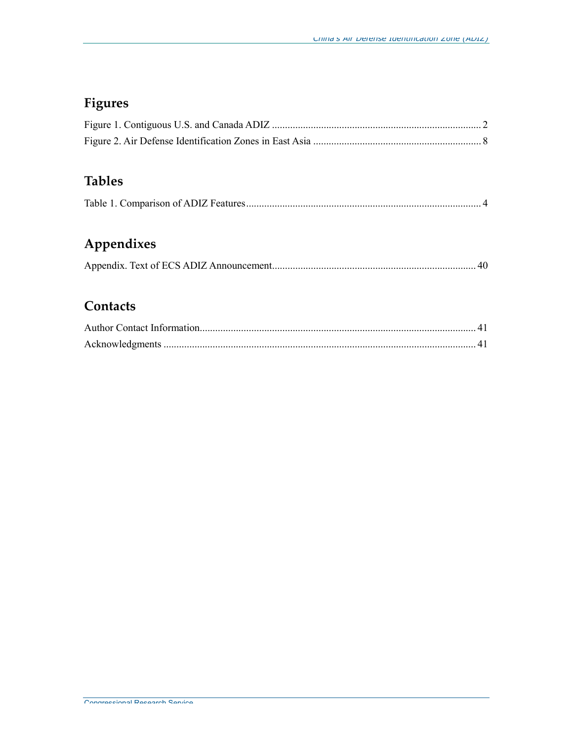## Figures

Figure 1. Contiguous U.S. and Canada ADIZ ... 2

Figure 2. Air Defense Identification Zones in East Asia ... 8

## Tables

Table 1. Comparison of ADIZ Features ... 4

## Appendixes

Appendix. Text of ECS ADIZ Announcement ... 40

## Contacts

Author Contact Information ... 41

Acknowledgments ... 41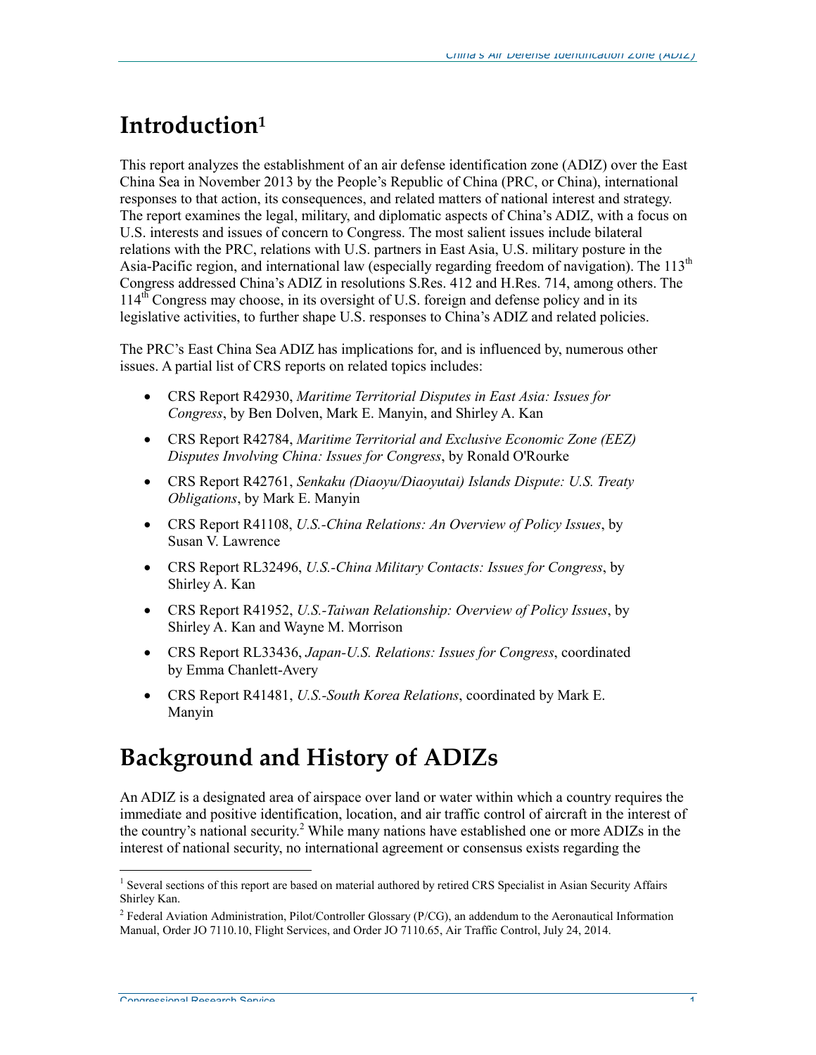# Introduction[1]

This report analyzes the establishment of an air defense identification zone (ADIZ) over the East China Sea in November 2013 by the People's Republic of China (PRC, or China), international responses to that action, its consequences, and related matters of national interest and strategy. The report examines the legal, military, and diplomatic aspects of China's ADIZ, with a focus on U.S. interests and issues of concern to Congress. The most salient issues include bilateral relations with the PRC, relations with U.S. partners in East Asia, U.S. military posture in the Asia-Pacific region, and international law (especially regarding freedom of navigation). The 113th Congress addressed China's ADIZ in resolutions S.Res. 412 and H.Res. 714, among others. The 114th Congress may choose, in its oversight of U.S. foreign and defense policy and in its legislative activities, to further shape U.S. responses to China's ADIZ and related policies.

The PRC's East China Sea ADIZ has implications for, and is influenced by, numerous other issues. A partial list of CRS reports on related topics includes:

- CRS Report R42930, *Maritime Territorial Disputes in East Asia: Issues for Congress*, by Ben Dolven, Mark E. Manyin, and Shirley A. Kan
- CRS Report R42784, *Maritime Territorial and Exclusive Economic Zone (EEZ) Disputes Involving China: Issues for Congress*, by Ronald O'Rourke
- CRS Report R42761, *Senkaku (Diaoyu/Diaoyutai) Islands Dispute: U.S. Treaty Obligations*, by Mark E. Manyin
- CRS Report R41108, *U.S.-China Relations: An Overview of Policy Issues*, by Susan V. Lawrence
- CRS Report RL32496, *U.S.-China Military Contacts: Issues for Congress*, by Shirley A. Kan
- CRS Report R41952, *U.S.-Taiwan Relationship: Overview of Policy Issues*, by Shirley A. Kan and Wayne M. Morrison
- CRS Report RL33436, *Japan-U.S. Relations: Issues for Congress*, coordinated by Emma Chanlett-Avery
- CRS Report R41481, *U.S.-South Korea Relations*, coordinated by Mark E. Manyin

# Background and History of ADIZs

An ADIZ is a designated area of airspace over land or water within which a country requires the immediate and positive identification, location, and air traffic control of aircraft in the interest of the country's national security.[2] While many nations have established one or more ADIZs in the interest of national security, no international agreement or consensus exists regarding the

---

[1] Several sections of this report are based on material authored by retired CRS Specialist in Asian Security Affairs Shirley Kan.

[2] Federal Aviation Administration, Pilot/Controller Glossary (P/CG), an addendum to the Aeronautical Information Manual, Order JO 7110.10, Flight Services, and Order JO 7110.65, Air Traffic Control, July 24, 2014.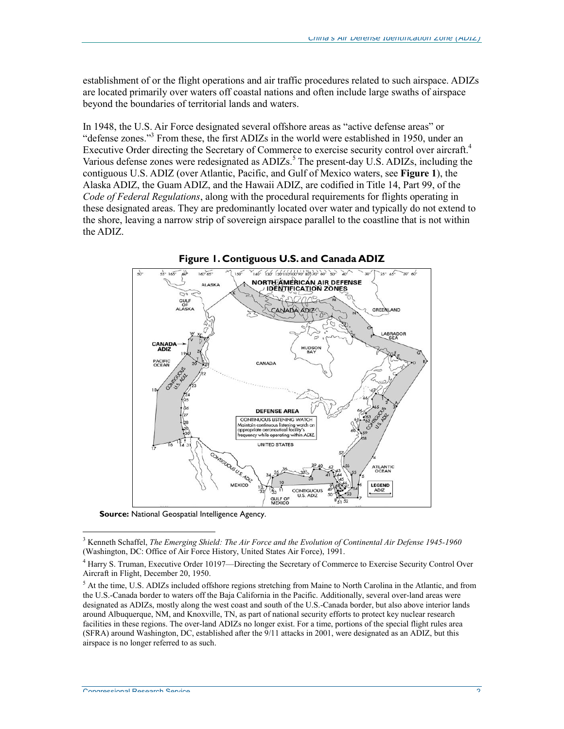establishment of or the flight operations and air traffic procedures related to such airspace. ADIZs are located primarily over waters off coastal nations and often include large swaths of airspace beyond the boundaries of territorial lands and waters.

In 1948, the U.S. Air Force designated several offshore areas as "active defense areas" or "defense zones."[3] From these, the first ADIZs in the world were established in 1950, under an Executive Order directing the Secretary of Commerce to exercise security control over aircraft.[4] Various defense zones were redesignated as ADIZs.[5] The present-day U.S. ADIZs, including the contiguous U.S. ADIZ (over Atlantic, Pacific, and Gulf of Mexico waters, see **Figure 1**), the Alaska ADIZ, the Guam ADIZ, and the Hawaii ADIZ, are codified in Title 14, Part 99, of the *Code of Federal Regulations*, along with the procedural requirements for flights operating in these designated areas. They are predominantly located over water and typically do not extend to the shore, leaving a narrow strip of sovereign airspace parallel to the coastline that is not within the ADIZ.

**Figure 1. Contiguous U.S. and Canada ADIZ**

**Source:** National Geospatial Intelligence Agency.

---

[3] Kenneth Schaffel, *The Emerging Shield: The Air Force and the Evolution of Continental Air Defense 1945-1960* (Washington, DC: Office of Air Force History, United States Air Force), 1991.

[4] Harry S. Truman, Executive Order 10197—Directing the Secretary of Commerce to Exercise Security Control Over Aircraft in Flight, December 20, 1950.

[5] At the time, U.S. ADIZs included offshore regions stretching from Maine to North Carolina in the Atlantic, and from the U.S.-Canada border to waters off the Baja California in the Pacific. Additionally, several over-land areas were designated as ADIZs, mostly along the west coast and south of the U.S.-Canada border, but also above interior lands around Albuquerque, NM, and Knoxville, TN, as part of national security efforts to protect key nuclear research facilities in these regions. The over-land ADIZs no longer exist. For a time, portions of the special flight rules area (SFRA) around Washington, DC, established after the 9/11 attacks in 2001, were designated as an ADIZ, but this airspace is no longer referred to as such.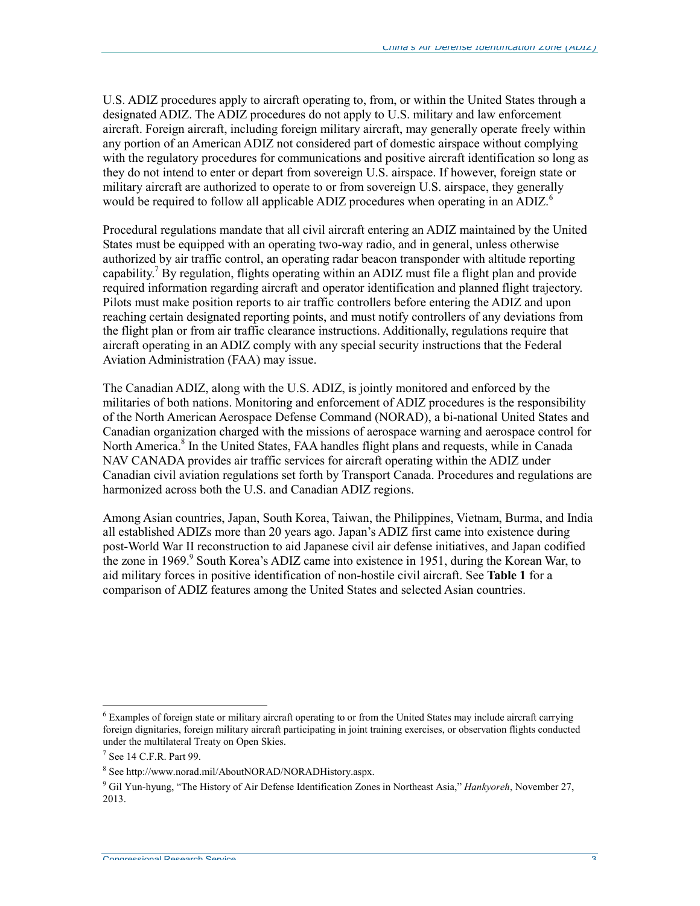U.S. ADIZ procedures apply to aircraft operating to, from, or within the United States through a designated ADIZ. The ADIZ procedures do not apply to U.S. military and law enforcement aircraft. Foreign aircraft, including foreign military aircraft, may generally operate freely within any portion of an American ADIZ not considered part of domestic airspace without complying with the regulatory procedures for communications and positive aircraft identification so long as they do not intend to enter or depart from sovereign U.S. airspace. If however, foreign state or military aircraft are authorized to operate to or from sovereign U.S. airspace, they generally would be required to follow all applicable ADIZ procedures when operating in an ADIZ.[6]

Procedural regulations mandate that all civil aircraft entering an ADIZ maintained by the United States must be equipped with an operating two-way radio, and in general, unless otherwise authorized by air traffic control, an operating radar beacon transponder with altitude reporting capability.[7] By regulation, flights operating within an ADIZ must file a flight plan and provide required information regarding aircraft and operator identification and planned flight trajectory. Pilots must make position reports to air traffic controllers before entering the ADIZ and upon reaching certain designated reporting points, and must notify controllers of any deviations from the flight plan or from air traffic clearance instructions. Additionally, regulations require that aircraft operating in an ADIZ comply with any special security instructions that the Federal Aviation Administration (FAA) may issue.

The Canadian ADIZ, along with the U.S. ADIZ, is jointly monitored and enforced by the militaries of both nations. Monitoring and enforcement of ADIZ procedures is the responsibility of the North American Aerospace Defense Command (NORAD), a bi-national United States and Canadian organization charged with the missions of aerospace warning and aerospace control for North America.[8] In the United States, FAA handles flight plans and requests, while in Canada NAV CANADA provides air traffic services for aircraft operating within the ADIZ under Canadian civil aviation regulations set forth by Transport Canada. Procedures and regulations are harmonized across both the U.S. and Canadian ADIZ regions.

Among Asian countries, Japan, South Korea, Taiwan, the Philippines, Vietnam, Burma, and India all established ADIZs more than 20 years ago. Japan's ADIZ first came into existence during post-World War II reconstruction to aid Japanese civil air defense initiatives, and Japan codified the zone in 1969.[9] South Korea's ADIZ came into existence in 1951, during the Korean War, to aid military forces in positive identification of non-hostile civil aircraft. See **Table 1** for a comparison of ADIZ features among the United States and selected Asian countries.

---

[6] Examples of foreign state or military aircraft operating to or from the United States may include aircraft carrying foreign dignitaries, foreign military aircraft participating in joint training exercises, or observation flights conducted under the multilateral Treaty on Open Skies.

[7] See 14 C.F.R. Part 99.

[8] See http://www.norad.mil/AboutNORAD/NORADHistory.aspx.

[9] Gil Yun-hyung, "The History of Air Defense Identification Zones in Northeast Asia," *Hankyoreh*, November 27, 2013.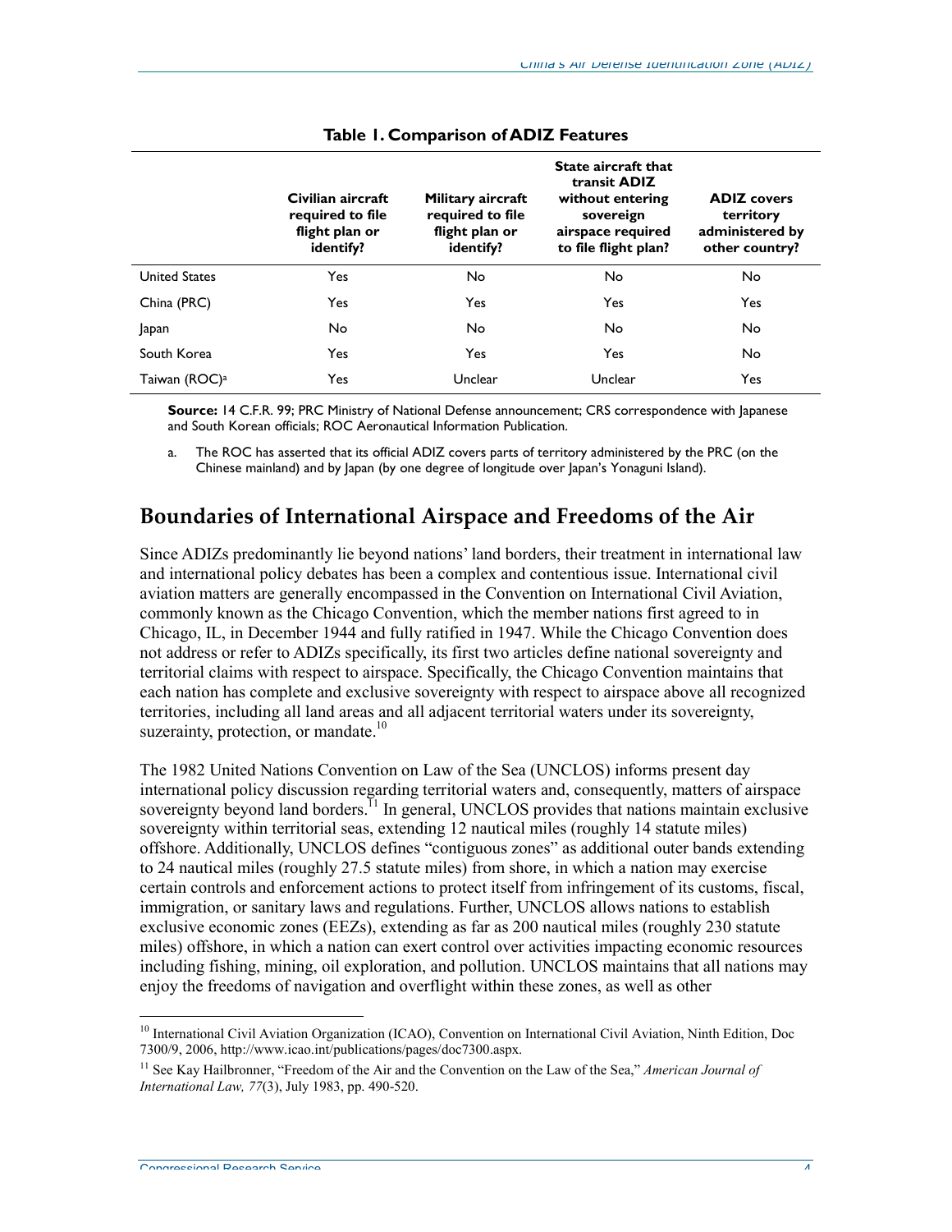**Table 1. Comparison of ADIZ Features**

| | Civilian aircraft required to file flight plan or identify? | Military aircraft required to file flight plan or identify? | State aircraft that transit ADIZ without entering sovereign airspace required to file flight plan? | ADIZ covers territory administered by other country? |
|---|---|---|---|---|
| United States | Yes | No | No | No |
| China (PRC) | Yes | Yes | Yes | Yes |
| Japan | No | No | No | No |
| South Korea | Yes | Yes | Yes | No |
| Taiwan (ROC)[a] | Yes | Unclear | Unclear | Yes |

**Source:** 14 C.F.R. 99; PRC Ministry of National Defense announcement; CRS correspondence with Japanese and South Korean officials; ROC Aeronautical Information Publication.

a. The ROC has asserted that its official ADIZ covers parts of territory administered by the PRC (on the Chinese mainland) and by Japan (by one degree of longitude over Japan's Yonaguni Island).

## Boundaries of International Airspace and Freedoms of the Air

Since ADIZs predominantly lie beyond nations' land borders, their treatment in international law and international policy debates has been a complex and contentious issue. International civil aviation matters are generally encompassed in the Convention on International Civil Aviation, commonly known as the Chicago Convention, which the member nations first agreed to in Chicago, IL, in December 1944 and fully ratified in 1947. While the Chicago Convention does not address or refer to ADIZs specifically, its first two articles define national sovereignty and territorial claims with respect to airspace. Specifically, the Chicago Convention maintains that each nation has complete and exclusive sovereignty with respect to airspace above all recognized territories, including all land areas and all adjacent territorial waters under its sovereignty, suzerainty, protection, or mandate.[10]

The 1982 United Nations Convention on Law of the Sea (UNCLOS) informs present day international policy discussion regarding territorial waters and, consequently, matters of airspace sovereignty beyond land borders.[11] In general, UNCLOS provides that nations maintain exclusive sovereignty within territorial seas, extending 12 nautical miles (roughly 14 statute miles) offshore. Additionally, UNCLOS defines "contiguous zones" as additional outer bands extending to 24 nautical miles (roughly 27.5 statute miles) from shore, in which a nation may exercise certain controls and enforcement actions to protect itself from infringement of its customs, fiscal, immigration, or sanitary laws and regulations. Further, UNCLOS allows nations to establish exclusive economic zones (EEZs), extending as far as 200 nautical miles (roughly 230 statute miles) offshore, in which a nation can exert control over activities impacting economic resources including fishing, mining, oil exploration, and pollution. UNCLOS maintains that all nations may enjoy the freedoms of navigation and overflight within these zones, as well as other

---

[10] International Civil Aviation Organization (ICAO), Convention on International Civil Aviation, Ninth Edition, Doc 7300/9, 2006, http://www.icao.int/publications/pages/doc7300.aspx.

[11] See Kay Hailbronner, "Freedom of the Air and the Convention on the Law of the Sea," *American Journal of International Law, 77*(3), July 1983, pp. 490-520.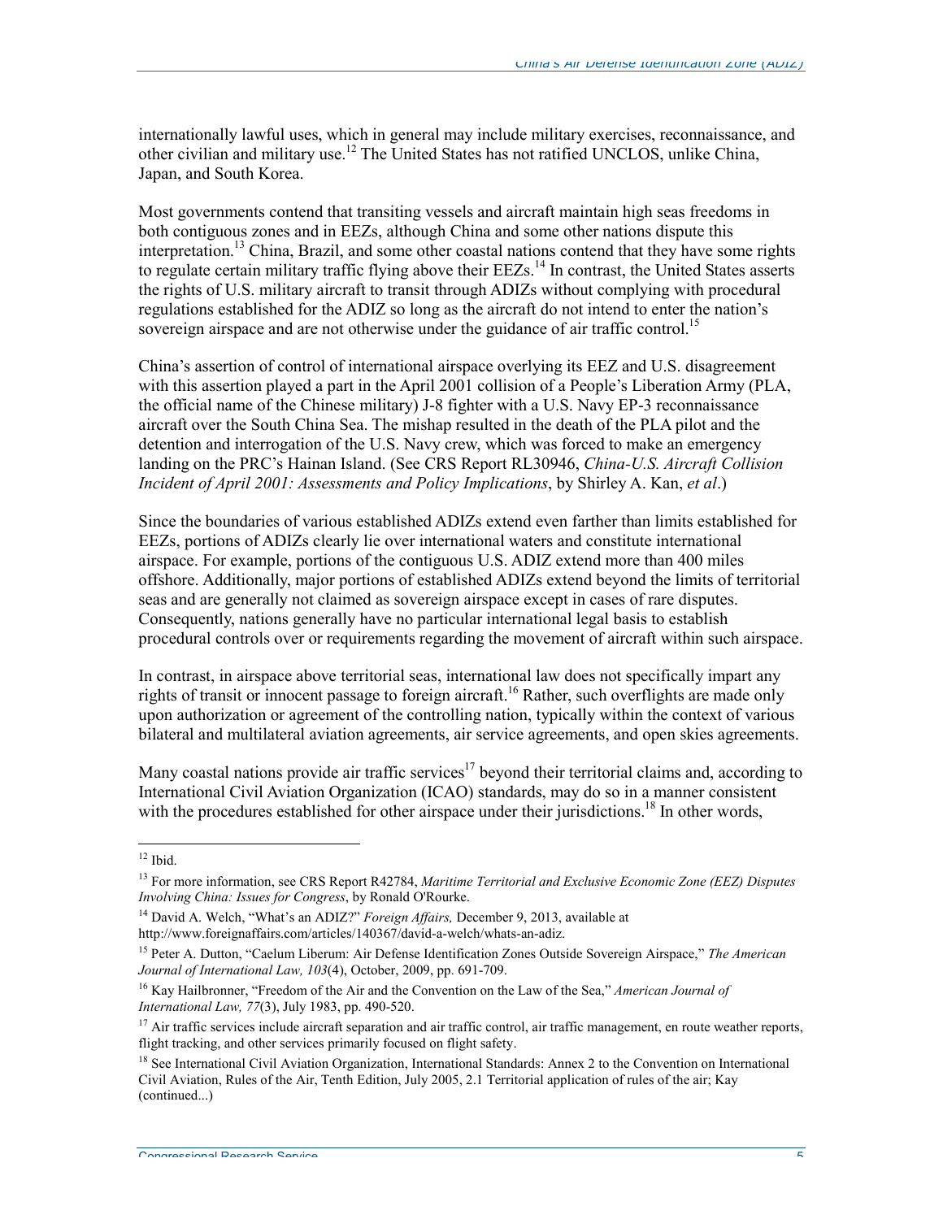internationally lawful uses, which in general may include military exercises, reconnaissance, and other civilian and military use.[12] The United States has not ratified UNCLOS, unlike China, Japan, and South Korea.

Most governments contend that transiting vessels and aircraft maintain high seas freedoms in both contiguous zones and in EEZs, although China and some other nations dispute this interpretation.[13] China, Brazil, and some other coastal nations contend that they have some rights to regulate certain military traffic flying above their EEZs.[14] In contrast, the United States asserts the rights of U.S. military aircraft to transit through ADIZs without complying with procedural regulations established for the ADIZ so long as the aircraft do not intend to enter the nation's sovereign airspace and are not otherwise under the guidance of air traffic control.[15]

China's assertion of control of international airspace overlying its EEZ and U.S. disagreement with this assertion played a part in the April 2001 collision of a People's Liberation Army (PLA, the official name of the Chinese military) J-8 fighter with a U.S. Navy EP-3 reconnaissance aircraft over the South China Sea. The mishap resulted in the death of the PLA pilot and the detention and interrogation of the U.S. Navy crew, which was forced to make an emergency landing on the PRC's Hainan Island. (See CRS Report RL30946, *China-U.S. Aircraft Collision Incident of April 2001: Assessments and Policy Implications*, by Shirley A. Kan, *et al*.)

Since the boundaries of various established ADIZs extend even farther than limits established for EEZs, portions of ADIZs clearly lie over international waters and constitute international airspace. For example, portions of the contiguous U.S. ADIZ extend more than 400 miles offshore. Additionally, major portions of established ADIZs extend beyond the limits of territorial seas and are generally not claimed as sovereign airspace except in cases of rare disputes. Consequently, nations generally have no particular international legal basis to establish procedural controls over or requirements regarding the movement of aircraft within such airspace.

In contrast, in airspace above territorial seas, international law does not specifically impart any rights of transit or innocent passage to foreign aircraft.[16] Rather, such overflights are made only upon authorization or agreement of the controlling nation, typically within the context of various bilateral and multilateral aviation agreements, air service agreements, and open skies agreements.

Many coastal nations provide air traffic services[17] beyond their territorial claims and, according to International Civil Aviation Organization (ICAO) standards, may do so in a manner consistent with the procedures established for other airspace under their jurisdictions.[18] In other words,

---

[12] Ibid.

[13] For more information, see CRS Report R42784, *Maritime Territorial and Exclusive Economic Zone (EEZ) Disputes Involving China: Issues for Congress*, by Ronald O'Rourke.

[14] David A. Welch, "What's an ADIZ?" *Foreign Affairs,* December 9, 2013, available at http://www.foreignaffairs.com/articles/140367/david-a-welch/whats-an-adiz.

[15] Peter A. Dutton, "Caelum Liberum: Air Defense Identification Zones Outside Sovereign Airspace," *The American Journal of International Law, 103*(4), October, 2009, pp. 691-709.

[16] Kay Hailbronner, "Freedom of the Air and the Convention on the Law of the Sea," *American Journal of International Law, 77*(3), July 1983, pp. 490-520.

[17] Air traffic services include aircraft separation and air traffic control, air traffic management, en route weather reports, flight tracking, and other services primarily focused on flight safety.

[18] See International Civil Aviation Organization, International Standards: Annex 2 to the Convention on International Civil Aviation, Rules of the Air, Tenth Edition, July 2005, 2.1 Territorial application of rules of the air; Kay (continued...)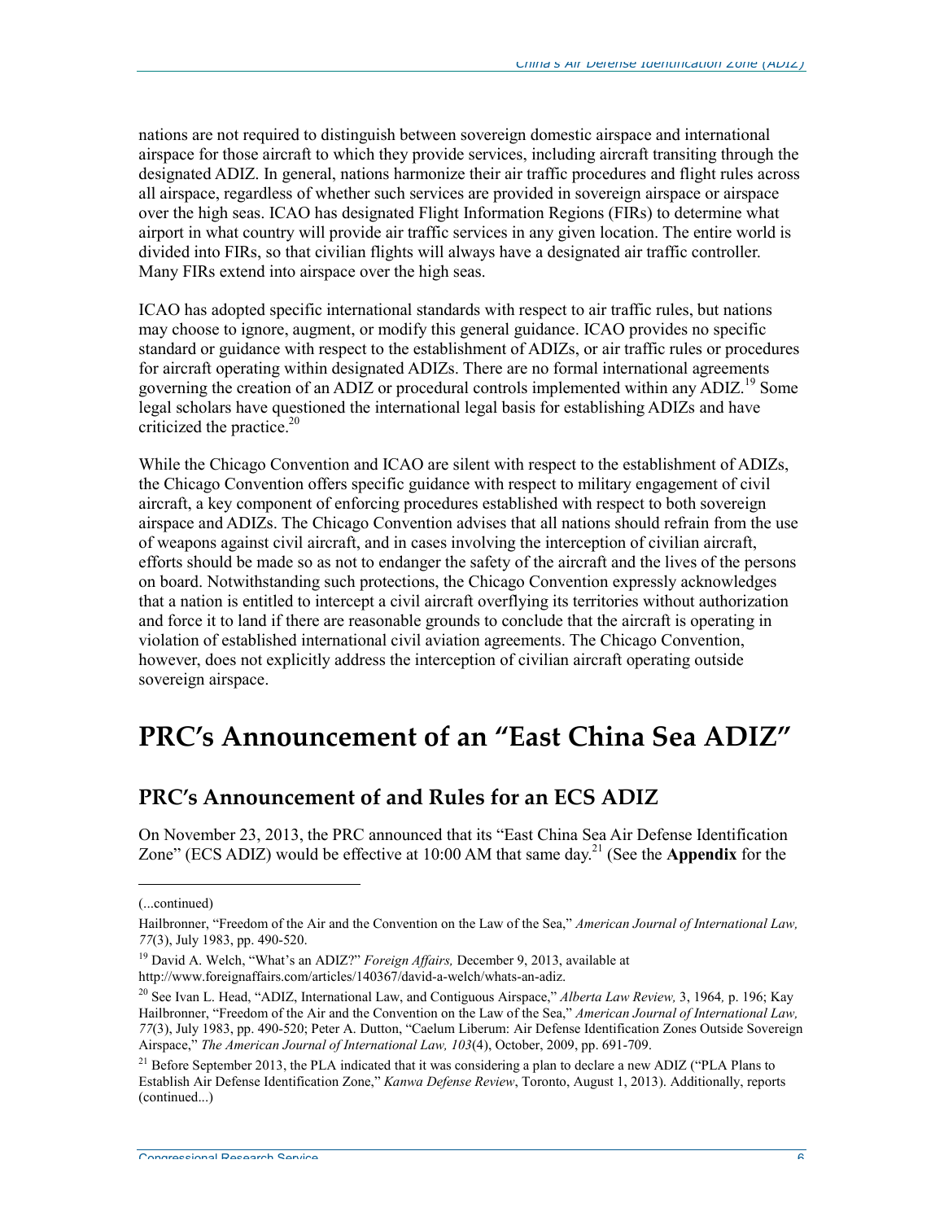nations are not required to distinguish between sovereign domestic airspace and international airspace for those aircraft to which they provide services, including aircraft transiting through the designated ADIZ. In general, nations harmonize their air traffic procedures and flight rules across all airspace, regardless of whether such services are provided in sovereign airspace or airspace over the high seas. ICAO has designated Flight Information Regions (FIRs) to determine what airport in what country will provide air traffic services in any given location. The entire world is divided into FIRs, so that civilian flights will always have a designated air traffic controller. Many FIRs extend into airspace over the high seas.

ICAO has adopted specific international standards with respect to air traffic rules, but nations may choose to ignore, augment, or modify this general guidance. ICAO provides no specific standard or guidance with respect to the establishment of ADIZs, or air traffic rules or procedures for aircraft operating within designated ADIZs. There are no formal international agreements governing the creation of an ADIZ or procedural controls implemented within any ADIZ.[19] Some legal scholars have questioned the international legal basis for establishing ADIZs and have criticized the practice.[20]

While the Chicago Convention and ICAO are silent with respect to the establishment of ADIZs, the Chicago Convention offers specific guidance with respect to military engagement of civil aircraft, a key component of enforcing procedures established with respect to both sovereign airspace and ADIZs. The Chicago Convention advises that all nations should refrain from the use of weapons against civil aircraft, and in cases involving the interception of civilian aircraft, efforts should be made so as not to endanger the safety of the aircraft and the lives of the persons on board. Notwithstanding such protections, the Chicago Convention expressly acknowledges that a nation is entitled to intercept a civil aircraft overflying its territories without authorization and force it to land if there are reasonable grounds to conclude that the aircraft is operating in violation of established international civil aviation agreements. The Chicago Convention, however, does not explicitly address the interception of civilian aircraft operating outside sovereign airspace.

# PRC's Announcement of an "East China Sea ADIZ"

## PRC's Announcement of and Rules for an ECS ADIZ

On November 23, 2013, the PRC announced that its "East China Sea Air Defense Identification Zone" (ECS ADIZ) would be effective at 10:00 AM that same day.[21] (See the **Appendix** for the

---

(...continued)

Hailbronner, "Freedom of the Air and the Convention on the Law of the Sea," *American Journal of International Law, 77*(3), July 1983, pp. 490-520.

[19] David A. Welch, "What's an ADIZ?" *Foreign Affairs,* December 9, 2013, available at http://www.foreignaffairs.com/articles/140367/david-a-welch/whats-an-adiz.

[20] See Ivan L. Head, "ADIZ, International Law, and Contiguous Airspace," *Alberta Law Review,* 3, 1964*,* p. 196; Kay Hailbronner, "Freedom of the Air and the Convention on the Law of the Sea," *American Journal of International Law, 77*(3), July 1983, pp. 490-520; Peter A. Dutton, "Caelum Liberum: Air Defense Identification Zones Outside Sovereign Airspace," *The American Journal of International Law, 103*(4), October, 2009, pp. 691-709.

[21] Before September 2013, the PLA indicated that it was considering a plan to declare a new ADIZ ("PLA Plans to Establish Air Defense Identification Zone," *Kanwa Defense Review*, Toronto, August 1, 2013). Additionally, reports (continued...)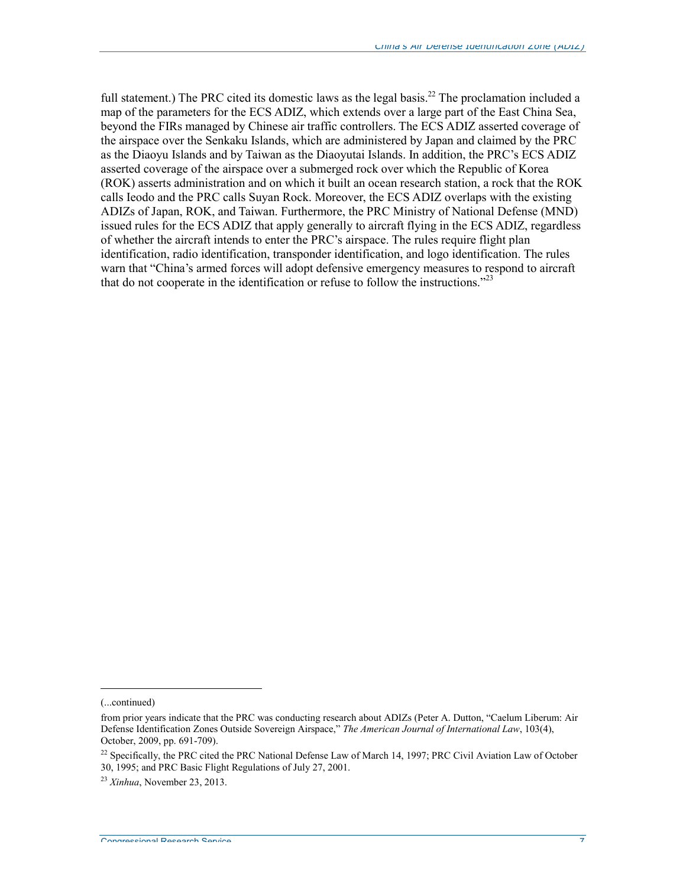full statement.) The PRC cited its domestic laws as the legal basis.[22] The proclamation included a map of the parameters for the ECS ADIZ, which extends over a large part of the East China Sea, beyond the FIRs managed by Chinese air traffic controllers. The ECS ADIZ asserted coverage of the airspace over the Senkaku Islands, which are administered by Japan and claimed by the PRC as the Diaoyu Islands and by Taiwan as the Diaoyutai Islands. In addition, the PRC's ECS ADIZ asserted coverage of the airspace over a submerged rock over which the Republic of Korea (ROK) asserts administration and on which it built an ocean research station, a rock that the ROK calls Ieodo and the PRC calls Suyan Rock. Moreover, the ECS ADIZ overlaps with the existing ADIZs of Japan, ROK, and Taiwan. Furthermore, the PRC Ministry of National Defense (MND) issued rules for the ECS ADIZ that apply generally to aircraft flying in the ECS ADIZ, regardless of whether the aircraft intends to enter the PRC's airspace. The rules require flight plan identification, radio identification, transponder identification, and logo identification. The rules warn that "China's armed forces will adopt defensive emergency measures to respond to aircraft that do not cooperate in the identification or refuse to follow the instructions."[23]

---

(...continued)

from prior years indicate that the PRC was conducting research about ADIZs (Peter A. Dutton, "Caelum Liberum: Air Defense Identification Zones Outside Sovereign Airspace," *The American Journal of International Law*, 103(4), October, 2009, pp. 691-709).

[22] Specifically, the PRC cited the PRC National Defense Law of March 14, 1997; PRC Civil Aviation Law of October 30, 1995; and PRC Basic Flight Regulations of July 27, 2001.

[23] *Xinhua*, November 23, 2013.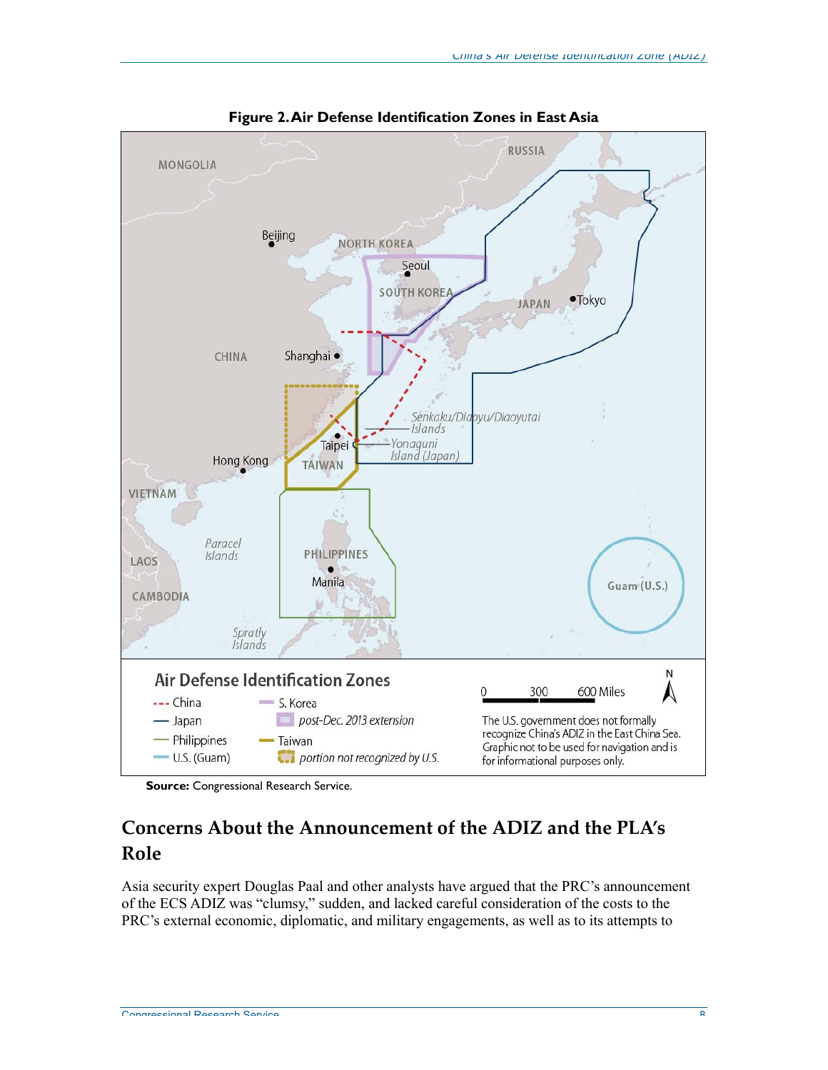**Figure 2. Air Defense Identification Zones in East Asia**

**Source:** Congressional Research Service.

## Concerns About the Announcement of the ADIZ and the PLA's Role

Asia security expert Douglas Paal and other analysts have argued that the PRC's announcement of the ECS ADIZ was "clumsy," sudden, and lacked careful consideration of the costs to the PRC's external economic, diplomatic, and military engagements, as well as to its attempts to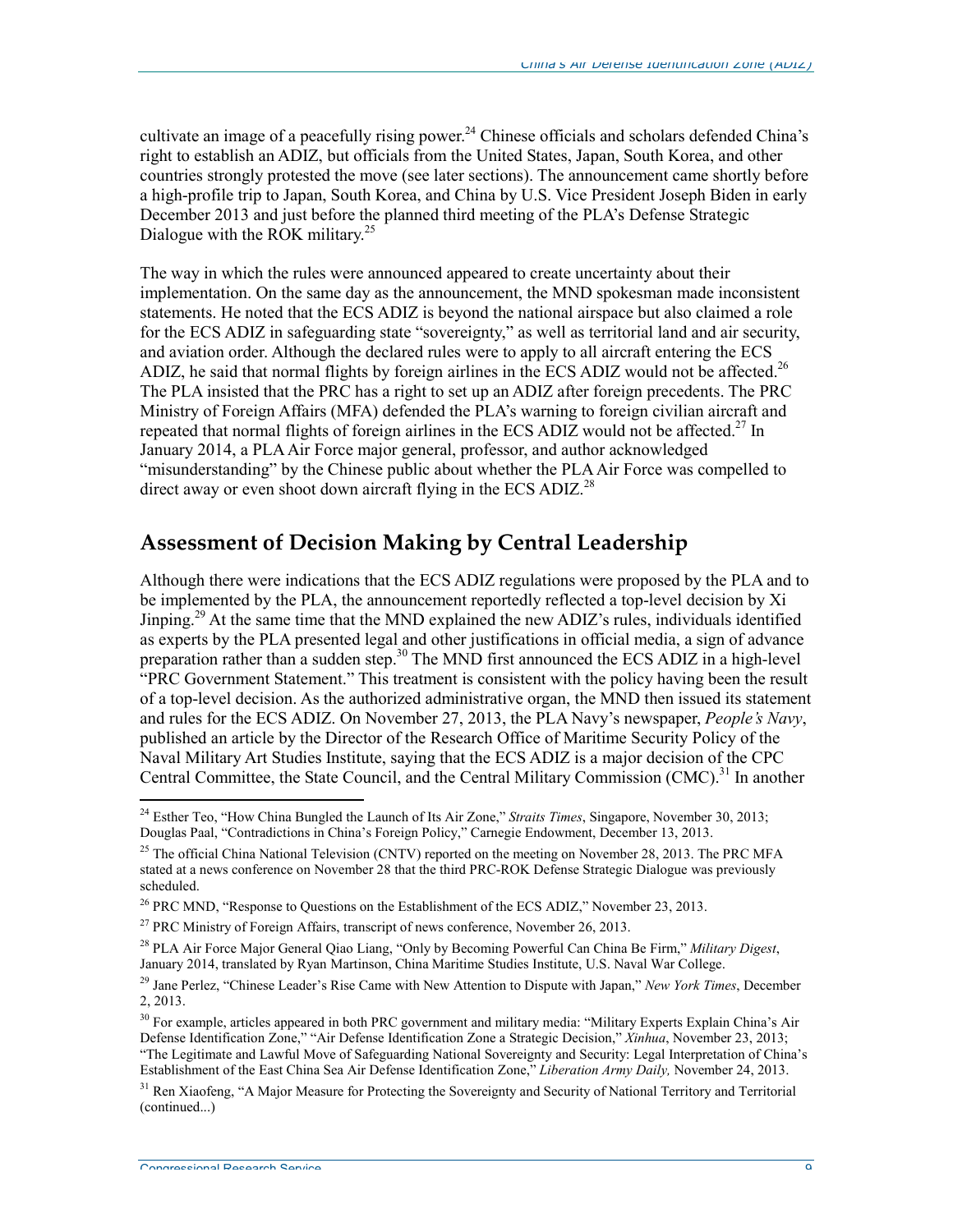cultivate an image of a peacefully rising power.[24] Chinese officials and scholars defended China's right to establish an ADIZ, but officials from the United States, Japan, South Korea, and other countries strongly protested the move (see later sections). The announcement came shortly before a high-profile trip to Japan, South Korea, and China by U.S. Vice President Joseph Biden in early December 2013 and just before the planned third meeting of the PLA's Defense Strategic Dialogue with the ROK military.[25]

The way in which the rules were announced appeared to create uncertainty about their implementation. On the same day as the announcement, the MND spokesman made inconsistent statements. He noted that the ECS ADIZ is beyond the national airspace but also claimed a role for the ECS ADIZ in safeguarding state "sovereignty," as well as territorial land and air security, and aviation order. Although the declared rules were to apply to all aircraft entering the ECS ADIZ, he said that normal flights by foreign airlines in the ECS ADIZ would not be affected.[26] The PLA insisted that the PRC has a right to set up an ADIZ after foreign precedents. The PRC Ministry of Foreign Affairs (MFA) defended the PLA's warning to foreign civilian aircraft and repeated that normal flights of foreign airlines in the ECS ADIZ would not be affected.[27] In January 2014, a PLA Air Force major general, professor, and author acknowledged "misunderstanding" by the Chinese public about whether the PLA Air Force was compelled to direct away or even shoot down aircraft flying in the ECS ADIZ.[28]

## Assessment of Decision Making by Central Leadership

Although there were indications that the ECS ADIZ regulations were proposed by the PLA and to be implemented by the PLA, the announcement reportedly reflected a top-level decision by Xi Jinping.[29] At the same time that the MND explained the new ADIZ's rules, individuals identified as experts by the PLA presented legal and other justifications in official media, a sign of advance preparation rather than a sudden step.[30] The MND first announced the ECS ADIZ in a high-level "PRC Government Statement." This treatment is consistent with the policy having been the result of a top-level decision. As the authorized administrative organ, the MND then issued its statement and rules for the ECS ADIZ. On November 27, 2013, the PLA Navy's newspaper, *People's Navy*, published an article by the Director of the Research Office of Maritime Security Policy of the Naval Military Art Studies Institute, saying that the ECS ADIZ is a major decision of the CPC Central Committee, the State Council, and the Central Military Commission (CMC).[31] In another

---

[24] Esther Teo, "How China Bungled the Launch of Its Air Zone," *Straits Times*, Singapore, November 30, 2013; Douglas Paal, "Contradictions in China's Foreign Policy," Carnegie Endowment, December 13, 2013.

[25] The official China National Television (CNTV) reported on the meeting on November 28, 2013. The PRC MFA stated at a news conference on November 28 that the third PRC-ROK Defense Strategic Dialogue was previously scheduled.

[26] PRC MND, "Response to Questions on the Establishment of the ECS ADIZ," November 23, 2013.

[27] PRC Ministry of Foreign Affairs, transcript of news conference, November 26, 2013.

[28] PLA Air Force Major General Qiao Liang, "Only by Becoming Powerful Can China Be Firm," *Military Digest*, January 2014, translated by Ryan Martinson, China Maritime Studies Institute, U.S. Naval War College.

[29] Jane Perlez, "Chinese Leader's Rise Came with New Attention to Dispute with Japan," *New York Times*, December 2, 2013.

[30] For example, articles appeared in both PRC government and military media: "Military Experts Explain China's Air Defense Identification Zone," "Air Defense Identification Zone a Strategic Decision," *Xinhua*, November 23, 2013; "The Legitimate and Lawful Move of Safeguarding National Sovereignty and Security: Legal Interpretation of China's Establishment of the East China Sea Air Defense Identification Zone," *Liberation Army Daily,* November 24, 2013.

[31] Ren Xiaofeng, "A Major Measure for Protecting the Sovereignty and Security of National Territory and Territorial (continued...)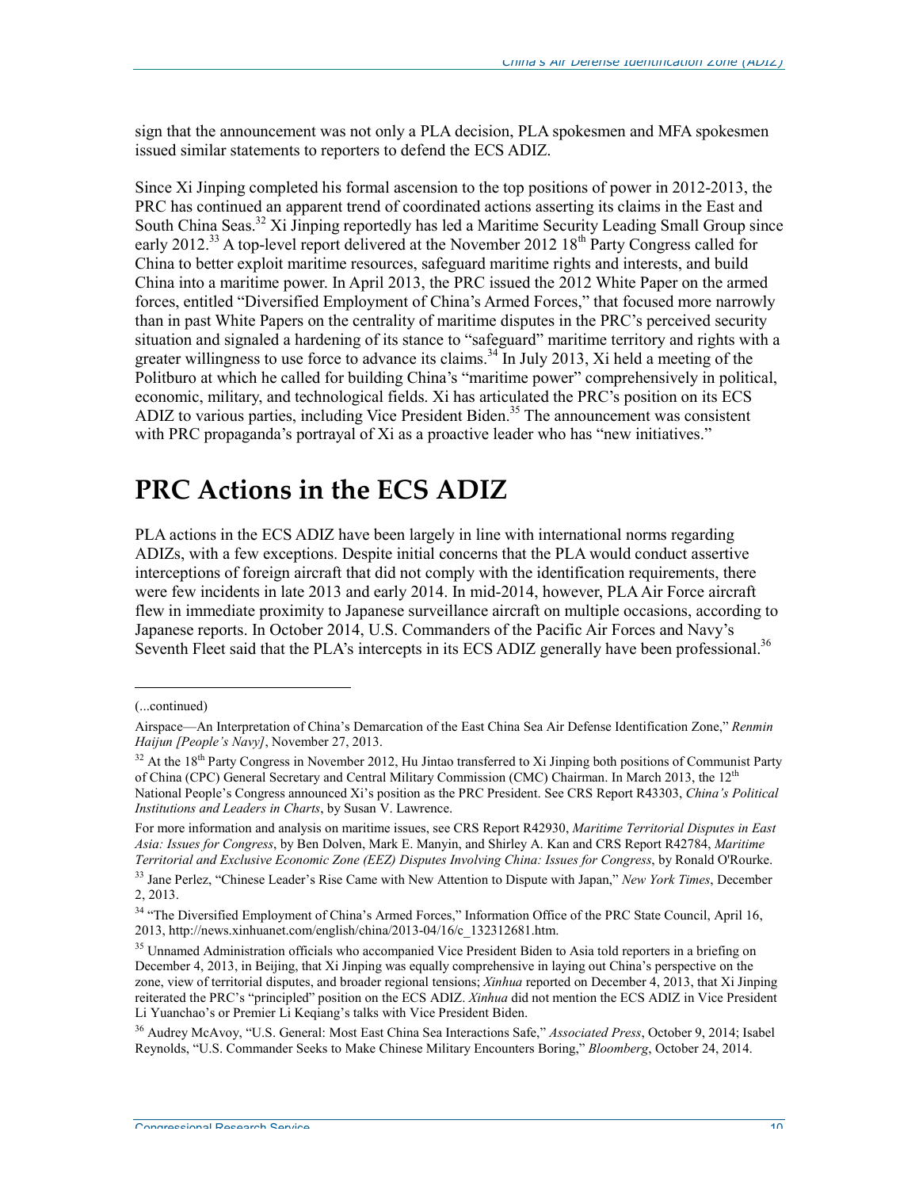sign that the announcement was not only a PLA decision, PLA spokesmen and MFA spokesmen issued similar statements to reporters to defend the ECS ADIZ.

Since Xi Jinping completed his formal ascension to the top positions of power in 2012-2013, the PRC has continued an apparent trend of coordinated actions asserting its claims in the East and South China Seas.[32] Xi Jinping reportedly has led a Maritime Security Leading Small Group since early 2012.[33] A top-level report delivered at the November 2012 18th Party Congress called for China to better exploit maritime resources, safeguard maritime rights and interests, and build China into a maritime power. In April 2013, the PRC issued the 2012 White Paper on the armed forces, entitled "Diversified Employment of China's Armed Forces," that focused more narrowly than in past White Papers on the centrality of maritime disputes in the PRC's perceived security situation and signaled a hardening of its stance to "safeguard" maritime territory and rights with a greater willingness to use force to advance its claims.[34] In July 2013, Xi held a meeting of the Politburo at which he called for building China's "maritime power" comprehensively in political, economic, military, and technological fields. Xi has articulated the PRC's position on its ECS ADIZ to various parties, including Vice President Biden.[35] The announcement was consistent with PRC propaganda's portrayal of Xi as a proactive leader who has "new initiatives."

# PRC Actions in the ECS ADIZ

PLA actions in the ECS ADIZ have been largely in line with international norms regarding ADIZs, with a few exceptions. Despite initial concerns that the PLA would conduct assertive interceptions of foreign aircraft that did not comply with the identification requirements, there were few incidents in late 2013 and early 2014. In mid-2014, however, PLA Air Force aircraft flew in immediate proximity to Japanese surveillance aircraft on multiple occasions, according to Japanese reports. In October 2014, U.S. Commanders of the Pacific Air Forces and Navy's Seventh Fleet said that the PLA's intercepts in its ECS ADIZ generally have been professional.[36]

---

(...continued)

Airspace—An Interpretation of China's Demarcation of the East China Sea Air Defense Identification Zone," *Renmin Haijun [People's Navy]*, November 27, 2013.

[32] At the 18th Party Congress in November 2012, Hu Jintao transferred to Xi Jinping both positions of Communist Party of China (CPC) General Secretary and Central Military Commission (CMC) Chairman. In March 2013, the 12th National People's Congress announced Xi's position as the PRC President. See CRS Report R43303, *China's Political Institutions and Leaders in Charts*, by Susan V. Lawrence.

For more information and analysis on maritime issues, see CRS Report R42930, *Maritime Territorial Disputes in East Asia: Issues for Congress*, by Ben Dolven, Mark E. Manyin, and Shirley A. Kan and CRS Report R42784, *Maritime Territorial and Exclusive Economic Zone (EEZ) Disputes Involving China: Issues for Congress*, by Ronald O'Rourke.

[33] Jane Perlez, "Chinese Leader's Rise Came with New Attention to Dispute with Japan," *New York Times*, December 2, 2013.

[34] "The Diversified Employment of China's Armed Forces," Information Office of the PRC State Council, April 16, 2013, http://news.xinhuanet.com/english/china/2013-04/16/c_132312681.htm.

[35] Unnamed Administration officials who accompanied Vice President Biden to Asia told reporters in a briefing on December 4, 2013, in Beijing, that Xi Jinping was equally comprehensive in laying out China's perspective on the zone, view of territorial disputes, and broader regional tensions; *Xinhua* reported on December 4, 2013, that Xi Jinping reiterated the PRC's "principled" position on the ECS ADIZ. *Xinhua* did not mention the ECS ADIZ in Vice President Li Yuanchao's or Premier Li Keqiang's talks with Vice President Biden.

[36] Audrey McAvoy, "U.S. General: Most East China Sea Interactions Safe," *Associated Press*, October 9, 2014; Isabel Reynolds, "U.S. Commander Seeks to Make Chinese Military Encounters Boring," *Bloomberg*, October 24, 2014.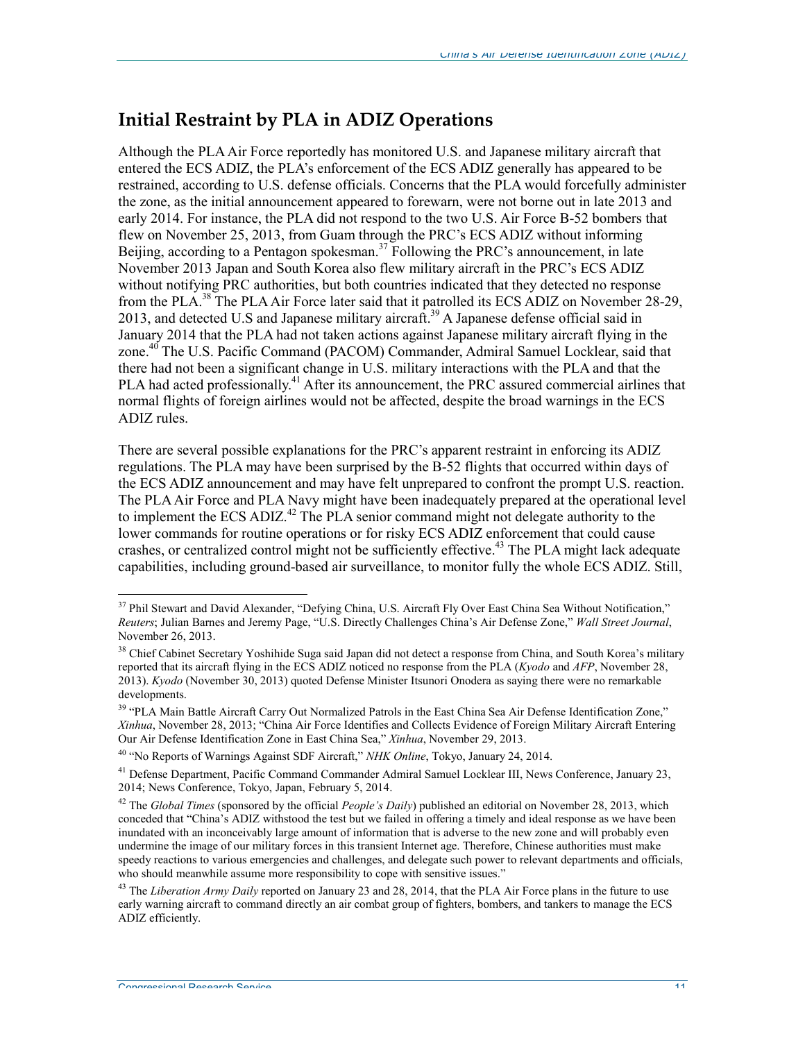## Initial Restraint by PLA in ADIZ Operations

Although the PLA Air Force reportedly has monitored U.S. and Japanese military aircraft that entered the ECS ADIZ, the PLA's enforcement of the ECS ADIZ generally has appeared to be restrained, according to U.S. defense officials. Concerns that the PLA would forcefully administer the zone, as the initial announcement appeared to forewarn, were not borne out in late 2013 and early 2014. For instance, the PLA did not respond to the two U.S. Air Force B-52 bombers that flew on November 25, 2013, from Guam through the PRC's ECS ADIZ without informing Beijing, according to a Pentagon spokesman.[37] Following the PRC's announcement, in late November 2013 Japan and South Korea also flew military aircraft in the PRC's ECS ADIZ without notifying PRC authorities, but both countries indicated that they detected no response from the PLA.[38] The PLA Air Force later said that it patrolled its ECS ADIZ on November 28-29, 2013, and detected U.S and Japanese military aircraft.[39] A Japanese defense official said in January 2014 that the PLA had not taken actions against Japanese military aircraft flying in the zone.[40] The U.S. Pacific Command (PACOM) Commander, Admiral Samuel Locklear, said that there had not been a significant change in U.S. military interactions with the PLA and that the PLA had acted professionally.[41] After its announcement, the PRC assured commercial airlines that normal flights of foreign airlines would not be affected, despite the broad warnings in the ECS ADIZ rules.

There are several possible explanations for the PRC's apparent restraint in enforcing its ADIZ regulations. The PLA may have been surprised by the B-52 flights that occurred within days of the ECS ADIZ announcement and may have felt unprepared to confront the prompt U.S. reaction. The PLA Air Force and PLA Navy might have been inadequately prepared at the operational level to implement the ECS ADIZ.[42] The PLA senior command might not delegate authority to the lower commands for routine operations or for risky ECS ADIZ enforcement that could cause crashes, or centralized control might not be sufficiently effective.[43] The PLA might lack adequate capabilities, including ground-based air surveillance, to monitor fully the whole ECS ADIZ. Still,

---

[37] Phil Stewart and David Alexander, "Defying China, U.S. Aircraft Fly Over East China Sea Without Notification," *Reuters*; Julian Barnes and Jeremy Page, "U.S. Directly Challenges China's Air Defense Zone," *Wall Street Journal*, November 26, 2013.

[38] Chief Cabinet Secretary Yoshihide Suga said Japan did not detect a response from China, and South Korea's military reported that its aircraft flying in the ECS ADIZ noticed no response from the PLA (*Kyodo* and *AFP*, November 28, 2013). *Kyodo* (November 30, 2013) quoted Defense Minister Itsunori Onodera as saying there were no remarkable developments.

[39] "PLA Main Battle Aircraft Carry Out Normalized Patrols in the East China Sea Air Defense Identification Zone," *Xinhua*, November 28, 2013; "China Air Force Identifies and Collects Evidence of Foreign Military Aircraft Entering Our Air Defense Identification Zone in East China Sea," *Xinhua*, November 29, 2013.

[40] "No Reports of Warnings Against SDF Aircraft," *NHK Online*, Tokyo, January 24, 2014.

[41] Defense Department, Pacific Command Commander Admiral Samuel Locklear III, News Conference, January 23, 2014; News Conference, Tokyo, Japan, February 5, 2014.

[42] The *Global Times* (sponsored by the official *People's Daily*) published an editorial on November 28, 2013, which conceded that "China's ADIZ withstood the test but we failed in offering a timely and ideal response as we have been inundated with an inconceivably large amount of information that is adverse to the new zone and will probably even undermine the image of our military forces in this transient Internet age. Therefore, Chinese authorities must make speedy reactions to various emergencies and challenges, and delegate such power to relevant departments and officials, who should meanwhile assume more responsibility to cope with sensitive issues."

[43] The *Liberation Army Daily* reported on January 23 and 28, 2014, that the PLA Air Force plans in the future to use early warning aircraft to command directly an air combat group of fighters, bombers, and tankers to manage the ECS ADIZ efficiently.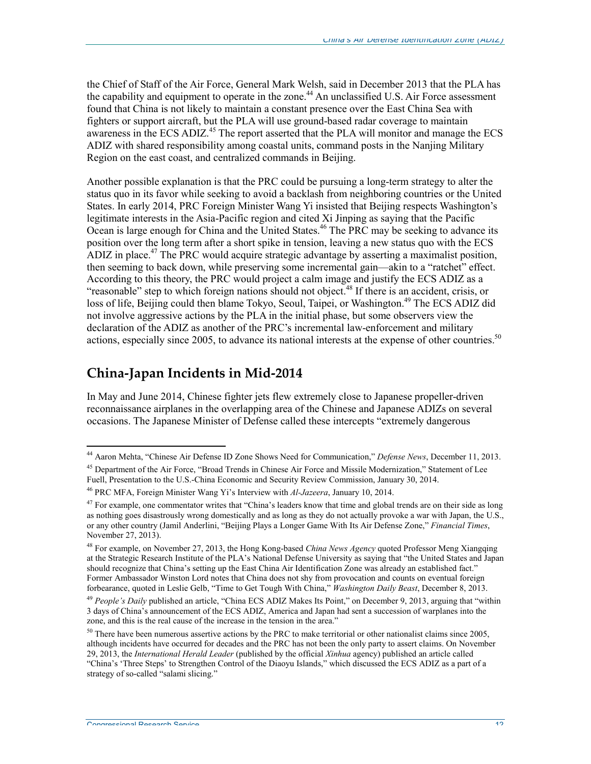the Chief of Staff of the Air Force, General Mark Welsh, said in December 2013 that the PLA has the capability and equipment to operate in the zone.[44] An unclassified U.S. Air Force assessment found that China is not likely to maintain a constant presence over the East China Sea with fighters or support aircraft, but the PLA will use ground-based radar coverage to maintain awareness in the ECS ADIZ.[45] The report asserted that the PLA will monitor and manage the ECS ADIZ with shared responsibility among coastal units, command posts in the Nanjing Military Region on the east coast, and centralized commands in Beijing.

Another possible explanation is that the PRC could be pursuing a long-term strategy to alter the status quo in its favor while seeking to avoid a backlash from neighboring countries or the United States. In early 2014, PRC Foreign Minister Wang Yi insisted that Beijing respects Washington's legitimate interests in the Asia-Pacific region and cited Xi Jinping as saying that the Pacific Ocean is large enough for China and the United States.[46] The PRC may be seeking to advance its position over the long term after a short spike in tension, leaving a new status quo with the ECS ADIZ in place.[47] The PRC would acquire strategic advantage by asserting a maximalist position, then seeming to back down, while preserving some incremental gain—akin to a "ratchet" effect. According to this theory, the PRC would project a calm image and justify the ECS ADIZ as a "reasonable" step to which foreign nations should not object.[48] If there is an accident, crisis, or loss of life, Beijing could then blame Tokyo, Seoul, Taipei, or Washington.[49] The ECS ADIZ did not involve aggressive actions by the PLA in the initial phase, but some observers view the declaration of the ADIZ as another of the PRC's incremental law-enforcement and military actions, especially since 2005, to advance its national interests at the expense of other countries.[50]

## China-Japan Incidents in Mid-2014

In May and June 2014, Chinese fighter jets flew extremely close to Japanese propeller-driven reconnaissance airplanes in the overlapping area of the Chinese and Japanese ADIZs on several occasions. The Japanese Minister of Defense called these intercepts "extremely dangerous

---

[44] Aaron Mehta, "Chinese Air Defense ID Zone Shows Need for Communication," *Defense News*, December 11, 2013.

[45] Department of the Air Force, "Broad Trends in Chinese Air Force and Missile Modernization," Statement of Lee Fuell, Presentation to the U.S.-China Economic and Security Review Commission, January 30, 2014.

[46] PRC MFA, Foreign Minister Wang Yi's Interview with *Al-Jazeera*, January 10, 2014.

[47] For example, one commentator writes that "China's leaders know that time and global trends are on their side as long as nothing goes disastrously wrong domestically and as long as they do not actually provoke a war with Japan, the U.S., or any other country (Jamil Anderlini, "Beijing Plays a Longer Game With Its Air Defense Zone," *Financial Times*, November 27, 2013).

[48] For example, on November 27, 2013, the Hong Kong-based *China News Agency* quoted Professor Meng Xiangqing at the Strategic Research Institute of the PLA's National Defense University as saying that "the United States and Japan should recognize that China's setting up the East China Air Identification Zone was already an established fact." Former Ambassador Winston Lord notes that China does not shy from provocation and counts on eventual foreign forbearance, quoted in Leslie Gelb, "Time to Get Tough With China," *Washington Daily Beast*, December 8, 2013.

[49] *People's Daily* published an article, "China ECS ADIZ Makes Its Point," on December 9, 2013, arguing that "within 3 days of China's announcement of the ECS ADIZ, America and Japan had sent a succession of warplanes into the zone, and this is the real cause of the increase in the tension in the area."

[50] There have been numerous assertive actions by the PRC to make territorial or other nationalist claims since 2005, although incidents have occurred for decades and the PRC has not been the only party to assert claims. On November 29, 2013, the *International Herald Leader* (published by the official *Xinhua* agency) published an article called "China's 'Three Steps' to Strengthen Control of the Diaoyu Islands," which discussed the ECS ADIZ as a part of a strategy of so-called "salami slicing."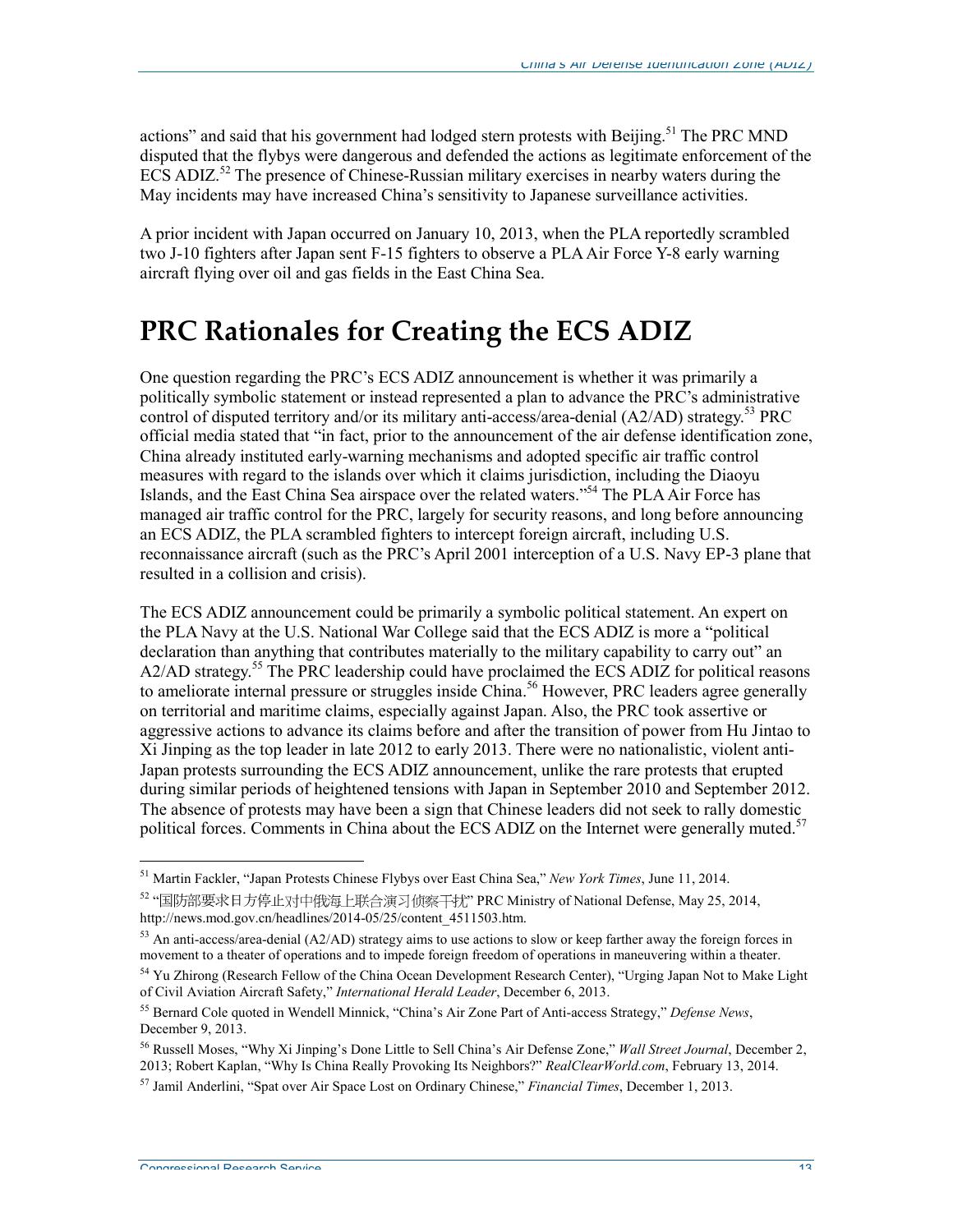actions" and said that his government had lodged stern protests with Beijing.[51] The PRC MND disputed that the flybys were dangerous and defended the actions as legitimate enforcement of the ECS ADIZ.[52] The presence of Chinese-Russian military exercises in nearby waters during the May incidents may have increased China's sensitivity to Japanese surveillance activities.

A prior incident with Japan occurred on January 10, 2013, when the PLA reportedly scrambled two J-10 fighters after Japan sent F-15 fighters to observe a PLA Air Force Y-8 early warning aircraft flying over oil and gas fields in the East China Sea.

# PRC Rationales for Creating the ECS ADIZ

One question regarding the PRC's ECS ADIZ announcement is whether it was primarily a politically symbolic statement or instead represented a plan to advance the PRC's administrative control of disputed territory and/or its military anti-access/area-denial (A2/AD) strategy.[53] PRC official media stated that "in fact, prior to the announcement of the air defense identification zone, China already instituted early-warning mechanisms and adopted specific air traffic control measures with regard to the islands over which it claims jurisdiction, including the Diaoyu Islands, and the East China Sea airspace over the related waters."[54] The PLA Air Force has managed air traffic control for the PRC, largely for security reasons, and long before announcing an ECS ADIZ, the PLA scrambled fighters to intercept foreign aircraft, including U.S. reconnaissance aircraft (such as the PRC's April 2001 interception of a U.S. Navy EP-3 plane that resulted in a collision and crisis).

The ECS ADIZ announcement could be primarily a symbolic political statement. An expert on the PLA Navy at the U.S. National War College said that the ECS ADIZ is more a "political declaration than anything that contributes materially to the military capability to carry out" an A2/AD strategy.[55] The PRC leadership could have proclaimed the ECS ADIZ for political reasons to ameliorate internal pressure or struggles inside China.[56] However, PRC leaders agree generally on territorial and maritime claims, especially against Japan. Also, the PRC took assertive or aggressive actions to advance its claims before and after the transition of power from Hu Jintao to Xi Jinping as the top leader in late 2012 to early 2013. There were no nationalistic, violent anti-Japan protests surrounding the ECS ADIZ announcement, unlike the rare protests that erupted during similar periods of heightened tensions with Japan in September 2010 and September 2012. The absence of protests may have been a sign that Chinese leaders did not seek to rally domestic political forces. Comments in China about the ECS ADIZ on the Internet were generally muted.[57]

---

[51] Martin Fackler, "Japan Protests Chinese Flybys over East China Sea," *New York Times*, June 11, 2014.

[52] "国防部要求日方停止对中俄海上联合演习侦察干扰" PRC Ministry of National Defense, May 25, 2014, http://news.mod.gov.cn/headlines/2014-05/25/content_4511503.htm.

[53] An anti-access/area-denial (A2/AD) strategy aims to use actions to slow or keep farther away the foreign forces in movement to a theater of operations and to impede foreign freedom of operations in maneuvering within a theater.

[54] Yu Zhirong (Research Fellow of the China Ocean Development Research Center), "Urging Japan Not to Make Light of Civil Aviation Aircraft Safety," *International Herald Leader*, December 6, 2013.

[55] Bernard Cole quoted in Wendell Minnick, "China's Air Zone Part of Anti-access Strategy," *Defense News*, December 9, 2013.

[56] Russell Moses, "Why Xi Jinping's Done Little to Sell China's Air Defense Zone," *Wall Street Journal*, December 2, 2013; Robert Kaplan, "Why Is China Really Provoking Its Neighbors?" *RealClearWorld.com*, February 13, 2014.

[57] Jamil Anderlini, "Spat over Air Space Lost on Ordinary Chinese," *Financial Times*, December 1, 2013.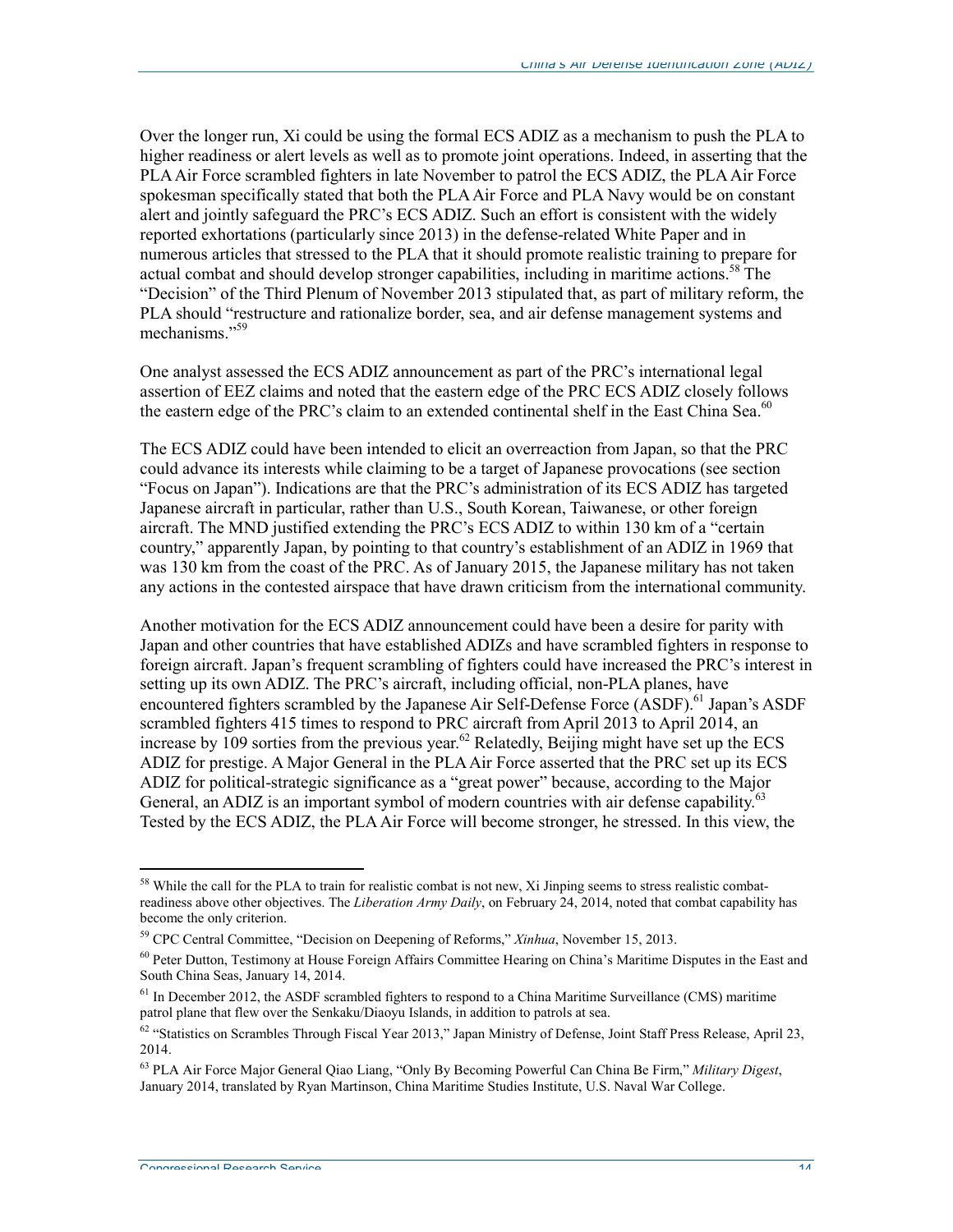Over the longer run, Xi could be using the formal ECS ADIZ as a mechanism to push the PLA to higher readiness or alert levels as well as to promote joint operations. Indeed, in asserting that the PLA Air Force scrambled fighters in late November to patrol the ECS ADIZ, the PLA Air Force spokesman specifically stated that both the PLA Air Force and PLA Navy would be on constant alert and jointly safeguard the PRC's ECS ADIZ. Such an effort is consistent with the widely reported exhortations (particularly since 2013) in the defense-related White Paper and in numerous articles that stressed to the PLA that it should promote realistic training to prepare for actual combat and should develop stronger capabilities, including in maritime actions.[58] The "Decision" of the Third Plenum of November 2013 stipulated that, as part of military reform, the PLA should "restructure and rationalize border, sea, and air defense management systems and mechanisms."[59]

One analyst assessed the ECS ADIZ announcement as part of the PRC's international legal assertion of EEZ claims and noted that the eastern edge of the PRC ECS ADIZ closely follows the eastern edge of the PRC's claim to an extended continental shelf in the East China Sea.[60]

The ECS ADIZ could have been intended to elicit an overreaction from Japan, so that the PRC could advance its interests while claiming to be a target of Japanese provocations (see section "Focus on Japan"). Indications are that the PRC's administration of its ECS ADIZ has targeted Japanese aircraft in particular, rather than U.S., South Korean, Taiwanese, or other foreign aircraft. The MND justified extending the PRC's ECS ADIZ to within 130 km of a "certain country," apparently Japan, by pointing to that country's establishment of an ADIZ in 1969 that was 130 km from the coast of the PRC. As of January 2015, the Japanese military has not taken any actions in the contested airspace that have drawn criticism from the international community.

Another motivation for the ECS ADIZ announcement could have been a desire for parity with Japan and other countries that have established ADIZs and have scrambled fighters in response to foreign aircraft. Japan's frequent scrambling of fighters could have increased the PRC's interest in setting up its own ADIZ. The PRC's aircraft, including official, non-PLA planes, have encountered fighters scrambled by the Japanese Air Self-Defense Force (ASDF).[61] Japan's ASDF scrambled fighters 415 times to respond to PRC aircraft from April 2013 to April 2014, an increase by 109 sorties from the previous year.[62] Relatedly, Beijing might have set up the ECS ADIZ for prestige. A Major General in the PLA Air Force asserted that the PRC set up its ECS ADIZ for political-strategic significance as a "great power" because, according to the Major General, an ADIZ is an important symbol of modern countries with air defense capability.[63] Tested by the ECS ADIZ, the PLA Air Force will become stronger, he stressed. In this view, the

---

[58] While the call for the PLA to train for realistic combat is not new, Xi Jinping seems to stress realistic combat-readiness above other objectives. The *Liberation Army Daily*, on February 24, 2014, noted that combat capability has become the only criterion.

[59] CPC Central Committee, "Decision on Deepening of Reforms," *Xinhua*, November 15, 2013.

[60] Peter Dutton, Testimony at House Foreign Affairs Committee Hearing on China's Maritime Disputes in the East and South China Seas, January 14, 2014.

[61] In December 2012, the ASDF scrambled fighters to respond to a China Maritime Surveillance (CMS) maritime patrol plane that flew over the Senkaku/Diaoyu Islands, in addition to patrols at sea.

[62] "Statistics on Scrambles Through Fiscal Year 2013," Japan Ministry of Defense, Joint Staff Press Release, April 23, 2014.

[63] PLA Air Force Major General Qiao Liang, "Only By Becoming Powerful Can China Be Firm," *Military Digest*, January 2014, translated by Ryan Martinson, China Maritime Studies Institute, U.S. Naval War College.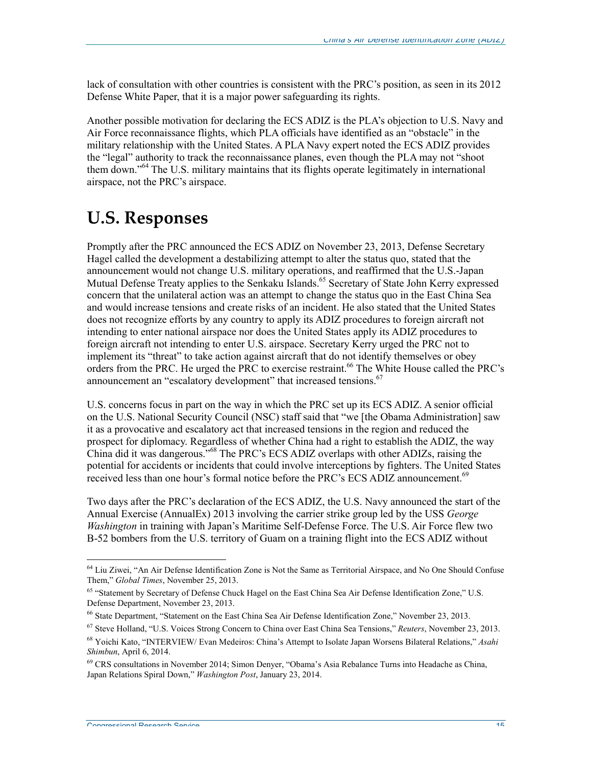lack of consultation with other countries is consistent with the PRC's position, as seen in its 2012 Defense White Paper, that it is a major power safeguarding its rights.

Another possible motivation for declaring the ECS ADIZ is the PLA's objection to U.S. Navy and Air Force reconnaissance flights, which PLA officials have identified as an "obstacle" in the military relationship with the United States. A PLA Navy expert noted the ECS ADIZ provides the "legal" authority to track the reconnaissance planes, even though the PLA may not "shoot them down."[64] The U.S. military maintains that its flights operate legitimately in international airspace, not the PRC's airspace.

## U.S. Responses

Promptly after the PRC announced the ECS ADIZ on November 23, 2013, Defense Secretary Hagel called the development a destabilizing attempt to alter the status quo, stated that the announcement would not change U.S. military operations, and reaffirmed that the U.S.-Japan Mutual Defense Treaty applies to the Senkaku Islands.[65] Secretary of State John Kerry expressed concern that the unilateral action was an attempt to change the status quo in the East China Sea and would increase tensions and create risks of an incident. He also stated that the United States does not recognize efforts by any country to apply its ADIZ procedures to foreign aircraft not intending to enter national airspace nor does the United States apply its ADIZ procedures to foreign aircraft not intending to enter U.S. airspace. Secretary Kerry urged the PRC not to implement its "threat" to take action against aircraft that do not identify themselves or obey orders from the PRC. He urged the PRC to exercise restraint.[66] The White House called the PRC's announcement an "escalatory development" that increased tensions.[67]

U.S. concerns focus in part on the way in which the PRC set up its ECS ADIZ. A senior official on the U.S. National Security Council (NSC) staff said that "we [the Obama Administration] saw it as a provocative and escalatory act that increased tensions in the region and reduced the prospect for diplomacy. Regardless of whether China had a right to establish the ADIZ, the way China did it was dangerous."[68] The PRC's ECS ADIZ overlaps with other ADIZs, raising the potential for accidents or incidents that could involve interceptions by fighters. The United States received less than one hour's formal notice before the PRC's ECS ADIZ announcement.[69]

Two days after the PRC's declaration of the ECS ADIZ, the U.S. Navy announced the start of the Annual Exercise (AnnualEx) 2013 involving the carrier strike group led by the USS *George Washington* in training with Japan's Maritime Self-Defense Force. The U.S. Air Force flew two B-52 bombers from the U.S. territory of Guam on a training flight into the ECS ADIZ without

---

[64] Liu Ziwei, "An Air Defense Identification Zone is Not the Same as Territorial Airspace, and No One Should Confuse Them," *Global Times*, November 25, 2013.

[65] "Statement by Secretary of Defense Chuck Hagel on the East China Sea Air Defense Identification Zone," U.S. Defense Department, November 23, 2013.

[66] State Department, "Statement on the East China Sea Air Defense Identification Zone," November 23, 2013.

[67] Steve Holland, "U.S. Voices Strong Concern to China over East China Sea Tensions," *Reuters*, November 23, 2013.

[68] Yoichi Kato, "INTERVIEW/ Evan Medeiros: China's Attempt to Isolate Japan Worsens Bilateral Relations," *Asahi Shimbun*, April 6, 2014.

[69] CRS consultations in November 2014; Simon Denyer, "Obama's Asia Rebalance Turns into Headache as China, Japan Relations Spiral Down," *Washington Post*, January 23, 2014.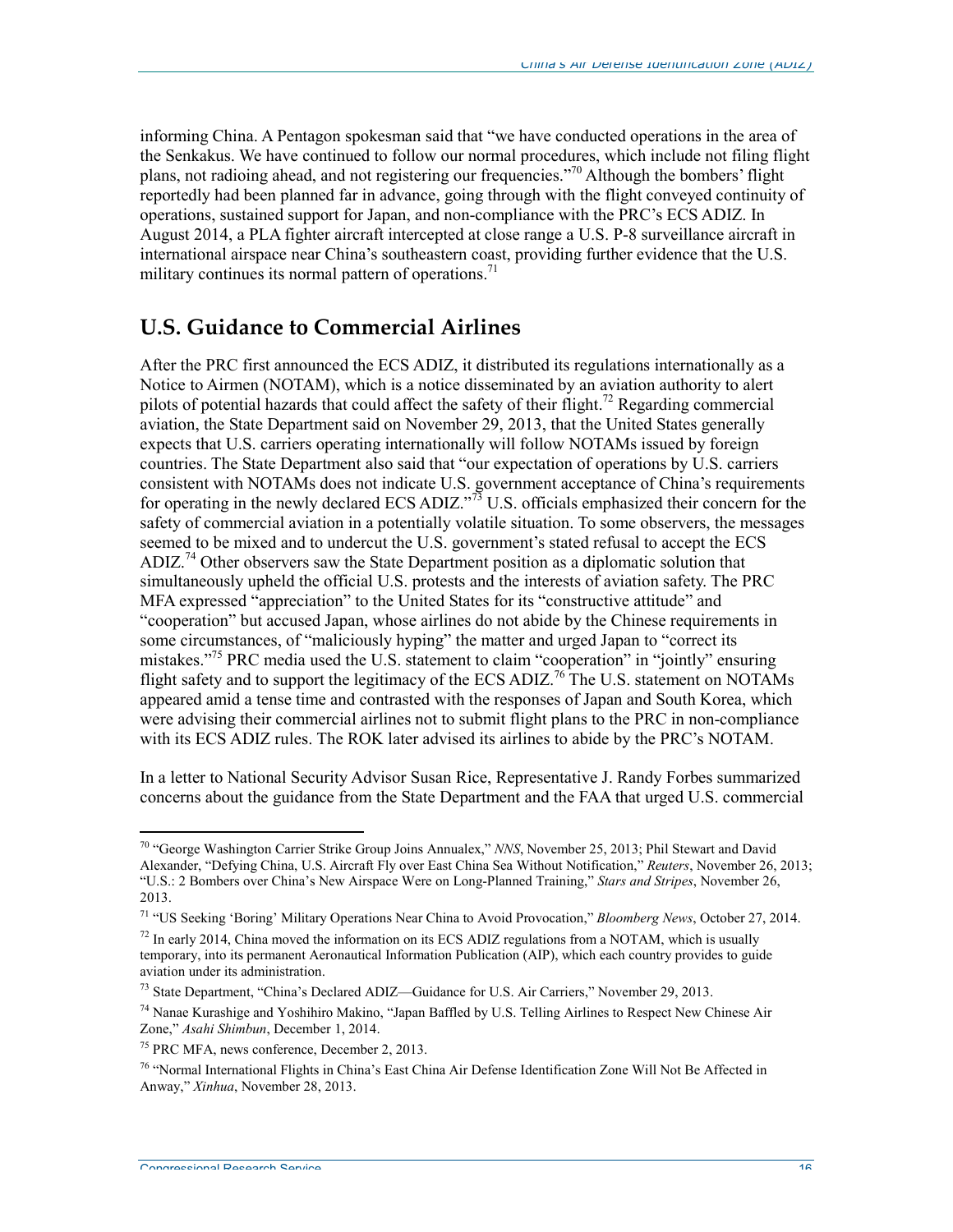informing China. A Pentagon spokesman said that "we have conducted operations in the area of the Senkakus. We have continued to follow our normal procedures, which include not filing flight plans, not radioing ahead, and not registering our frequencies."[70] Although the bombers' flight reportedly had been planned far in advance, going through with the flight conveyed continuity of operations, sustained support for Japan, and non-compliance with the PRC's ECS ADIZ. In August 2014, a PLA fighter aircraft intercepted at close range a U.S. P-8 surveillance aircraft in international airspace near China's southeastern coast, providing further evidence that the U.S. military continues its normal pattern of operations.[71]

## U.S. Guidance to Commercial Airlines

After the PRC first announced the ECS ADIZ, it distributed its regulations internationally as a Notice to Airmen (NOTAM), which is a notice disseminated by an aviation authority to alert pilots of potential hazards that could affect the safety of their flight.[72] Regarding commercial aviation, the State Department said on November 29, 2013, that the United States generally expects that U.S. carriers operating internationally will follow NOTAMs issued by foreign countries. The State Department also said that "our expectation of operations by U.S. carriers consistent with NOTAMs does not indicate U.S. government acceptance of China's requirements for operating in the newly declared ECS ADIZ."[73] U.S. officials emphasized their concern for the safety of commercial aviation in a potentially volatile situation. To some observers, the messages seemed to be mixed and to undercut the U.S. government's stated refusal to accept the ECS ADIZ.[74] Other observers saw the State Department position as a diplomatic solution that simultaneously upheld the official U.S. protests and the interests of aviation safety. The PRC MFA expressed "appreciation" to the United States for its "constructive attitude" and "cooperation" but accused Japan, whose airlines do not abide by the Chinese requirements in some circumstances, of "maliciously hyping" the matter and urged Japan to "correct its mistakes."[75] PRC media used the U.S. statement to claim "cooperation" in "jointly" ensuring flight safety and to support the legitimacy of the ECS ADIZ.[76] The U.S. statement on NOTAMs appeared amid a tense time and contrasted with the responses of Japan and South Korea, which were advising their commercial airlines not to submit flight plans to the PRC in non-compliance with its ECS ADIZ rules. The ROK later advised its airlines to abide by the PRC's NOTAM.

In a letter to National Security Advisor Susan Rice, Representative J. Randy Forbes summarized concerns about the guidance from the State Department and the FAA that urged U.S. commercial

---

[70] "George Washington Carrier Strike Group Joins Annualex," *NNS*, November 25, 2013; Phil Stewart and David Alexander, "Defying China, U.S. Aircraft Fly over East China Sea Without Notification," *Reuters*, November 26, 2013; "U.S.: 2 Bombers over China's New Airspace Were on Long-Planned Training," *Stars and Stripes*, November 26, 2013.

[71] "US Seeking 'Boring' Military Operations Near China to Avoid Provocation," *Bloomberg News*, October 27, 2014.

[72] In early 2014, China moved the information on its ECS ADIZ regulations from a NOTAM, which is usually temporary, into its permanent Aeronautical Information Publication (AIP), which each country provides to guide aviation under its administration.

[73] State Department, "China's Declared ADIZ—Guidance for U.S. Air Carriers," November 29, 2013.

[74] Nanae Kurashige and Yoshihiro Makino, "Japan Baffled by U.S. Telling Airlines to Respect New Chinese Air Zone," *Asahi Shimbun*, December 1, 2014.

[75] PRC MFA, news conference, December 2, 2013.

[76] "Normal International Flights in China's East China Air Defense Identification Zone Will Not Be Affected in Anway," *Xinhua*, November 28, 2013.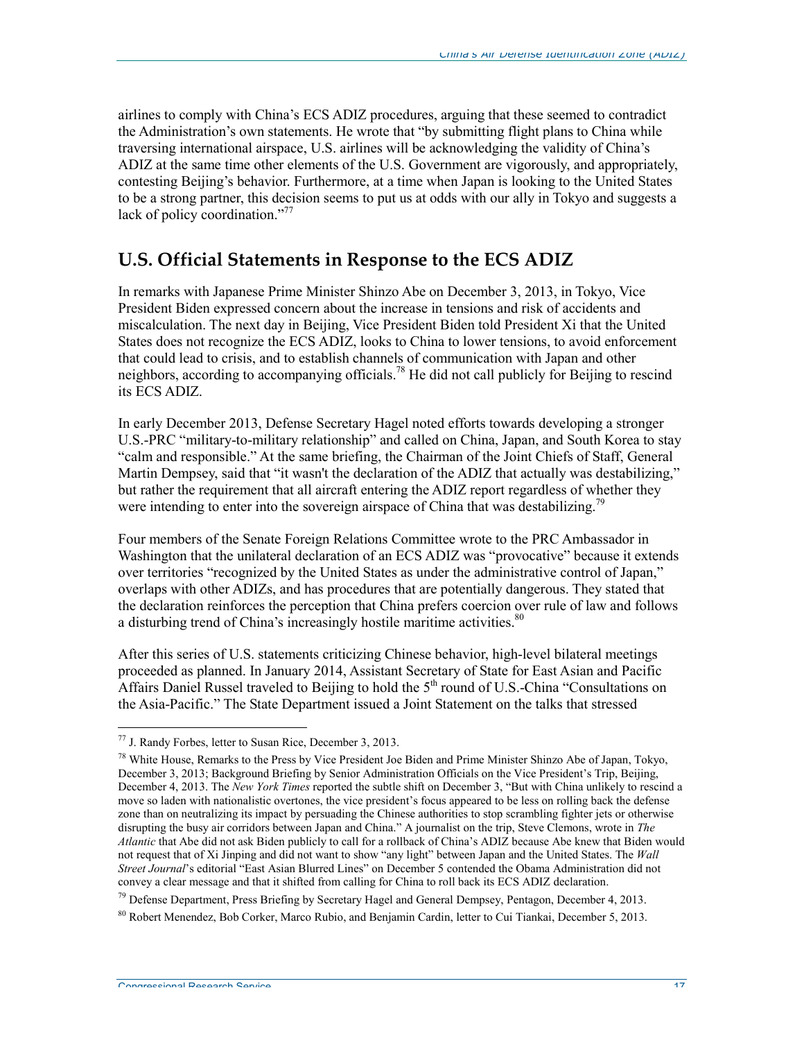airlines to comply with China's ECS ADIZ procedures, arguing that these seemed to contradict the Administration's own statements. He wrote that "by submitting flight plans to China while traversing international airspace, U.S. airlines will be acknowledging the validity of China's ADIZ at the same time other elements of the U.S. Government are vigorously, and appropriately, contesting Beijing's behavior. Furthermore, at a time when Japan is looking to the United States to be a strong partner, this decision seems to put us at odds with our ally in Tokyo and suggests a lack of policy coordination."[77]

## U.S. Official Statements in Response to the ECS ADIZ

In remarks with Japanese Prime Minister Shinzo Abe on December 3, 2013, in Tokyo, Vice President Biden expressed concern about the increase in tensions and risk of accidents and miscalculation. The next day in Beijing, Vice President Biden told President Xi that the United States does not recognize the ECS ADIZ, looks to China to lower tensions, to avoid enforcement that could lead to crisis, and to establish channels of communication with Japan and other neighbors, according to accompanying officials.[78] He did not call publicly for Beijing to rescind its ECS ADIZ.

In early December 2013, Defense Secretary Hagel noted efforts towards developing a stronger U.S.-PRC "military-to-military relationship" and called on China, Japan, and South Korea to stay "calm and responsible." At the same briefing, the Chairman of the Joint Chiefs of Staff, General Martin Dempsey, said that "it wasn't the declaration of the ADIZ that actually was destabilizing," but rather the requirement that all aircraft entering the ADIZ report regardless of whether they were intending to enter into the sovereign airspace of China that was destabilizing.[79]

Four members of the Senate Foreign Relations Committee wrote to the PRC Ambassador in Washington that the unilateral declaration of an ECS ADIZ was "provocative" because it extends over territories "recognized by the United States as under the administrative control of Japan," overlaps with other ADIZs, and has procedures that are potentially dangerous. They stated that the declaration reinforces the perception that China prefers coercion over rule of law and follows a disturbing trend of China's increasingly hostile maritime activities.[80]

After this series of U.S. statements criticizing Chinese behavior, high-level bilateral meetings proceeded as planned. In January 2014, Assistant Secretary of State for East Asian and Pacific Affairs Daniel Russel traveled to Beijing to hold the 5th round of U.S.-China "Consultations on the Asia-Pacific." The State Department issued a Joint Statement on the talks that stressed

---

[77] J. Randy Forbes, letter to Susan Rice, December 3, 2013.

[78] White House, Remarks to the Press by Vice President Joe Biden and Prime Minister Shinzo Abe of Japan, Tokyo, December 3, 2013; Background Briefing by Senior Administration Officials on the Vice President's Trip, Beijing, December 4, 2013. The *New York Times* reported the subtle shift on December 3, "But with China unlikely to rescind a move so laden with nationalistic overtones, the vice president's focus appeared to be less on rolling back the defense zone than on neutralizing its impact by persuading the Chinese authorities to stop scrambling fighter jets or otherwise disrupting the busy air corridors between Japan and China." A journalist on the trip, Steve Clemons, wrote in *The Atlantic* that Abe did not ask Biden publicly to call for a rollback of China's ADIZ because Abe knew that Biden would not request that of Xi Jinping and did not want to show "any light" between Japan and the United States. The *Wall Street Journal*'s editorial "East Asian Blurred Lines" on December 5 contended the Obama Administration did not convey a clear message and that it shifted from calling for China to roll back its ECS ADIZ declaration.

[79] Defense Department, Press Briefing by Secretary Hagel and General Dempsey, Pentagon, December 4, 2013.

[80] Robert Menendez, Bob Corker, Marco Rubio, and Benjamin Cardin, letter to Cui Tiankai, December 5, 2013.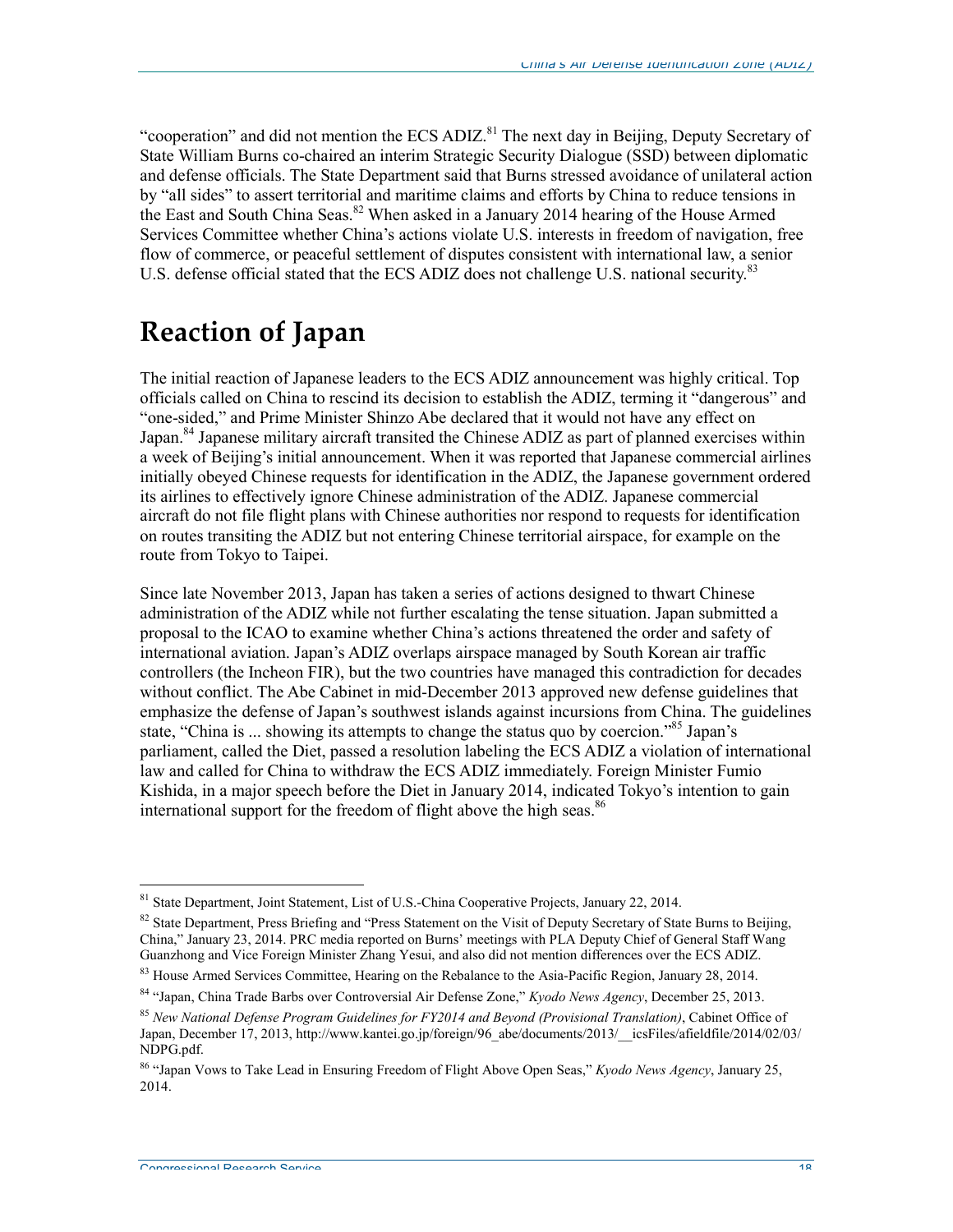"cooperation" and did not mention the ECS ADIZ.[81] The next day in Beijing, Deputy Secretary of State William Burns co-chaired an interim Strategic Security Dialogue (SSD) between diplomatic and defense officials. The State Department said that Burns stressed avoidance of unilateral action by "all sides" to assert territorial and maritime claims and efforts by China to reduce tensions in the East and South China Seas.[82] When asked in a January 2014 hearing of the House Armed Services Committee whether China's actions violate U.S. interests in freedom of navigation, free flow of commerce, or peaceful settlement of disputes consistent with international law, a senior U.S. defense official stated that the ECS ADIZ does not challenge U.S. national security.[83]

# Reaction of Japan

The initial reaction of Japanese leaders to the ECS ADIZ announcement was highly critical. Top officials called on China to rescind its decision to establish the ADIZ, terming it "dangerous" and "one-sided," and Prime Minister Shinzo Abe declared that it would not have any effect on Japan.[84] Japanese military aircraft transited the Chinese ADIZ as part of planned exercises within a week of Beijing's initial announcement. When it was reported that Japanese commercial airlines initially obeyed Chinese requests for identification in the ADIZ, the Japanese government ordered its airlines to effectively ignore Chinese administration of the ADIZ. Japanese commercial aircraft do not file flight plans with Chinese authorities nor respond to requests for identification on routes transiting the ADIZ but not entering Chinese territorial airspace, for example on the route from Tokyo to Taipei.

Since late November 2013, Japan has taken a series of actions designed to thwart Chinese administration of the ADIZ while not further escalating the tense situation. Japan submitted a proposal to the ICAO to examine whether China's actions threatened the order and safety of international aviation. Japan's ADIZ overlaps airspace managed by South Korean air traffic controllers (the Incheon FIR), but the two countries have managed this contradiction for decades without conflict. The Abe Cabinet in mid-December 2013 approved new defense guidelines that emphasize the defense of Japan's southwest islands against incursions from China. The guidelines state, "China is ... showing its attempts to change the status quo by coercion."[85] Japan's parliament, called the Diet, passed a resolution labeling the ECS ADIZ a violation of international law and called for China to withdraw the ECS ADIZ immediately. Foreign Minister Fumio Kishida, in a major speech before the Diet in January 2014, indicated Tokyo's intention to gain international support for the freedom of flight above the high seas.[86]

---

[81] State Department, Joint Statement, List of U.S.-China Cooperative Projects, January 22, 2014.

[82] State Department, Press Briefing and "Press Statement on the Visit of Deputy Secretary of State Burns to Beijing, China," January 23, 2014. PRC media reported on Burns' meetings with PLA Deputy Chief of General Staff Wang Guanzhong and Vice Foreign Minister Zhang Yesui, and also did not mention differences over the ECS ADIZ.

[83] House Armed Services Committee, Hearing on the Rebalance to the Asia-Pacific Region, January 28, 2014.

[84] "Japan, China Trade Barbs over Controversial Air Defense Zone," *Kyodo News Agency*, December 25, 2013.

[85] *New National Defense Program Guidelines for FY2014 and Beyond (Provisional Translation)*, Cabinet Office of Japan, December 17, 2013, http://www.kantei.go.jp/foreign/96_abe/documents/2013/__icsFiles/afieldfile/2014/02/03/NDPG.pdf.

[86] "Japan Vows to Take Lead in Ensuring Freedom of Flight Above Open Seas," *Kyodo News Agency*, January 25, 2014.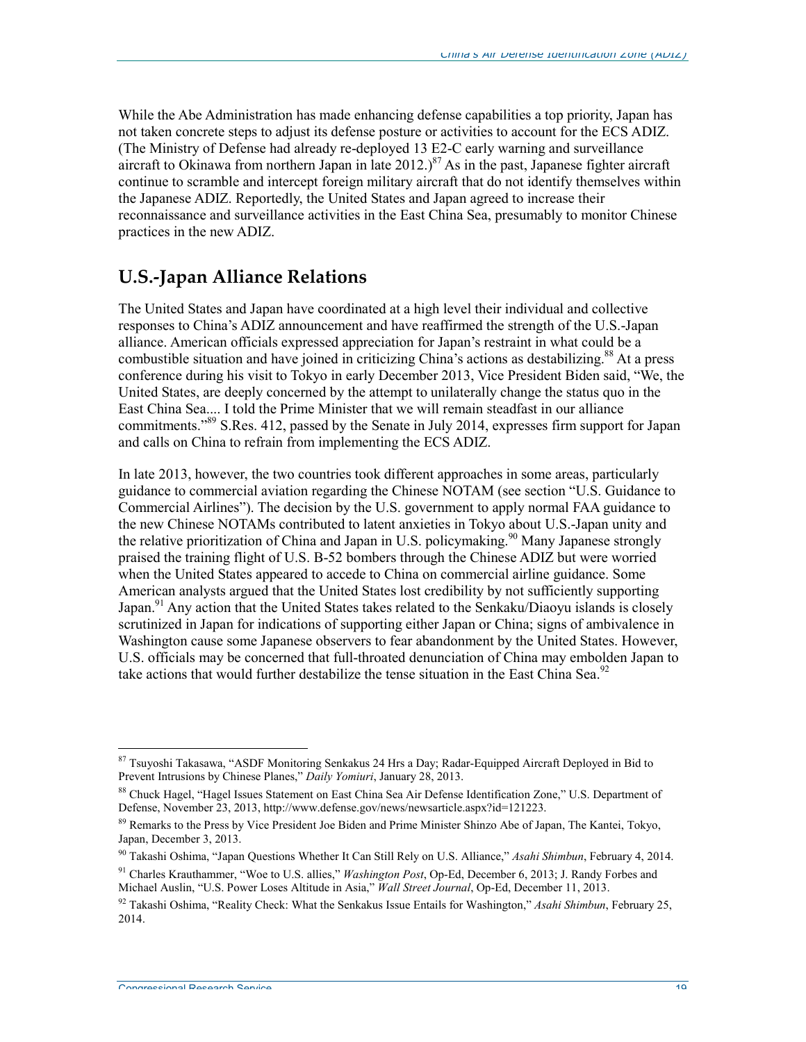While the Abe Administration has made enhancing defense capabilities a top priority, Japan has not taken concrete steps to adjust its defense posture or activities to account for the ECS ADIZ. (The Ministry of Defense had already re-deployed 13 E2-C early warning and surveillance aircraft to Okinawa from northern Japan in late 2012.)[87] As in the past, Japanese fighter aircraft continue to scramble and intercept foreign military aircraft that do not identify themselves within the Japanese ADIZ. Reportedly, the United States and Japan agreed to increase their reconnaissance and surveillance activities in the East China Sea, presumably to monitor Chinese practices in the new ADIZ.

## U.S.-Japan Alliance Relations

The United States and Japan have coordinated at a high level their individual and collective responses to China's ADIZ announcement and have reaffirmed the strength of the U.S.-Japan alliance. American officials expressed appreciation for Japan's restraint in what could be a combustible situation and have joined in criticizing China's actions as destabilizing.[88] At a press conference during his visit to Tokyo in early December 2013, Vice President Biden said, "We, the United States, are deeply concerned by the attempt to unilaterally change the status quo in the East China Sea.... I told the Prime Minister that we will remain steadfast in our alliance commitments."[89] S.Res. 412, passed by the Senate in July 2014, expresses firm support for Japan and calls on China to refrain from implementing the ECS ADIZ.

In late 2013, however, the two countries took different approaches in some areas, particularly guidance to commercial aviation regarding the Chinese NOTAM (see section "U.S. Guidance to Commercial Airlines"). The decision by the U.S. government to apply normal FAA guidance to the new Chinese NOTAMs contributed to latent anxieties in Tokyo about U.S.-Japan unity and the relative prioritization of China and Japan in U.S. policymaking.[90] Many Japanese strongly praised the training flight of U.S. B-52 bombers through the Chinese ADIZ but were worried when the United States appeared to accede to China on commercial airline guidance. Some American analysts argued that the United States lost credibility by not sufficiently supporting Japan.[91] Any action that the United States takes related to the Senkaku/Diaoyu islands is closely scrutinized in Japan for indications of supporting either Japan or China; signs of ambivalence in Washington cause some Japanese observers to fear abandonment by the United States. However, U.S. officials may be concerned that full-throated denunciation of China may embolden Japan to take actions that would further destabilize the tense situation in the East China Sea.[92]

---

[87] Tsuyoshi Takasawa, "ASDF Monitoring Senkakus 24 Hrs a Day; Radar-Equipped Aircraft Deployed in Bid to Prevent Intrusions by Chinese Planes," *Daily Yomiuri*, January 28, 2013.

[88] Chuck Hagel, "Hagel Issues Statement on East China Sea Air Defense Identification Zone," U.S. Department of Defense, November 23, 2013, http://www.defense.gov/news/newsarticle.aspx?id=121223.

[89] Remarks to the Press by Vice President Joe Biden and Prime Minister Shinzo Abe of Japan, The Kantei, Tokyo, Japan, December 3, 2013.

[90] Takashi Oshima, "Japan Questions Whether It Can Still Rely on U.S. Alliance," *Asahi Shimbun*, February 4, 2014.

[91] Charles Krauthammer, "Woe to U.S. allies," *Washington Post*, Op-Ed, December 6, 2013; J. Randy Forbes and Michael Auslin, "U.S. Power Loses Altitude in Asia," *Wall Street Journal*, Op-Ed, December 11, 2013.

[92] Takashi Oshima, "Reality Check: What the Senkakus Issue Entails for Washington," *Asahi Shimbun*, February 25, 2014.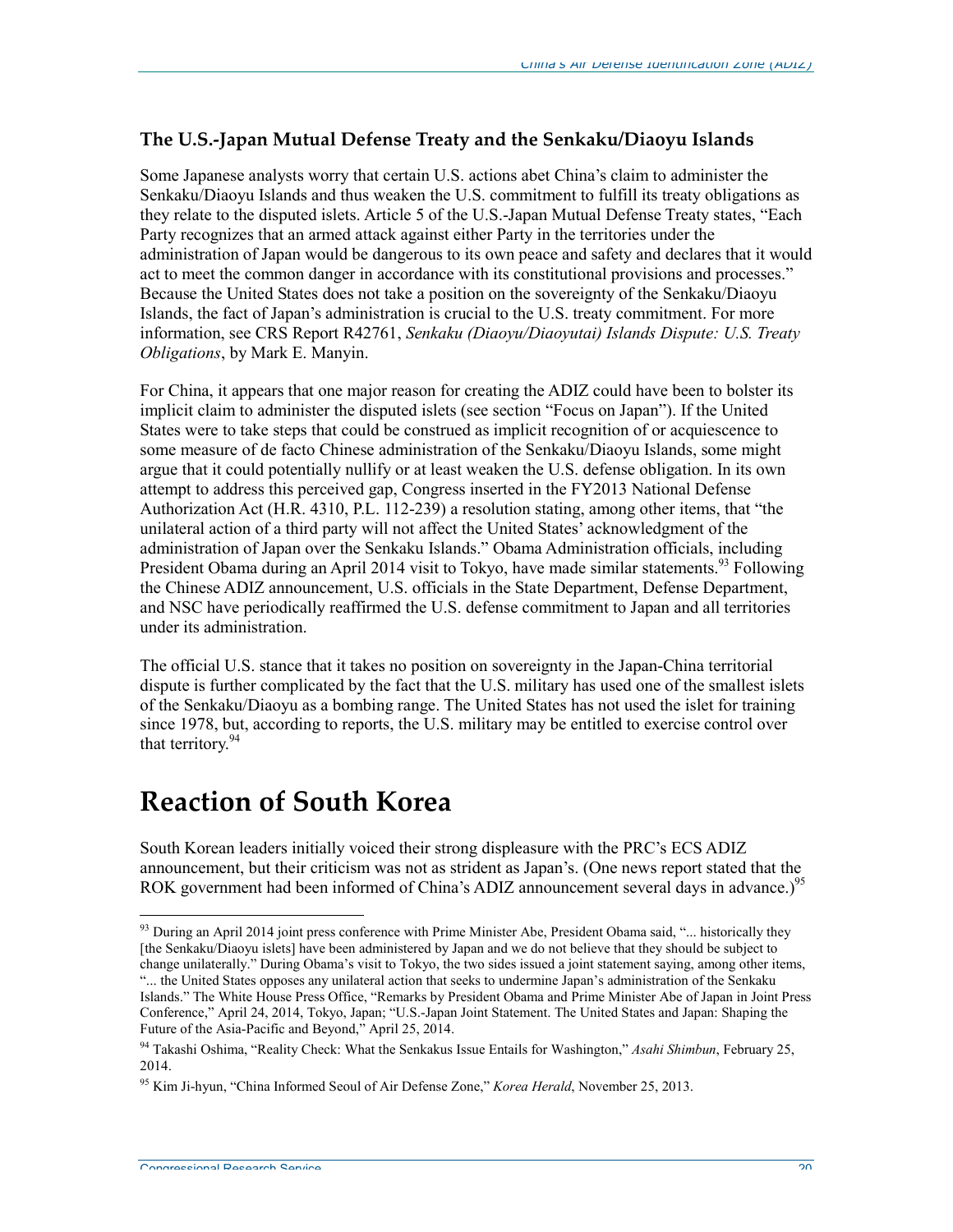### The U.S.-Japan Mutual Defense Treaty and the Senkaku/Diaoyu Islands

Some Japanese analysts worry that certain U.S. actions abet China's claim to administer the Senkaku/Diaoyu Islands and thus weaken the U.S. commitment to fulfill its treaty obligations as they relate to the disputed islets. Article 5 of the U.S.-Japan Mutual Defense Treaty states, "Each Party recognizes that an armed attack against either Party in the territories under the administration of Japan would be dangerous to its own peace and safety and declares that it would act to meet the common danger in accordance with its constitutional provisions and processes." Because the United States does not take a position on the sovereignty of the Senkaku/Diaoyu Islands, the fact of Japan's administration is crucial to the U.S. treaty commitment. For more information, see CRS Report R42761, *Senkaku (Diaoyu/Diaoyutai) Islands Dispute: U.S. Treaty Obligations*, by Mark E. Manyin.

For China, it appears that one major reason for creating the ADIZ could have been to bolster its implicit claim to administer the disputed islets (see section "Focus on Japan"). If the United States were to take steps that could be construed as implicit recognition of or acquiescence to some measure of de facto Chinese administration of the Senkaku/Diaoyu Islands, some might argue that it could potentially nullify or at least weaken the U.S. defense obligation. In its own attempt to address this perceived gap, Congress inserted in the FY2013 National Defense Authorization Act (H.R. 4310, P.L. 112-239) a resolution stating, among other items, that "the unilateral action of a third party will not affect the United States' acknowledgment of the administration of Japan over the Senkaku Islands." Obama Administration officials, including President Obama during an April 2014 visit to Tokyo, have made similar statements.[93] Following the Chinese ADIZ announcement, U.S. officials in the State Department, Defense Department, and NSC have periodically reaffirmed the U.S. defense commitment to Japan and all territories under its administration.

The official U.S. stance that it takes no position on sovereignty in the Japan-China territorial dispute is further complicated by the fact that the U.S. military has used one of the smallest islets of the Senkaku/Diaoyu as a bombing range. The United States has not used the islet for training since 1978, but, according to reports, the U.S. military may be entitled to exercise control over that territory.[94]

# Reaction of South Korea

South Korean leaders initially voiced their strong displeasure with the PRC's ECS ADIZ announcement, but their criticism was not as strident as Japan's. (One news report stated that the ROK government had been informed of China's ADIZ announcement several days in advance.)[95]

---

[93] During an April 2014 joint press conference with Prime Minister Abe, President Obama said, "... historically they [the Senkaku/Diaoyu islets] have been administered by Japan and we do not believe that they should be subject to change unilaterally." During Obama's visit to Tokyo, the two sides issued a joint statement saying, among other items, "... the United States opposes any unilateral action that seeks to undermine Japan's administration of the Senkaku Islands." The White House Press Office, "Remarks by President Obama and Prime Minister Abe of Japan in Joint Press Conference," April 24, 2014, Tokyo, Japan; "U.S.-Japan Joint Statement. The United States and Japan: Shaping the Future of the Asia-Pacific and Beyond," April 25, 2014.

[94] Takashi Oshima, "Reality Check: What the Senkakus Issue Entails for Washington," *Asahi Shimbun*, February 25, 2014.

[95] Kim Ji-hyun, "China Informed Seoul of Air Defense Zone," *Korea Herald*, November 25, 2013.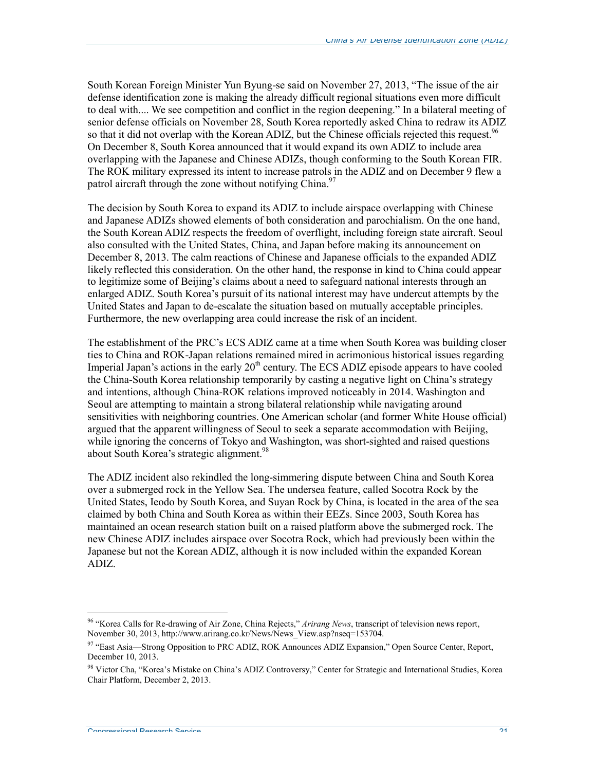South Korean Foreign Minister Yun Byung-se said on November 27, 2013, "The issue of the air defense identification zone is making the already difficult regional situations even more difficult to deal with.... We see competition and conflict in the region deepening." In a bilateral meeting of senior defense officials on November 28, South Korea reportedly asked China to redraw its ADIZ so that it did not overlap with the Korean ADIZ, but the Chinese officials rejected this request.[96] On December 8, South Korea announced that it would expand its own ADIZ to include area overlapping with the Japanese and Chinese ADIZs, though conforming to the South Korean FIR. The ROK military expressed its intent to increase patrols in the ADIZ and on December 9 flew a patrol aircraft through the zone without notifying China.[97]

The decision by South Korea to expand its ADIZ to include airspace overlapping with Chinese and Japanese ADIZs showed elements of both consideration and parochialism. On the one hand, the South Korean ADIZ respects the freedom of overflight, including foreign state aircraft. Seoul also consulted with the United States, China, and Japan before making its announcement on December 8, 2013. The calm reactions of Chinese and Japanese officials to the expanded ADIZ likely reflected this consideration. On the other hand, the response in kind to China could appear to legitimize some of Beijing's claims about a need to safeguard national interests through an enlarged ADIZ. South Korea's pursuit of its national interest may have undercut attempts by the United States and Japan to de-escalate the situation based on mutually acceptable principles. Furthermore, the new overlapping area could increase the risk of an incident.

The establishment of the PRC's ECS ADIZ came at a time when South Korea was building closer ties to China and ROK-Japan relations remained mired in acrimonious historical issues regarding Imperial Japan's actions in the early 20th century. The ECS ADIZ episode appears to have cooled the China-South Korea relationship temporarily by casting a negative light on China's strategy and intentions, although China-ROK relations improved noticeably in 2014. Washington and Seoul are attempting to maintain a strong bilateral relationship while navigating around sensitivities with neighboring countries. One American scholar (and former White House official) argued that the apparent willingness of Seoul to seek a separate accommodation with Beijing, while ignoring the concerns of Tokyo and Washington, was short-sighted and raised questions about South Korea's strategic alignment.[98]

The ADIZ incident also rekindled the long-simmering dispute between China and South Korea over a submerged rock in the Yellow Sea. The undersea feature, called Socotra Rock by the United States, Ieodo by South Korea, and Suyan Rock by China, is located in the area of the sea claimed by both China and South Korea as within their EEZs. Since 2003, South Korea has maintained an ocean research station built on a raised platform above the submerged rock. The new Chinese ADIZ includes airspace over Socotra Rock, which had previously been within the Japanese but not the Korean ADIZ, although it is now included within the expanded Korean ADIZ.

---

[96] "Korea Calls for Re-drawing of Air Zone, China Rejects," *Arirang News*, transcript of television news report, November 30, 2013, http://www.arirang.co.kr/News/News_View.asp?nseq=153704.

[97] "East Asia—Strong Opposition to PRC ADIZ, ROK Announces ADIZ Expansion," Open Source Center, Report, December 10, 2013.

[98] Victor Cha, "Korea's Mistake on China's ADIZ Controversy," Center for Strategic and International Studies, Korea Chair Platform, December 2, 2013.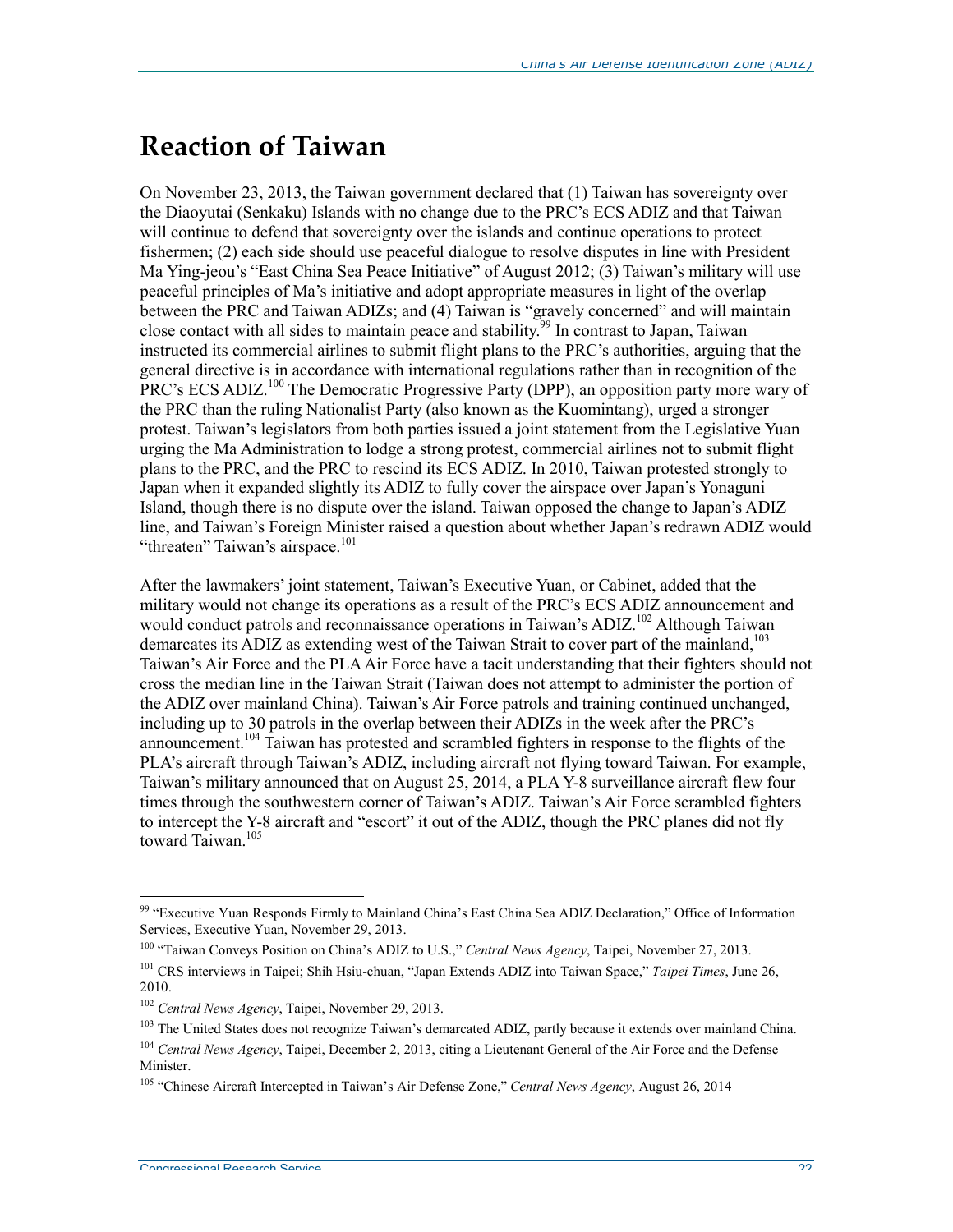## Reaction of Taiwan

On November 23, 2013, the Taiwan government declared that (1) Taiwan has sovereignty over the Diaoyutai (Senkaku) Islands with no change due to the PRC's ECS ADIZ and that Taiwan will continue to defend that sovereignty over the islands and continue operations to protect fishermen; (2) each side should use peaceful dialogue to resolve disputes in line with President Ma Ying-jeou's "East China Sea Peace Initiative" of August 2012; (3) Taiwan's military will use peaceful principles of Ma's initiative and adopt appropriate measures in light of the overlap between the PRC and Taiwan ADIZs; and (4) Taiwan is "gravely concerned" and will maintain close contact with all sides to maintain peace and stability.[99] In contrast to Japan, Taiwan instructed its commercial airlines to submit flight plans to the PRC's authorities, arguing that the general directive is in accordance with international regulations rather than in recognition of the PRC's ECS ADIZ.[100] The Democratic Progressive Party (DPP), an opposition party more wary of the PRC than the ruling Nationalist Party (also known as the Kuomintang), urged a stronger protest. Taiwan's legislators from both parties issued a joint statement from the Legislative Yuan urging the Ma Administration to lodge a strong protest, commercial airlines not to submit flight plans to the PRC, and the PRC to rescind its ECS ADIZ. In 2010, Taiwan protested strongly to Japan when it expanded slightly its ADIZ to fully cover the airspace over Japan's Yonaguni Island, though there is no dispute over the island. Taiwan opposed the change to Japan's ADIZ line, and Taiwan's Foreign Minister raised a question about whether Japan's redrawn ADIZ would "threaten" Taiwan's airspace.[101]

After the lawmakers' joint statement, Taiwan's Executive Yuan, or Cabinet, added that the military would not change its operations as a result of the PRC's ECS ADIZ announcement and would conduct patrols and reconnaissance operations in Taiwan's ADIZ.[102] Although Taiwan demarcates its ADIZ as extending west of the Taiwan Strait to cover part of the mainland,[103] Taiwan's Air Force and the PLA Air Force have a tacit understanding that their fighters should not cross the median line in the Taiwan Strait (Taiwan does not attempt to administer the portion of the ADIZ over mainland China). Taiwan's Air Force patrols and training continued unchanged, including up to 30 patrols in the overlap between their ADIZs in the week after the PRC's announcement.[104] Taiwan has protested and scrambled fighters in response to the flights of the PLA's aircraft through Taiwan's ADIZ, including aircraft not flying toward Taiwan. For example, Taiwan's military announced that on August 25, 2014, a PLA Y-8 surveillance aircraft flew four times through the southwestern corner of Taiwan's ADIZ. Taiwan's Air Force scrambled fighters to intercept the Y-8 aircraft and "escort" it out of the ADIZ, though the PRC planes did not fly toward Taiwan.[105]

---

[99] "Executive Yuan Responds Firmly to Mainland China's East China Sea ADIZ Declaration," Office of Information Services, Executive Yuan, November 29, 2013.

[100] "Taiwan Conveys Position on China's ADIZ to U.S.," *Central News Agency*, Taipei, November 27, 2013.

[101] CRS interviews in Taipei; Shih Hsiu-chuan, "Japan Extends ADIZ into Taiwan Space," *Taipei Times*, June 26, 2010.

[102] *Central News Agency*, Taipei, November 29, 2013.

[103] The United States does not recognize Taiwan's demarcated ADIZ, partly because it extends over mainland China.

[104] *Central News Agency*, Taipei, December 2, 2013, citing a Lieutenant General of the Air Force and the Defense Minister.

[105] "Chinese Aircraft Intercepted in Taiwan's Air Defense Zone," *Central News Agency*, August 26, 2014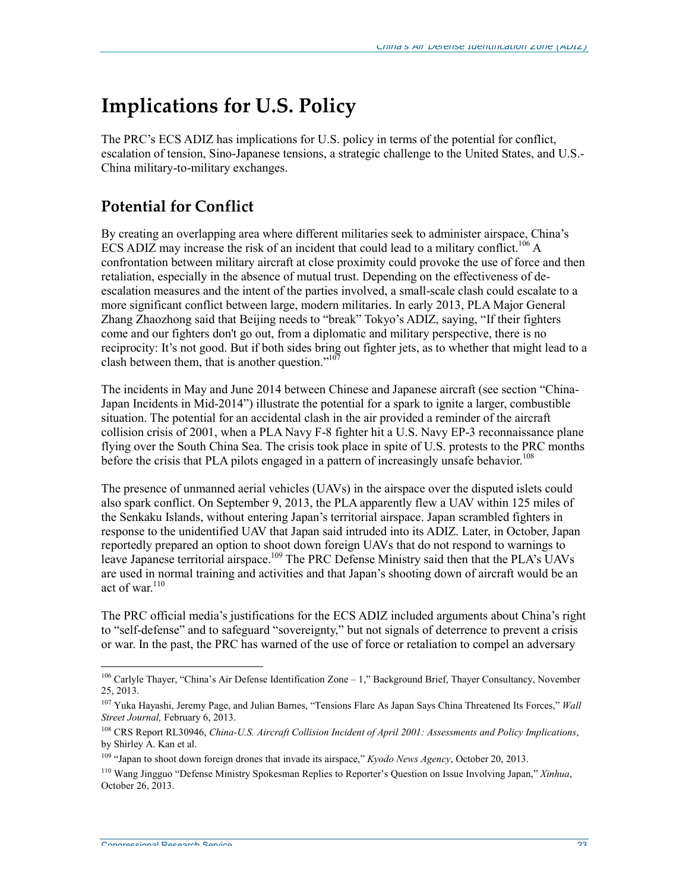# Implications for U.S. Policy

The PRC's ECS ADIZ has implications for U.S. policy in terms of the potential for conflict, escalation of tension, Sino-Japanese tensions, a strategic challenge to the United States, and U.S.-China military-to-military exchanges.

## Potential for Conflict

By creating an overlapping area where different militaries seek to administer airspace, China's ECS ADIZ may increase the risk of an incident that could lead to a military conflict.[106] A confrontation between military aircraft at close proximity could provoke the use of force and then retaliation, especially in the absence of mutual trust. Depending on the effectiveness of de-escalation measures and the intent of the parties involved, a small-scale clash could escalate to a more significant conflict between large, modern militaries. In early 2013, PLA Major General Zhang Zhaozhong said that Beijing needs to "break" Tokyo's ADIZ, saying, "If their fighters come and our fighters don't go out, from a diplomatic and military perspective, there is no reciprocity: It's not good. But if both sides bring out fighter jets, as to whether that might lead to a clash between them, that is another question."[107]

The incidents in May and June 2014 between Chinese and Japanese aircraft (see section "China-Japan Incidents in Mid-2014") illustrate the potential for a spark to ignite a larger, combustible situation. The potential for an accidental clash in the air provided a reminder of the aircraft collision crisis of 2001, when a PLA Navy F-8 fighter hit a U.S. Navy EP-3 reconnaissance plane flying over the South China Sea. The crisis took place in spite of U.S. protests to the PRC months before the crisis that PLA pilots engaged in a pattern of increasingly unsafe behavior.[108]

The presence of unmanned aerial vehicles (UAVs) in the airspace over the disputed islets could also spark conflict. On September 9, 2013, the PLA apparently flew a UAV within 125 miles of the Senkaku Islands, without entering Japan's territorial airspace. Japan scrambled fighters in response to the unidentified UAV that Japan said intruded into its ADIZ. Later, in October, Japan reportedly prepared an option to shoot down foreign UAVs that do not respond to warnings to leave Japanese territorial airspace.[109] The PRC Defense Ministry said then that the PLA's UAVs are used in normal training and activities and that Japan's shooting down of aircraft would be an act of war.[110]

The PRC official media's justifications for the ECS ADIZ included arguments about China's right to "self-defense" and to safeguard "sovereignty," but not signals of deterrence to prevent a crisis or war. In the past, the PRC has warned of the use of force or retaliation to compel an adversary

---

[106] Carlyle Thayer, "China's Air Defense Identification Zone – 1," Background Brief, Thayer Consultancy, November 25, 2013.

[107] Yuka Hayashi, Jeremy Page, and Julian Barnes, "Tensions Flare As Japan Says China Threatened Its Forces," *Wall Street Journal,* February 6, 2013.

[108] CRS Report RL30946, *China-U.S. Aircraft Collision Incident of April 2001: Assessments and Policy Implications*, by Shirley A. Kan et al.

[109] "Japan to shoot down foreign drones that invade its airspace," *Kyodo News Agency*, October 20, 2013.

[110] Wang Jingguo "Defense Ministry Spokesman Replies to Reporter's Question on Issue Involving Japan," *Xinhua*, October 26, 2013.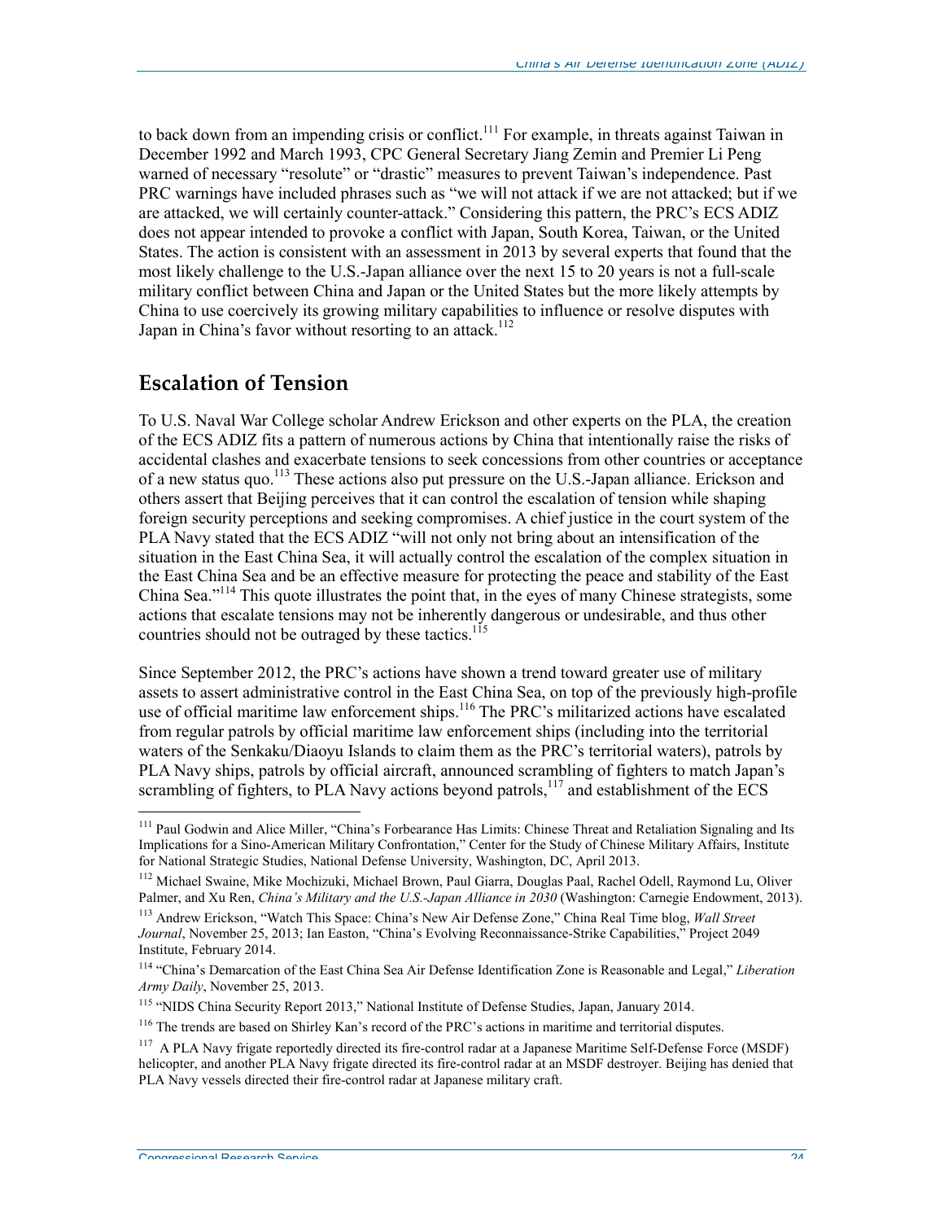to back down from an impending crisis or conflict.[111] For example, in threats against Taiwan in December 1992 and March 1993, CPC General Secretary Jiang Zemin and Premier Li Peng warned of necessary "resolute" or "drastic" measures to prevent Taiwan's independence. Past PRC warnings have included phrases such as "we will not attack if we are not attacked; but if we are attacked, we will certainly counter-attack." Considering this pattern, the PRC's ECS ADIZ does not appear intended to provoke a conflict with Japan, South Korea, Taiwan, or the United States. The action is consistent with an assessment in 2013 by several experts that found that the most likely challenge to the U.S.-Japan alliance over the next 15 to 20 years is not a full-scale military conflict between China and Japan or the United States but the more likely attempts by China to use coercively its growing military capabilities to influence or resolve disputes with Japan in China's favor without resorting to an attack.[112]

## Escalation of Tension

To U.S. Naval War College scholar Andrew Erickson and other experts on the PLA, the creation of the ECS ADIZ fits a pattern of numerous actions by China that intentionally raise the risks of accidental clashes and exacerbate tensions to seek concessions from other countries or acceptance of a new status quo.[113] These actions also put pressure on the U.S.-Japan alliance. Erickson and others assert that Beijing perceives that it can control the escalation of tension while shaping foreign security perceptions and seeking compromises. A chief justice in the court system of the PLA Navy stated that the ECS ADIZ "will not only not bring about an intensification of the situation in the East China Sea, it will actually control the escalation of the complex situation in the East China Sea and be an effective measure for protecting the peace and stability of the East China Sea."[114] This quote illustrates the point that, in the eyes of many Chinese strategists, some actions that escalate tensions may not be inherently dangerous or undesirable, and thus other countries should not be outraged by these tactics.[115]

Since September 2012, the PRC's actions have shown a trend toward greater use of military assets to assert administrative control in the East China Sea, on top of the previously high-profile use of official maritime law enforcement ships.[116] The PRC's militarized actions have escalated from regular patrols by official maritime law enforcement ships (including into the territorial waters of the Senkaku/Diaoyu Islands to claim them as the PRC's territorial waters), patrols by PLA Navy ships, patrols by official aircraft, announced scrambling of fighters to match Japan's scrambling of fighters, to PLA Navy actions beyond patrols,[117] and establishment of the ECS

---

[111] Paul Godwin and Alice Miller, "China's Forbearance Has Limits: Chinese Threat and Retaliation Signaling and Its Implications for a Sino-American Military Confrontation," Center for the Study of Chinese Military Affairs, Institute for National Strategic Studies, National Defense University, Washington, DC, April 2013.

[112] Michael Swaine, Mike Mochizuki, Michael Brown, Paul Giarra, Douglas Paal, Rachel Odell, Raymond Lu, Oliver Palmer, and Xu Ren, *China's Military and the U.S.-Japan Alliance in 2030* (Washington: Carnegie Endowment, 2013).

[113] Andrew Erickson, "Watch This Space: China's New Air Defense Zone," China Real Time blog, *Wall Street Journal*, November 25, 2013; Ian Easton, "China's Evolving Reconnaissance-Strike Capabilities," Project 2049 Institute, February 2014.

[114] "China's Demarcation of the East China Sea Air Defense Identification Zone is Reasonable and Legal," *Liberation Army Daily*, November 25, 2013.

[115] "NIDS China Security Report 2013," National Institute of Defense Studies, Japan, January 2014.

[116] The trends are based on Shirley Kan's record of the PRC's actions in maritime and territorial disputes.

[117] A PLA Navy frigate reportedly directed its fire-control radar at a Japanese Maritime Self-Defense Force (MSDF) helicopter, and another PLA Navy frigate directed its fire-control radar at an MSDF destroyer. Beijing has denied that PLA Navy vessels directed their fire-control radar at Japanese military craft.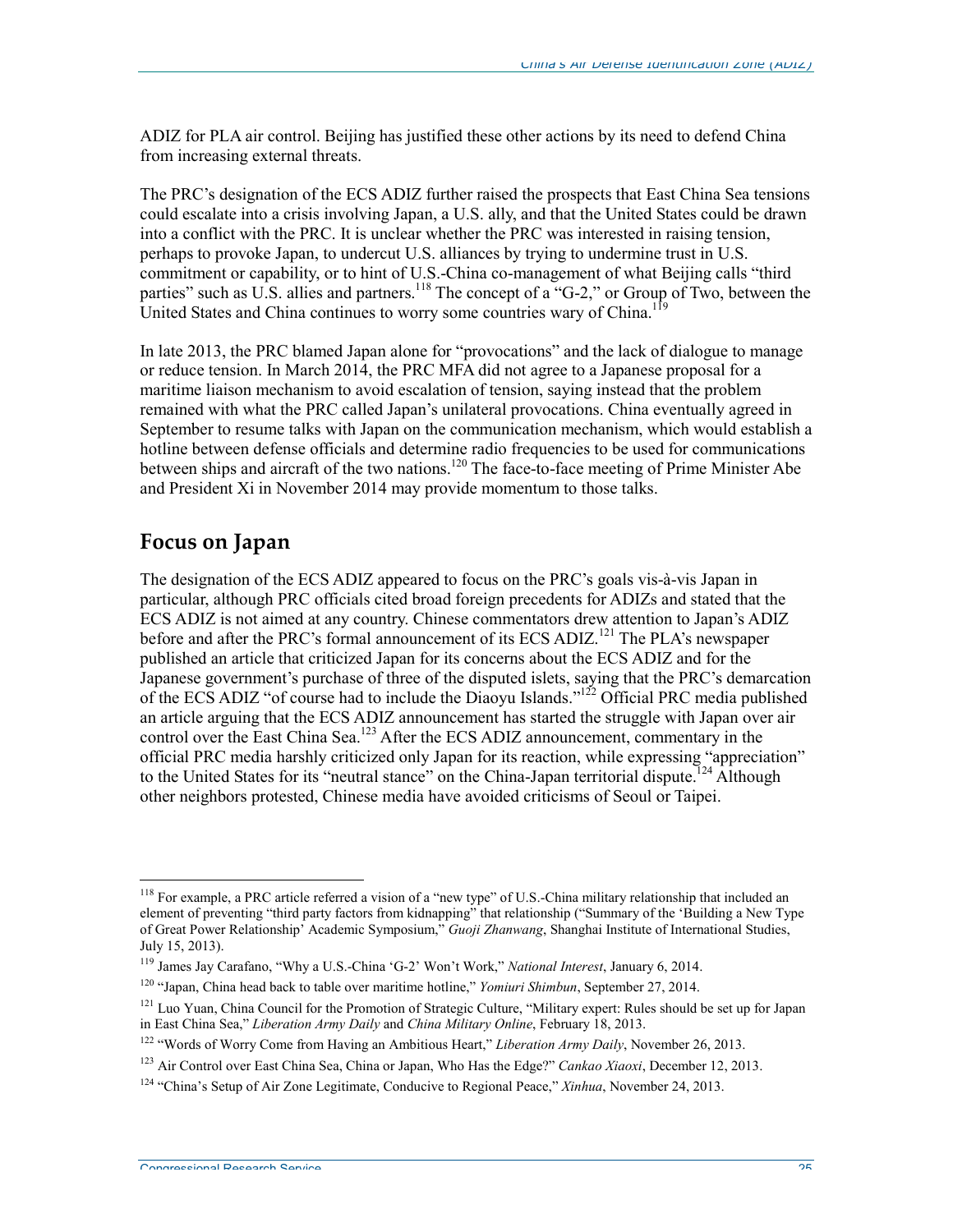ADIZ for PLA air control. Beijing has justified these other actions by its need to defend China from increasing external threats.

The PRC's designation of the ECS ADIZ further raised the prospects that East China Sea tensions could escalate into a crisis involving Japan, a U.S. ally, and that the United States could be drawn into a conflict with the PRC. It is unclear whether the PRC was interested in raising tension, perhaps to provoke Japan, to undercut U.S. alliances by trying to undermine trust in U.S. commitment or capability, or to hint of U.S.-China co-management of what Beijing calls "third parties" such as U.S. allies and partners.[118] The concept of a "G-2," or Group of Two, between the United States and China continues to worry some countries wary of China.[119]

In late 2013, the PRC blamed Japan alone for "provocations" and the lack of dialogue to manage or reduce tension. In March 2014, the PRC MFA did not agree to a Japanese proposal for a maritime liaison mechanism to avoid escalation of tension, saying instead that the problem remained with what the PRC called Japan's unilateral provocations. China eventually agreed in September to resume talks with Japan on the communication mechanism, which would establish a hotline between defense officials and determine radio frequencies to be used for communications between ships and aircraft of the two nations.[120] The face-to-face meeting of Prime Minister Abe and President Xi in November 2014 may provide momentum to those talks.

## Focus on Japan

The designation of the ECS ADIZ appeared to focus on the PRC's goals vis-à-vis Japan in particular, although PRC officials cited broad foreign precedents for ADIZs and stated that the ECS ADIZ is not aimed at any country. Chinese commentators drew attention to Japan's ADIZ before and after the PRC's formal announcement of its ECS ADIZ.[121] The PLA's newspaper published an article that criticized Japan for its concerns about the ECS ADIZ and for the Japanese government's purchase of three of the disputed islets, saying that the PRC's demarcation of the ECS ADIZ "of course had to include the Diaoyu Islands."[122] Official PRC media published an article arguing that the ECS ADIZ announcement has started the struggle with Japan over air control over the East China Sea.[123] After the ECS ADIZ announcement, commentary in the official PRC media harshly criticized only Japan for its reaction, while expressing "appreciation" to the United States for its "neutral stance" on the China-Japan territorial dispute.[124] Although other neighbors protested, Chinese media have avoided criticisms of Seoul or Taipei.

---

[118] For example, a PRC article referred a vision of a "new type" of U.S.-China military relationship that included an element of preventing "third party factors from kidnapping" that relationship ("Summary of the 'Building a New Type of Great Power Relationship' Academic Symposium," *Guoji Zhanwang*, Shanghai Institute of International Studies, July 15, 2013).

[119] James Jay Carafano, "Why a U.S.-China 'G-2' Won't Work," *National Interest*, January 6, 2014.

[120] "Japan, China head back to table over maritime hotline," *Yomiuri Shimbun*, September 27, 2014.

[121] Luo Yuan, China Council for the Promotion of Strategic Culture, "Military expert: Rules should be set up for Japan in East China Sea," *Liberation Army Daily* and *China Military Online*, February 18, 2013.

[122] "Words of Worry Come from Having an Ambitious Heart," *Liberation Army Daily*, November 26, 2013.

[123] Air Control over East China Sea, China or Japan, Who Has the Edge?" *Cankao Xiaoxi*, December 12, 2013.

[124] "China's Setup of Air Zone Legitimate, Conducive to Regional Peace," *Xinhua*, November 24, 2013.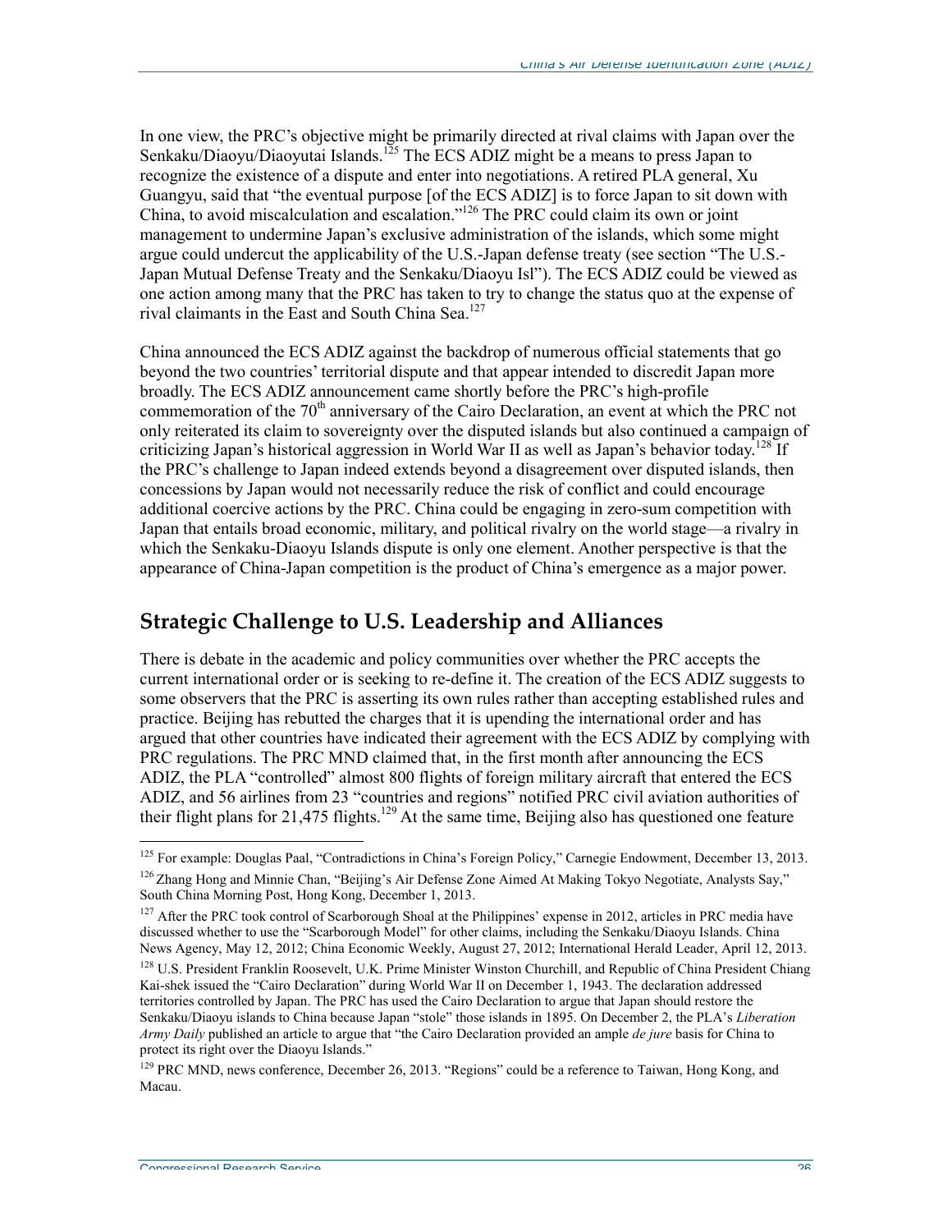In one view, the PRC's objective might be primarily directed at rival claims with Japan over the Senkaku/Diaoyu/Diaoyutai Islands.[125] The ECS ADIZ might be a means to press Japan to recognize the existence of a dispute and enter into negotiations. A retired PLA general, Xu Guangyu, said that "the eventual purpose [of the ECS ADIZ] is to force Japan to sit down with China, to avoid miscalculation and escalation."[126] The PRC could claim its own or joint management to undermine Japan's exclusive administration of the islands, which some might argue could undercut the applicability of the U.S.-Japan defense treaty (see section "The U.S.-Japan Mutual Defense Treaty and the Senkaku/Diaoyu Isl"). The ECS ADIZ could be viewed as one action among many that the PRC has taken to try to change the status quo at the expense of rival claimants in the East and South China Sea.[127]

China announced the ECS ADIZ against the backdrop of numerous official statements that go beyond the two countries' territorial dispute and that appear intended to discredit Japan more broadly. The ECS ADIZ announcement came shortly before the PRC's high-profile commemoration of the 70th anniversary of the Cairo Declaration, an event at which the PRC not only reiterated its claim to sovereignty over the disputed islands but also continued a campaign of criticizing Japan's historical aggression in World War II as well as Japan's behavior today.[128] If the PRC's challenge to Japan indeed extends beyond a disagreement over disputed islands, then concessions by Japan would not necessarily reduce the risk of conflict and could encourage additional coercive actions by the PRC. China could be engaging in zero-sum competition with Japan that entails broad economic, military, and political rivalry on the world stage—a rivalry in which the Senkaku-Diaoyu Islands dispute is only one element. Another perspective is that the appearance of China-Japan competition is the product of China's emergence as a major power.

## Strategic Challenge to U.S. Leadership and Alliances

There is debate in the academic and policy communities over whether the PRC accepts the current international order or is seeking to re-define it. The creation of the ECS ADIZ suggests to some observers that the PRC is asserting its own rules rather than accepting established rules and practice. Beijing has rebutted the charges that it is upending the international order and has argued that other countries have indicated their agreement with the ECS ADIZ by complying with PRC regulations. The PRC MND claimed that, in the first month after announcing the ECS ADIZ, the PLA "controlled" almost 800 flights of foreign military aircraft that entered the ECS ADIZ, and 56 airlines from 23 "countries and regions" notified PRC civil aviation authorities of their flight plans for 21,475 flights.[129] At the same time, Beijing also has questioned one feature

---

[125] For example: Douglas Paal, "Contradictions in China's Foreign Policy," Carnegie Endowment, December 13, 2013.

[126] Zhang Hong and Minnie Chan, "Beijing's Air Defense Zone Aimed At Making Tokyo Negotiate, Analysts Say," South China Morning Post, Hong Kong, December 1, 2013.

[127] After the PRC took control of Scarborough Shoal at the Philippines' expense in 2012, articles in PRC media have discussed whether to use the "Scarborough Model" for other claims, including the Senkaku/Diaoyu Islands. China News Agency, May 12, 2012; China Economic Weekly, August 27, 2012; International Herald Leader, April 12, 2013.

[128] U.S. President Franklin Roosevelt, U.K. Prime Minister Winston Churchill, and Republic of China President Chiang Kai-shek issued the "Cairo Declaration" during World War II on December 1, 1943. The declaration addressed territories controlled by Japan. The PRC has used the Cairo Declaration to argue that Japan should restore the Senkaku/Diaoyu islands to China because Japan "stole" those islands in 1895. On December 2, the PLA's *Liberation Army Daily* published an article to argue that "the Cairo Declaration provided an ample *de jure* basis for China to protect its right over the Diaoyu Islands."

[129] PRC MND, news conference, December 26, 2013. "Regions" could be a reference to Taiwan, Hong Kong, and Macau.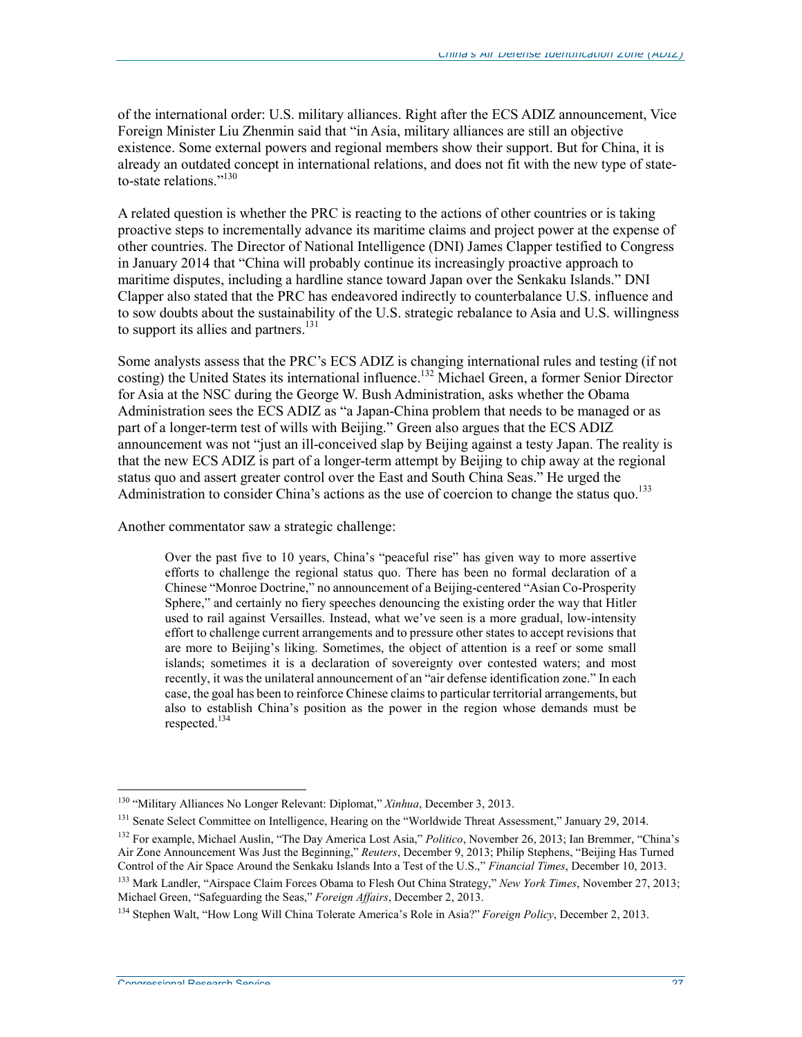of the international order: U.S. military alliances. Right after the ECS ADIZ announcement, Vice Foreign Minister Liu Zhenmin said that "in Asia, military alliances are still an objective existence. Some external powers and regional members show their support. But for China, it is already an outdated concept in international relations, and does not fit with the new type of state-to-state relations."[130]

A related question is whether the PRC is reacting to the actions of other countries or is taking proactive steps to incrementally advance its maritime claims and project power at the expense of other countries. The Director of National Intelligence (DNI) James Clapper testified to Congress in January 2014 that "China will probably continue its increasingly proactive approach to maritime disputes, including a hardline stance toward Japan over the Senkaku Islands." DNI Clapper also stated that the PRC has endeavored indirectly to counterbalance U.S. influence and to sow doubts about the sustainability of the U.S. strategic rebalance to Asia and U.S. willingness to support its allies and partners.[131]

Some analysts assess that the PRC's ECS ADIZ is changing international rules and testing (if not costing) the United States its international influence.[132] Michael Green, a former Senior Director for Asia at the NSC during the George W. Bush Administration, asks whether the Obama Administration sees the ECS ADIZ as "a Japan-China problem that needs to be managed or as part of a longer-term test of wills with Beijing." Green also argues that the ECS ADIZ announcement was not "just an ill-conceived slap by Beijing against a testy Japan. The reality is that the new ECS ADIZ is part of a longer-term attempt by Beijing to chip away at the regional status quo and assert greater control over the East and South China Seas." He urged the Administration to consider China's actions as the use of coercion to change the status quo.[133]

Another commentator saw a strategic challenge:

> Over the past five to 10 years, China's "peaceful rise" has given way to more assertive efforts to challenge the regional status quo. There has been no formal declaration of a Chinese "Monroe Doctrine," no announcement of a Beijing-centered "Asian Co-Prosperity Sphere," and certainly no fiery speeches denouncing the existing order the way that Hitler used to rail against Versailles. Instead, what we've seen is a more gradual, low-intensity effort to challenge current arrangements and to pressure other states to accept revisions that are more to Beijing's liking. Sometimes, the object of attention is a reef or some small islands; sometimes it is a declaration of sovereignty over contested waters; and most recently, it was the unilateral announcement of an "air defense identification zone." In each case, the goal has been to reinforce Chinese claims to particular territorial arrangements, but also to establish China's position as the power in the region whose demands must be respected.[134]

---

[130] "Military Alliances No Longer Relevant: Diplomat," *Xinhua*, December 3, 2013.

[131] Senate Select Committee on Intelligence, Hearing on the "Worldwide Threat Assessment," January 29, 2014.

[132] For example, Michael Auslin, "The Day America Lost Asia," *Politico*, November 26, 2013; Ian Bremmer, "China's Air Zone Announcement Was Just the Beginning," *Reuters*, December 9, 2013; Philip Stephens, "Beijing Has Turned Control of the Air Space Around the Senkaku Islands Into a Test of the U.S.," *Financial Times*, December 10, 2013.

[133] Mark Landler, "Airspace Claim Forces Obama to Flesh Out China Strategy," *New York Times*, November 27, 2013; Michael Green, "Safeguarding the Seas," *Foreign Affairs*, December 2, 2013.

[134] Stephen Walt, "How Long Will China Tolerate America's Role in Asia?" *Foreign Policy*, December 2, 2013.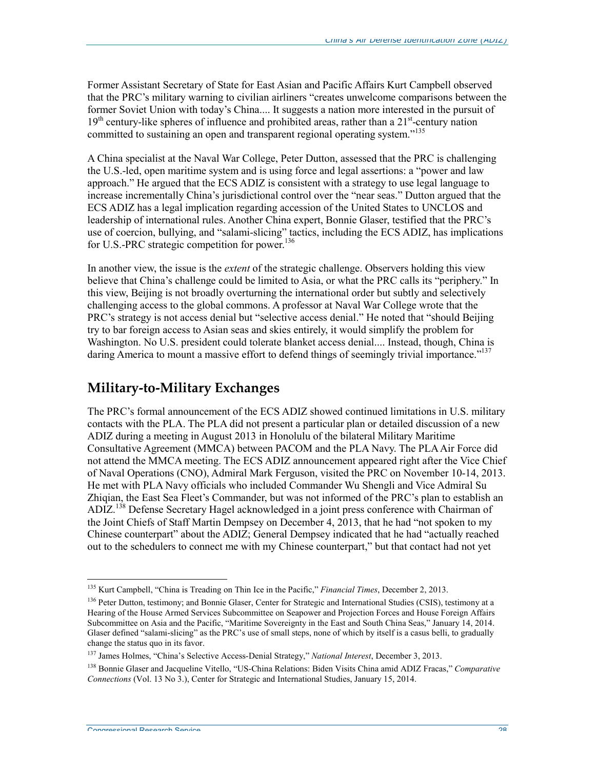Former Assistant Secretary of State for East Asian and Pacific Affairs Kurt Campbell observed that the PRC's military warning to civilian airliners "creates unwelcome comparisons between the former Soviet Union with today's China.... It suggests a nation more interested in the pursuit of 19th century-like spheres of influence and prohibited areas, rather than a 21st-century nation committed to sustaining an open and transparent regional operating system."[135]

A China specialist at the Naval War College, Peter Dutton, assessed that the PRC is challenging the U.S.-led, open maritime system and is using force and legal assertions: a "power and law approach." He argued that the ECS ADIZ is consistent with a strategy to use legal language to increase incrementally China's jurisdictional control over the "near seas." Dutton argued that the ECS ADIZ has a legal implication regarding accession of the United States to UNCLOS and leadership of international rules. Another China expert, Bonnie Glaser, testified that the PRC's use of coercion, bullying, and "salami-slicing" tactics, including the ECS ADIZ, has implications for U.S.-PRC strategic competition for power.[136]

In another view, the issue is the *extent* of the strategic challenge. Observers holding this view believe that China's challenge could be limited to Asia, or what the PRC calls its "periphery." In this view, Beijing is not broadly overturning the international order but subtly and selectively challenging access to the global commons. A professor at Naval War College wrote that the PRC's strategy is not access denial but "selective access denial." He noted that "should Beijing try to bar foreign access to Asian seas and skies entirely, it would simplify the problem for Washington. No U.S. president could tolerate blanket access denial.... Instead, though, China is daring America to mount a massive effort to defend things of seemingly trivial importance."[137]

## Military-to-Military Exchanges

The PRC's formal announcement of the ECS ADIZ showed continued limitations in U.S. military contacts with the PLA. The PLA did not present a particular plan or detailed discussion of a new ADIZ during a meeting in August 2013 in Honolulu of the bilateral Military Maritime Consultative Agreement (MMCA) between PACOM and the PLA Navy. The PLA Air Force did not attend the MMCA meeting. The ECS ADIZ announcement appeared right after the Vice Chief of Naval Operations (CNO), Admiral Mark Ferguson, visited the PRC on November 10-14, 2013. He met with PLA Navy officials who included Commander Wu Shengli and Vice Admiral Su Zhiqian, the East Sea Fleet's Commander, but was not informed of the PRC's plan to establish an ADIZ.[138] Defense Secretary Hagel acknowledged in a joint press conference with Chairman of the Joint Chiefs of Staff Martin Dempsey on December 4, 2013, that he had "not spoken to my Chinese counterpart" about the ADIZ; General Dempsey indicated that he had "actually reached out to the schedulers to connect me with my Chinese counterpart," but that contact had not yet

---

[135] Kurt Campbell, "China is Treading on Thin Ice in the Pacific," *Financial Times*, December 2, 2013.

[136] Peter Dutton, testimony; and Bonnie Glaser, Center for Strategic and International Studies (CSIS), testimony at a Hearing of the House Armed Services Subcommittee on Seapower and Projection Forces and House Foreign Affairs Subcommittee on Asia and the Pacific, "Maritime Sovereignty in the East and South China Seas," January 14, 2014. Glaser defined "salami-slicing" as the PRC's use of small steps, none of which by itself is a casus belli, to gradually change the status quo in its favor.

[137] James Holmes, "China's Selective Access-Denial Strategy," *National Interest*, December 3, 2013.

[138] Bonnie Glaser and Jacqueline Vitello, "US-China Relations: Biden Visits China amid ADIZ Fracas," *Comparative Connections* (Vol. 13 No 3.), Center for Strategic and International Studies, January 15, 2014.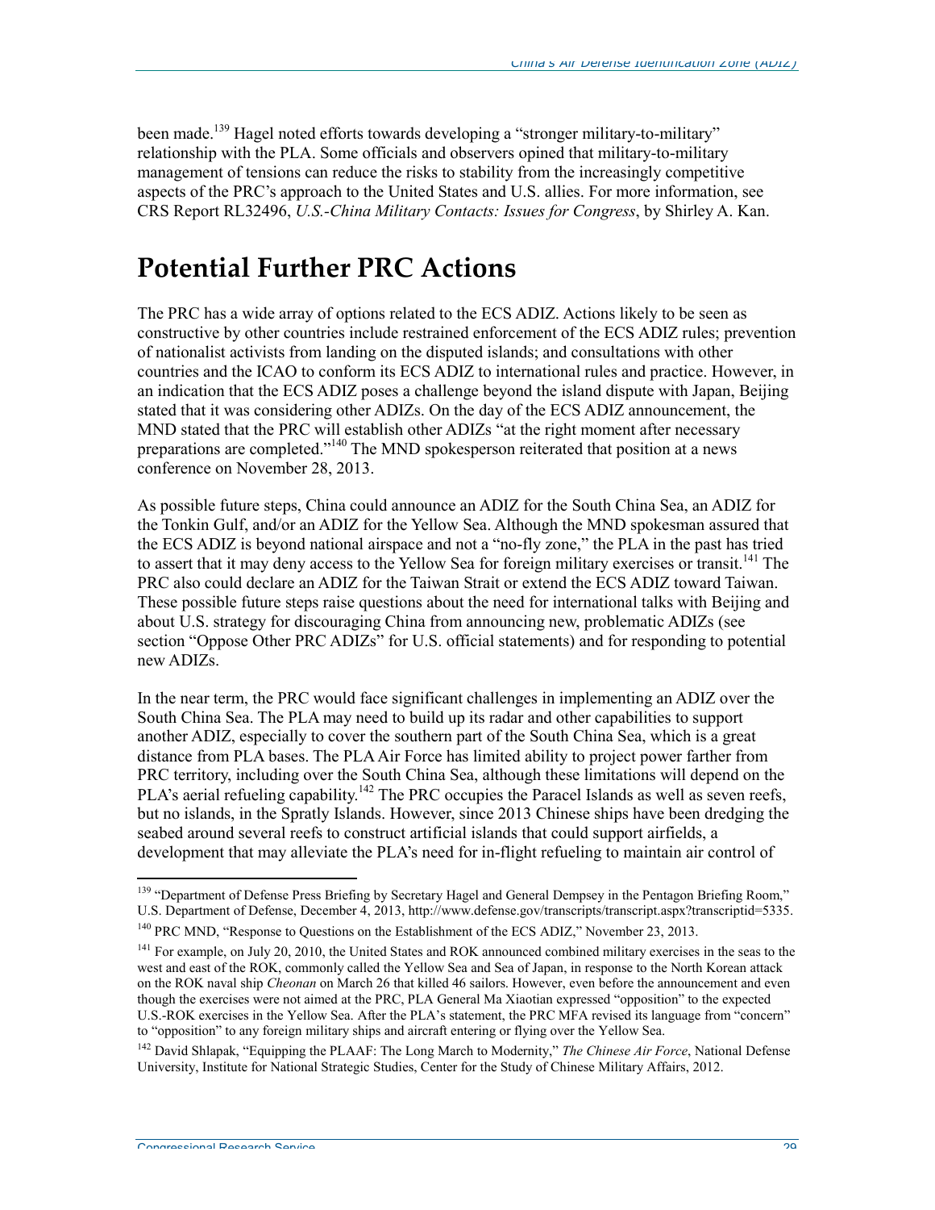been made.[139] Hagel noted efforts towards developing a "stronger military-to-military" relationship with the PLA. Some officials and observers opined that military-to-military management of tensions can reduce the risks to stability from the increasingly competitive aspects of the PRC's approach to the United States and U.S. allies. For more information, see CRS Report RL32496, *U.S.-China Military Contacts: Issues for Congress*, by Shirley A. Kan.

# Potential Further PRC Actions

The PRC has a wide array of options related to the ECS ADIZ. Actions likely to be seen as constructive by other countries include restrained enforcement of the ECS ADIZ rules; prevention of nationalist activists from landing on the disputed islands; and consultations with other countries and the ICAO to conform its ECS ADIZ to international rules and practice. However, in an indication that the ECS ADIZ poses a challenge beyond the island dispute with Japan, Beijing stated that it was considering other ADIZs. On the day of the ECS ADIZ announcement, the MND stated that the PRC will establish other ADIZs "at the right moment after necessary preparations are completed."[140] The MND spokesperson reiterated that position at a news conference on November 28, 2013.

As possible future steps, China could announce an ADIZ for the South China Sea, an ADIZ for the Tonkin Gulf, and/or an ADIZ for the Yellow Sea. Although the MND spokesman assured that the ECS ADIZ is beyond national airspace and not a "no-fly zone," the PLA in the past has tried to assert that it may deny access to the Yellow Sea for foreign military exercises or transit.[141] The PRC also could declare an ADIZ for the Taiwan Strait or extend the ECS ADIZ toward Taiwan. These possible future steps raise questions about the need for international talks with Beijing and about U.S. strategy for discouraging China from announcing new, problematic ADIZs (see section "Oppose Other PRC ADIZs" for U.S. official statements) and for responding to potential new ADIZs.

In the near term, the PRC would face significant challenges in implementing an ADIZ over the South China Sea. The PLA may need to build up its radar and other capabilities to support another ADIZ, especially to cover the southern part of the South China Sea, which is a great distance from PLA bases. The PLA Air Force has limited ability to project power farther from PRC territory, including over the South China Sea, although these limitations will depend on the PLA's aerial refueling capability.[142] The PRC occupies the Paracel Islands as well as seven reefs, but no islands, in the Spratly Islands. However, since 2013 Chinese ships have been dredging the seabed around several reefs to construct artificial islands that could support airfields, a development that may alleviate the PLA's need for in-flight refueling to maintain air control of

---

[139] "Department of Defense Press Briefing by Secretary Hagel and General Dempsey in the Pentagon Briefing Room," U.S. Department of Defense, December 4, 2013, http://www.defense.gov/transcripts/transcript.aspx?transcriptid=5335.

[140] PRC MND, "Response to Questions on the Establishment of the ECS ADIZ," November 23, 2013.

[141] For example, on July 20, 2010, the United States and ROK announced combined military exercises in the seas to the west and east of the ROK, commonly called the Yellow Sea and Sea of Japan, in response to the North Korean attack on the ROK naval ship *Cheonan* on March 26 that killed 46 sailors. However, even before the announcement and even though the exercises were not aimed at the PRC, PLA General Ma Xiaotian expressed "opposition" to the expected U.S.-ROK exercises in the Yellow Sea. After the PLA's statement, the PRC MFA revised its language from "concern" to "opposition" to any foreign military ships and aircraft entering or flying over the Yellow Sea.

[142] David Shlapak, "Equipping the PLAAF: The Long March to Modernity," *The Chinese Air Force*, National Defense University, Institute for National Strategic Studies, Center for the Study of Chinese Military Affairs, 2012.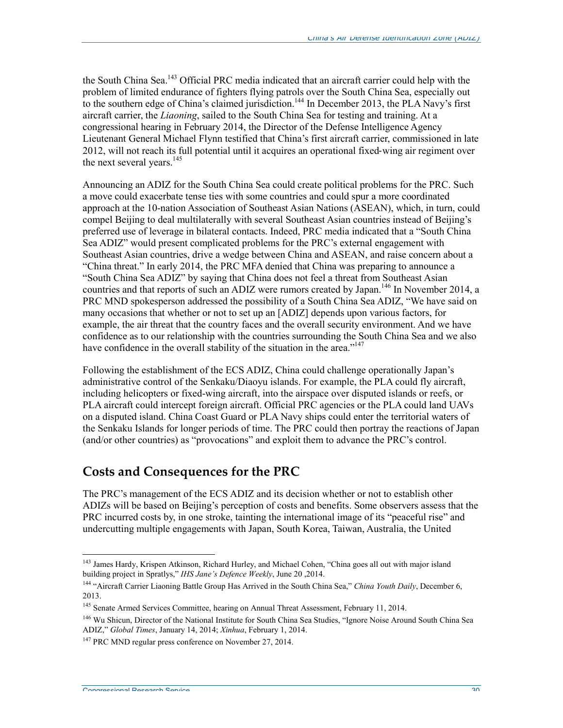the South China Sea.[143] Official PRC media indicated that an aircraft carrier could help with the problem of limited endurance of fighters flying patrols over the South China Sea, especially out to the southern edge of China's claimed jurisdiction.[144] In December 2013, the PLA Navy's first aircraft carrier, the *Liaoning*, sailed to the South China Sea for testing and training. At a congressional hearing in February 2014, the Director of the Defense Intelligence Agency Lieutenant General Michael Flynn testified that China's first aircraft carrier, commissioned in late 2012, will not reach its full potential until it acquires an operational fixed-wing air regiment over the next several years.[145]

Announcing an ADIZ for the South China Sea could create political problems for the PRC. Such a move could exacerbate tense ties with some countries and could spur a more coordinated approach at the 10-nation Association of Southeast Asian Nations (ASEAN), which, in turn, could compel Beijing to deal multilaterally with several Southeast Asian countries instead of Beijing's preferred use of leverage in bilateral contacts. Indeed, PRC media indicated that a "South China Sea ADIZ" would present complicated problems for the PRC's external engagement with Southeast Asian countries, drive a wedge between China and ASEAN, and raise concern about a "China threat." In early 2014, the PRC MFA denied that China was preparing to announce a "South China Sea ADIZ" by saying that China does not feel a threat from Southeast Asian countries and that reports of such an ADIZ were rumors created by Japan.[146] In November 2014, a PRC MND spokesperson addressed the possibility of a South China Sea ADIZ, "We have said on many occasions that whether or not to set up an [ADIZ] depends upon various factors, for example, the air threat that the country faces and the overall security environment. And we have confidence as to our relationship with the countries surrounding the South China Sea and we also have confidence in the overall stability of the situation in the area."[147]

Following the establishment of the ECS ADIZ, China could challenge operationally Japan's administrative control of the Senkaku/Diaoyu islands. For example, the PLA could fly aircraft, including helicopters or fixed-wing aircraft, into the airspace over disputed islands or reefs, or PLA aircraft could intercept foreign aircraft. Official PRC agencies or the PLA could land UAVs on a disputed island. China Coast Guard or PLA Navy ships could enter the territorial waters of the Senkaku Islands for longer periods of time. The PRC could then portray the reactions of Japan (and/or other countries) as "provocations" and exploit them to advance the PRC's control.

## Costs and Consequences for the PRC

The PRC's management of the ECS ADIZ and its decision whether or not to establish other ADIZs will be based on Beijing's perception of costs and benefits. Some observers assess that the PRC incurred costs by, in one stroke, tainting the international image of its "peaceful rise" and undercutting multiple engagements with Japan, South Korea, Taiwan, Australia, the United

---

[143] James Hardy, Krispen Atkinson, Richard Hurley, and Michael Cohen, "China goes all out with major island building project in Spratlys," *IHS Jane's Defence Weekly*, June 20 ,2014.

[144] "Aircraft Carrier Liaoning Battle Group Has Arrived in the South China Sea," *China Youth Daily*, December 6, 2013.

[145] Senate Armed Services Committee, hearing on Annual Threat Assessment, February 11, 2014.

[146] Wu Shicun, Director of the National Institute for South China Sea Studies, "Ignore Noise Around South China Sea ADIZ," *Global Times*, January 14, 2014; *Xinhua*, February 1, 2014.

[147] PRC MND regular press conference on November 27, 2014.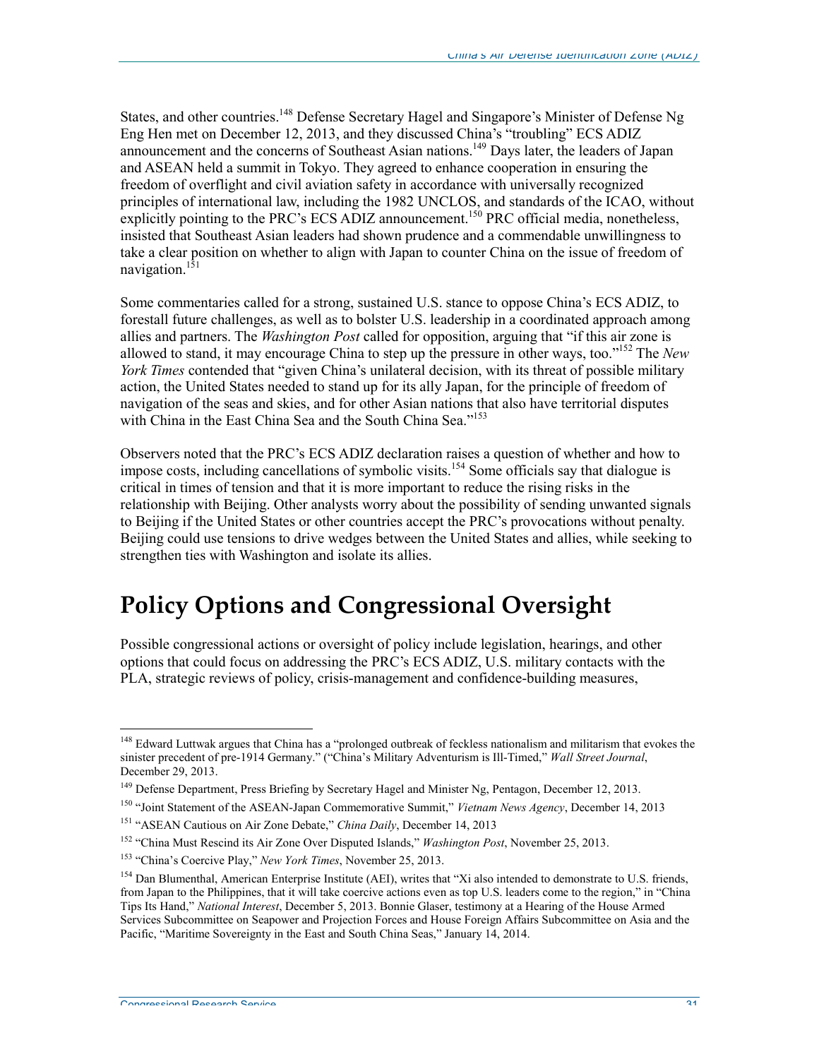States, and other countries.[148] Defense Secretary Hagel and Singapore's Minister of Defense Ng Eng Hen met on December 12, 2013, and they discussed China's "troubling" ECS ADIZ announcement and the concerns of Southeast Asian nations.[149] Days later, the leaders of Japan and ASEAN held a summit in Tokyo. They agreed to enhance cooperation in ensuring the freedom of overflight and civil aviation safety in accordance with universally recognized principles of international law, including the 1982 UNCLOS, and standards of the ICAO, without explicitly pointing to the PRC's ECS ADIZ announcement.[150] PRC official media, nonetheless, insisted that Southeast Asian leaders had shown prudence and a commendable unwillingness to take a clear position on whether to align with Japan to counter China on the issue of freedom of navigation.[151]

Some commentaries called for a strong, sustained U.S. stance to oppose China's ECS ADIZ, to forestall future challenges, as well as to bolster U.S. leadership in a coordinated approach among allies and partners. The *Washington Post* called for opposition, arguing that "if this air zone is allowed to stand, it may encourage China to step up the pressure in other ways, too."[152] The *New York Times* contended that "given China's unilateral decision, with its threat of possible military action, the United States needed to stand up for its ally Japan, for the principle of freedom of navigation of the seas and skies, and for other Asian nations that also have territorial disputes with China in the East China Sea and the South China Sea."[153]

Observers noted that the PRC's ECS ADIZ declaration raises a question of whether and how to impose costs, including cancellations of symbolic visits.[154] Some officials say that dialogue is critical in times of tension and that it is more important to reduce the rising risks in the relationship with Beijing. Other analysts worry about the possibility of sending unwanted signals to Beijing if the United States or other countries accept the PRC's provocations without penalty. Beijing could use tensions to drive wedges between the United States and allies, while seeking to strengthen ties with Washington and isolate its allies.

# Policy Options and Congressional Oversight

Possible congressional actions or oversight of policy include legislation, hearings, and other options that could focus on addressing the PRC's ECS ADIZ, U.S. military contacts with the PLA, strategic reviews of policy, crisis-management and confidence-building measures,

---

[148] Edward Luttwak argues that China has a "prolonged outbreak of feckless nationalism and militarism that evokes the sinister precedent of pre-1914 Germany." ("China's Military Adventurism is Ill-Timed," *Wall Street Journal*, December 29, 2013.

[149] Defense Department, Press Briefing by Secretary Hagel and Minister Ng, Pentagon, December 12, 2013.

[150] "Joint Statement of the ASEAN-Japan Commemorative Summit," *Vietnam News Agency*, December 14, 2013

[151] "ASEAN Cautious on Air Zone Debate," *China Daily*, December 14, 2013

[152] "China Must Rescind its Air Zone Over Disputed Islands," *Washington Post*, November 25, 2013.

[153] "China's Coercive Play," *New York Times*, November 25, 2013.

[154] Dan Blumenthal, American Enterprise Institute (AEI), writes that "Xi also intended to demonstrate to U.S. friends, from Japan to the Philippines, that it will take coercive actions even as top U.S. leaders come to the region," in "China Tips Its Hand," *National Interest*, December 5, 2013. Bonnie Glaser, testimony at a Hearing of the House Armed Services Subcommittee on Seapower and Projection Forces and House Foreign Affairs Subcommittee on Asia and the Pacific, "Maritime Sovereignty in the East and South China Seas," January 14, 2014.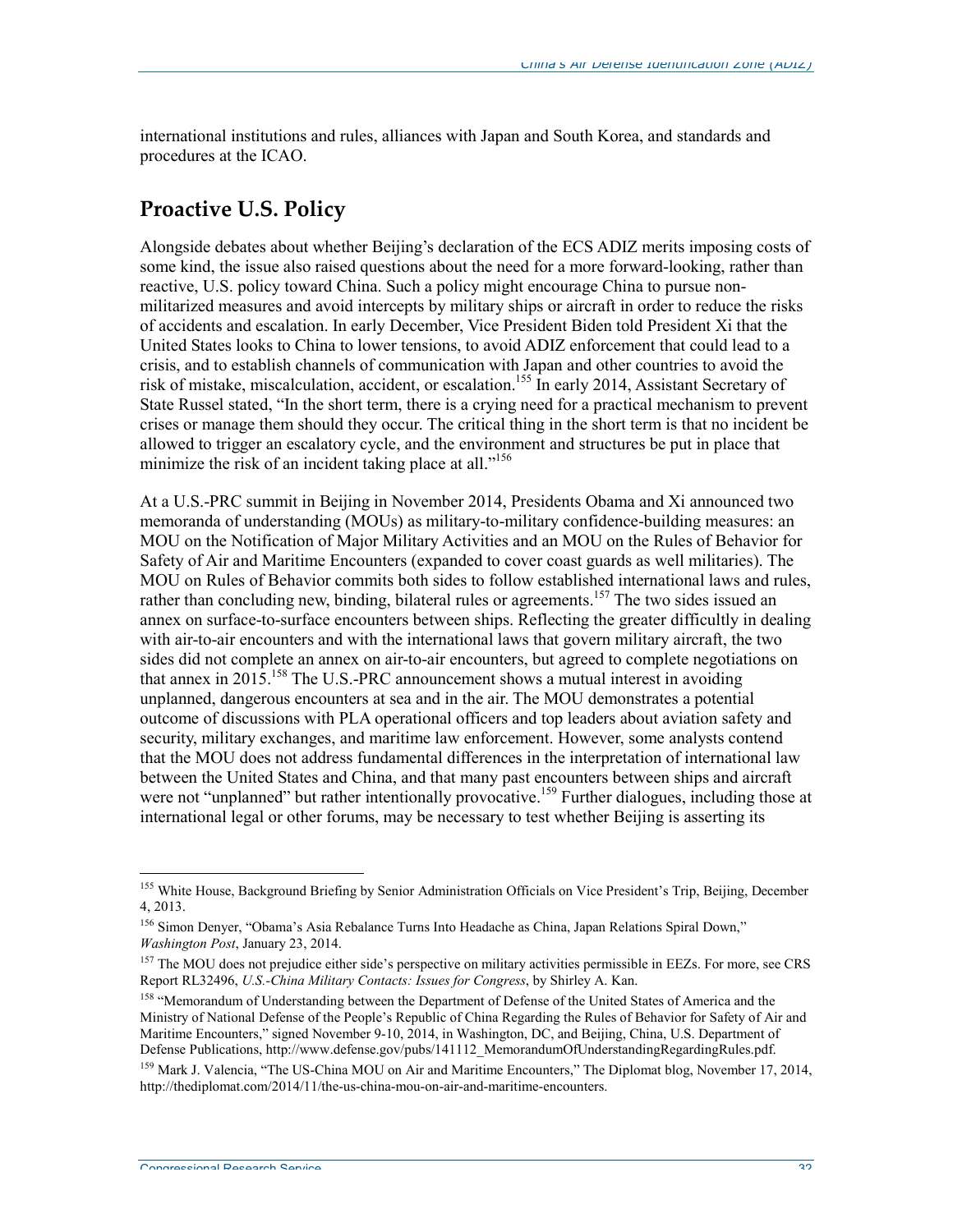international institutions and rules, alliances with Japan and South Korea, and standards and procedures at the ICAO.

## Proactive U.S. Policy

Alongside debates about whether Beijing's declaration of the ECS ADIZ merits imposing costs of some kind, the issue also raised questions about the need for a more forward-looking, rather than reactive, U.S. policy toward China. Such a policy might encourage China to pursue non-militarized measures and avoid intercepts by military ships or aircraft in order to reduce the risks of accidents and escalation. In early December, Vice President Biden told President Xi that the United States looks to China to lower tensions, to avoid ADIZ enforcement that could lead to a crisis, and to establish channels of communication with Japan and other countries to avoid the risk of mistake, miscalculation, accident, or escalation.[155] In early 2014, Assistant Secretary of State Russel stated, "In the short term, there is a crying need for a practical mechanism to prevent crises or manage them should they occur. The critical thing in the short term is that no incident be allowed to trigger an escalatory cycle, and the environment and structures be put in place that minimize the risk of an incident taking place at all."[156]

At a U.S.-PRC summit in Beijing in November 2014, Presidents Obama and Xi announced two memoranda of understanding (MOUs) as military-to-military confidence-building measures: an MOU on the Notification of Major Military Activities and an MOU on the Rules of Behavior for Safety of Air and Maritime Encounters (expanded to cover coast guards as well militaries). The MOU on Rules of Behavior commits both sides to follow established international laws and rules, rather than concluding new, binding, bilateral rules or agreements.[157] The two sides issued an annex on surface-to-surface encounters between ships. Reflecting the greater difficultly in dealing with air-to-air encounters and with the international laws that govern military aircraft, the two sides did not complete an annex on air-to-air encounters, but agreed to complete negotiations on that annex in 2015.[158] The U.S.-PRC announcement shows a mutual interest in avoiding unplanned, dangerous encounters at sea and in the air. The MOU demonstrates a potential outcome of discussions with PLA operational officers and top leaders about aviation safety and security, military exchanges, and maritime law enforcement. However, some analysts contend that the MOU does not address fundamental differences in the interpretation of international law between the United States and China, and that many past encounters between ships and aircraft were not "unplanned" but rather intentionally provocative.[159] Further dialogues, including those at international legal or other forums, may be necessary to test whether Beijing is asserting its

---

[155] White House, Background Briefing by Senior Administration Officials on Vice President's Trip, Beijing, December 4, 2013.

[156] Simon Denyer, "Obama's Asia Rebalance Turns Into Headache as China, Japan Relations Spiral Down," *Washington Post*, January 23, 2014.

[157] The MOU does not prejudice either side's perspective on military activities permissible in EEZs. For more, see CRS Report RL32496, *U.S.-China Military Contacts: Issues for Congress*, by Shirley A. Kan.

[158] "Memorandum of Understanding between the Department of Defense of the United States of America and the Ministry of National Defense of the People's Republic of China Regarding the Rules of Behavior for Safety of Air and Maritime Encounters," signed November 9-10, 2014, in Washington, DC, and Beijing, China, U.S. Department of Defense Publications, http://www.defense.gov/pubs/141112_MemorandumOfUnderstandingRegardingRules.pdf.

[159] Mark J. Valencia, "The US-China MOU on Air and Maritime Encounters," The Diplomat blog, November 17, 2014, http://thediplomat.com/2014/11/the-us-china-mou-on-air-and-maritime-encounters.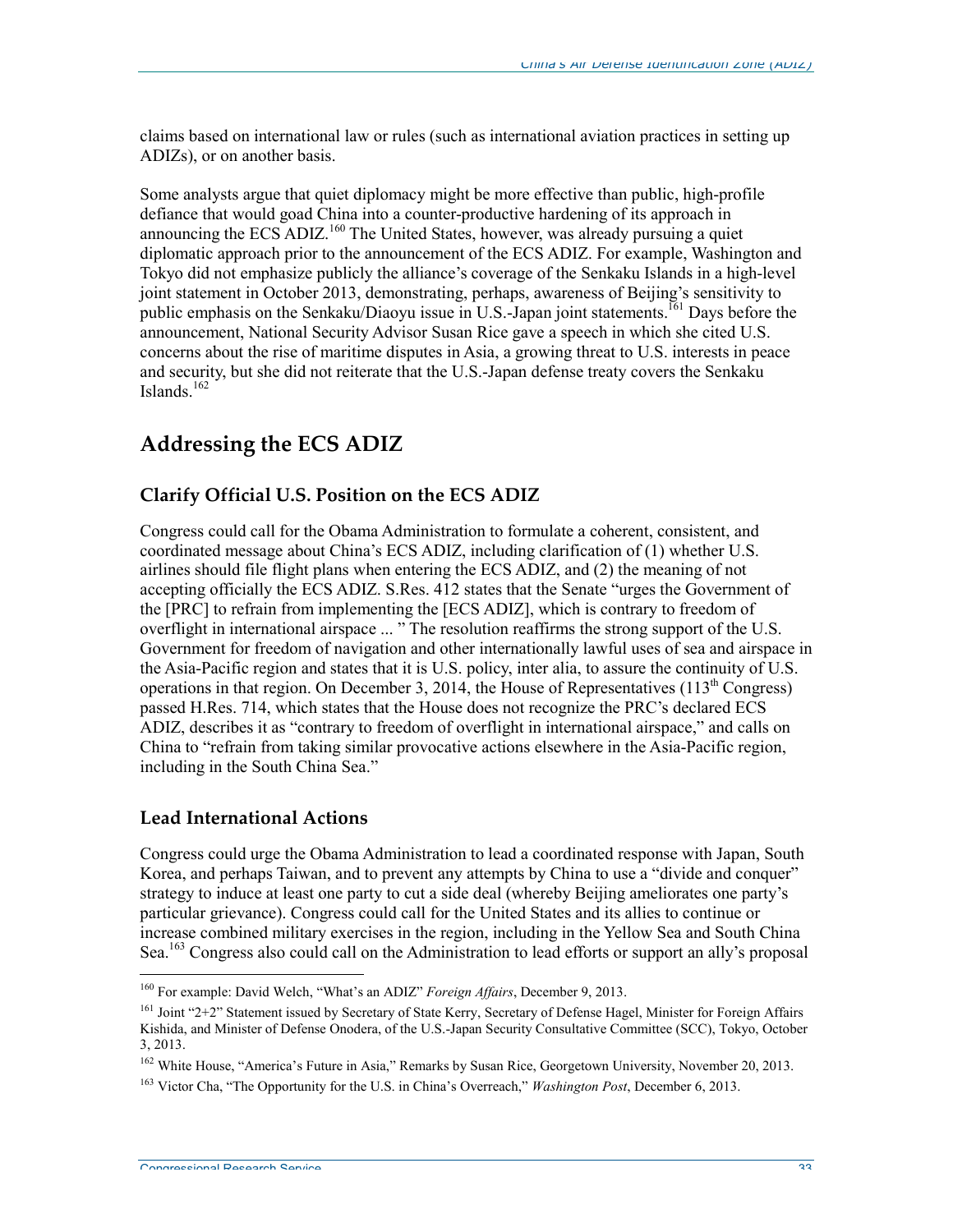claims based on international law or rules (such as international aviation practices in setting up ADIZs), or on another basis.

Some analysts argue that quiet diplomacy might be more effective than public, high-profile defiance that would goad China into a counter-productive hardening of its approach in announcing the ECS ADIZ.[160] The United States, however, was already pursuing a quiet diplomatic approach prior to the announcement of the ECS ADIZ. For example, Washington and Tokyo did not emphasize publicly the alliance's coverage of the Senkaku Islands in a high-level joint statement in October 2013, demonstrating, perhaps, awareness of Beijing's sensitivity to public emphasis on the Senkaku/Diaoyu issue in U.S.-Japan joint statements.[161] Days before the announcement, National Security Advisor Susan Rice gave a speech in which she cited U.S. concerns about the rise of maritime disputes in Asia, a growing threat to U.S. interests in peace and security, but she did not reiterate that the U.S.-Japan defense treaty covers the Senkaku Islands.[162]

## Addressing the ECS ADIZ

### Clarify Official U.S. Position on the ECS ADIZ

Congress could call for the Obama Administration to formulate a coherent, consistent, and coordinated message about China's ECS ADIZ, including clarification of (1) whether U.S. airlines should file flight plans when entering the ECS ADIZ, and (2) the meaning of not accepting officially the ECS ADIZ. S.Res. 412 states that the Senate "urges the Government of the [PRC] to refrain from implementing the [ECS ADIZ], which is contrary to freedom of overflight in international airspace ... " The resolution reaffirms the strong support of the U.S. Government for freedom of navigation and other internationally lawful uses of sea and airspace in the Asia-Pacific region and states that it is U.S. policy, inter alia, to assure the continuity of U.S. operations in that region. On December 3, 2014, the House of Representatives (113th Congress) passed H.Res. 714, which states that the House does not recognize the PRC's declared ECS ADIZ, describes it as "contrary to freedom of overflight in international airspace," and calls on China to "refrain from taking similar provocative actions elsewhere in the Asia-Pacific region, including in the South China Sea."

### Lead International Actions

Congress could urge the Obama Administration to lead a coordinated response with Japan, South Korea, and perhaps Taiwan, and to prevent any attempts by China to use a "divide and conquer" strategy to induce at least one party to cut a side deal (whereby Beijing ameliorates one party's particular grievance). Congress could call for the United States and its allies to continue or increase combined military exercises in the region, including in the Yellow Sea and South China Sea.[163] Congress also could call on the Administration to lead efforts or support an ally's proposal

---

[160] For example: David Welch, "What's an ADIZ" *Foreign Affairs*, December 9, 2013.

[161] Joint "2+2" Statement issued by Secretary of State Kerry, Secretary of Defense Hagel, Minister for Foreign Affairs Kishida, and Minister of Defense Onodera, of the U.S.-Japan Security Consultative Committee (SCC), Tokyo, October 3, 2013.

[162] White House, "America's Future in Asia," Remarks by Susan Rice, Georgetown University, November 20, 2013.

[163] Victor Cha, "The Opportunity for the U.S. in China's Overreach," *Washington Post*, December 6, 2013.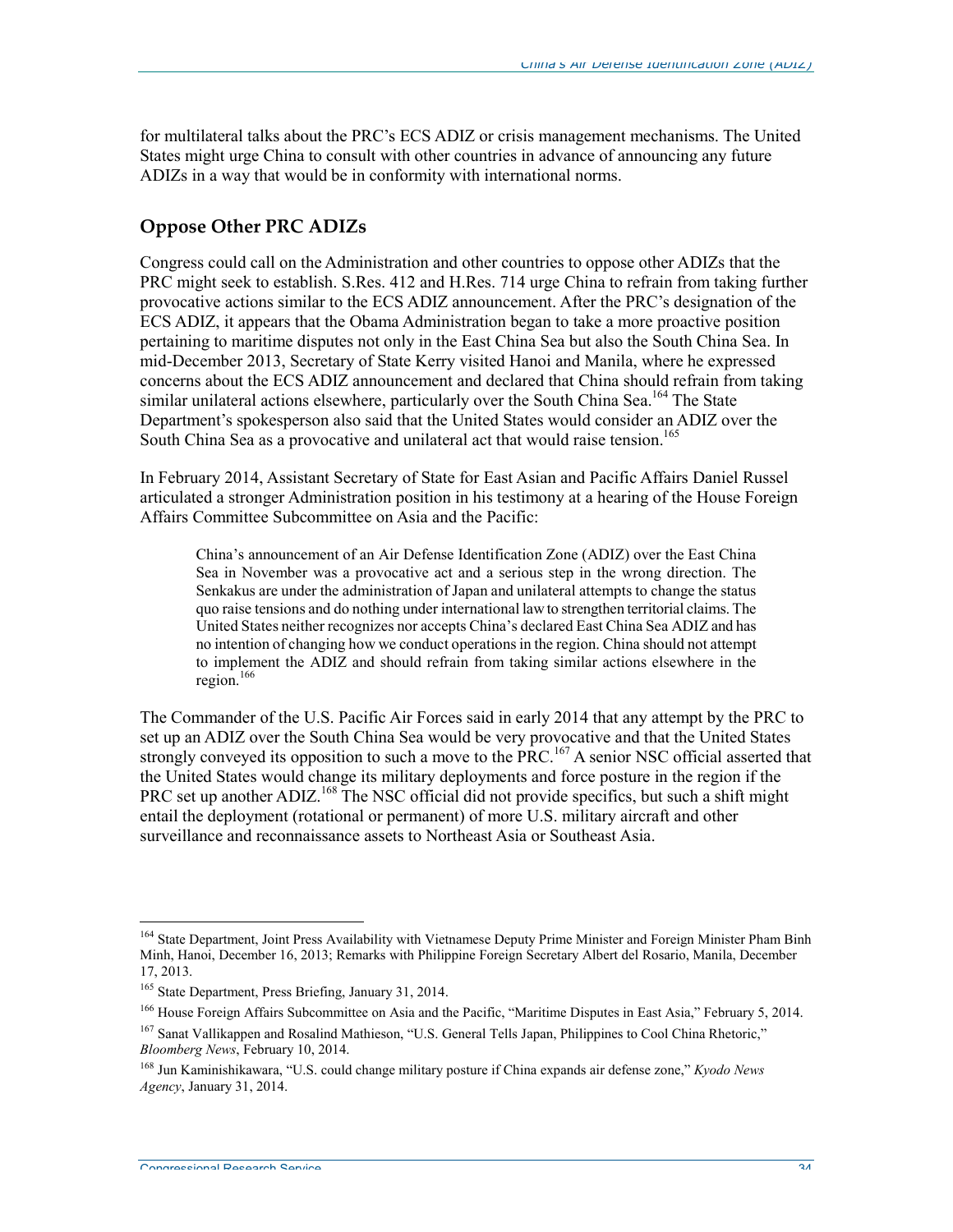for multilateral talks about the PRC's ECS ADIZ or crisis management mechanisms. The United States might urge China to consult with other countries in advance of announcing any future ADIZs in a way that would be in conformity with international norms.

## Oppose Other PRC ADIZs

Congress could call on the Administration and other countries to oppose other ADIZs that the PRC might seek to establish. S.Res. 412 and H.Res. 714 urge China to refrain from taking further provocative actions similar to the ECS ADIZ announcement. After the PRC's designation of the ECS ADIZ, it appears that the Obama Administration began to take a more proactive position pertaining to maritime disputes not only in the East China Sea but also the South China Sea. In mid-December 2013, Secretary of State Kerry visited Hanoi and Manila, where he expressed concerns about the ECS ADIZ announcement and declared that China should refrain from taking similar unilateral actions elsewhere, particularly over the South China Sea.[164] The State Department's spokesperson also said that the United States would consider an ADIZ over the South China Sea as a provocative and unilateral act that would raise tension.[165]

In February 2014, Assistant Secretary of State for East Asian and Pacific Affairs Daniel Russel articulated a stronger Administration position in his testimony at a hearing of the House Foreign Affairs Committee Subcommittee on Asia and the Pacific:

> China's announcement of an Air Defense Identification Zone (ADIZ) over the East China Sea in November was a provocative act and a serious step in the wrong direction. The Senkakus are under the administration of Japan and unilateral attempts to change the status quo raise tensions and do nothing under international law to strengthen territorial claims. The United States neither recognizes nor accepts China's declared East China Sea ADIZ and has no intention of changing how we conduct operations in the region. China should not attempt to implement the ADIZ and should refrain from taking similar actions elsewhere in the region.[166]

The Commander of the U.S. Pacific Air Forces said in early 2014 that any attempt by the PRC to set up an ADIZ over the South China Sea would be very provocative and that the United States strongly conveyed its opposition to such a move to the PRC.[167] A senior NSC official asserted that the United States would change its military deployments and force posture in the region if the PRC set up another ADIZ.[168] The NSC official did not provide specifics, but such a shift might entail the deployment (rotational or permanent) of more U.S. military aircraft and other surveillance and reconnaissance assets to Northeast Asia or Southeast Asia.

---

[164] State Department, Joint Press Availability with Vietnamese Deputy Prime Minister and Foreign Minister Pham Binh Minh, Hanoi, December 16, 2013; Remarks with Philippine Foreign Secretary Albert del Rosario, Manila, December 17, 2013.

[165] State Department, Press Briefing, January 31, 2014.

[166] House Foreign Affairs Subcommittee on Asia and the Pacific, "Maritime Disputes in East Asia," February 5, 2014.

[167] Sanat Vallikappen and Rosalind Mathieson, "U.S. General Tells Japan, Philippines to Cool China Rhetoric," *Bloomberg News*, February 10, 2014.

[168] Jun Kaminishikawara, "U.S. could change military posture if China expands air defense zone," *Kyodo News Agency*, January 31, 2014.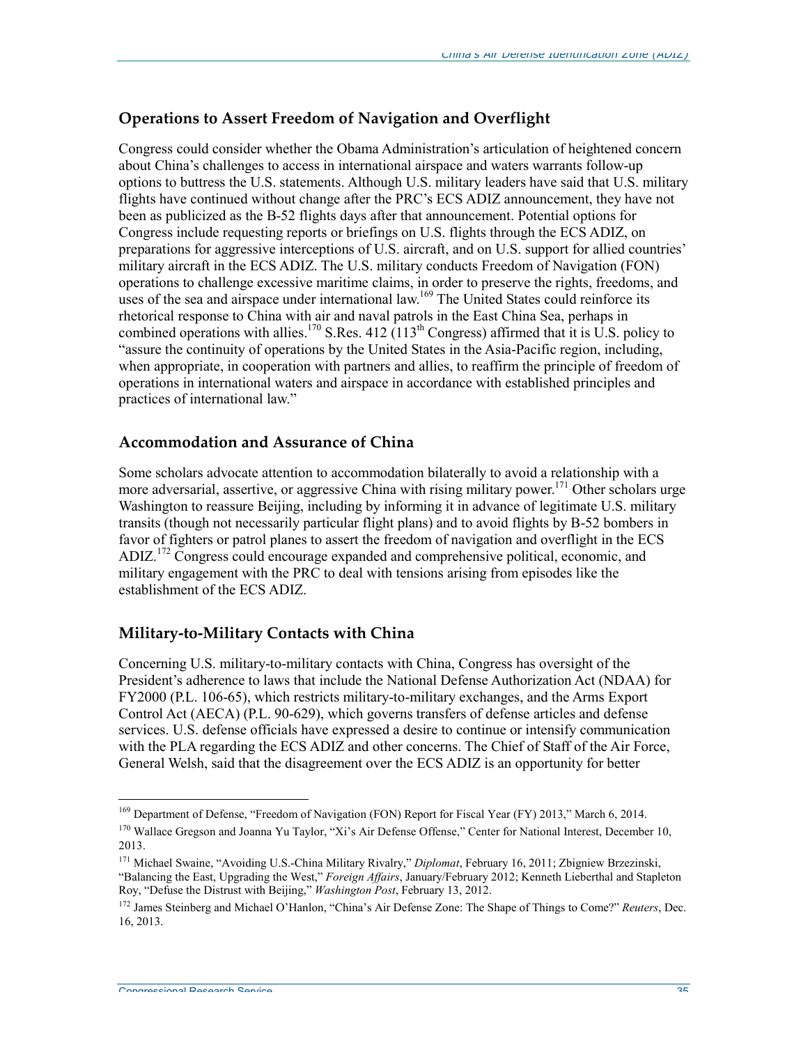## Operations to Assert Freedom of Navigation and Overflight

Congress could consider whether the Obama Administration's articulation of heightened concern about China's challenges to access in international airspace and waters warrants follow-up options to buttress the U.S. statements. Although U.S. military leaders have said that U.S. military flights have continued without change after the PRC's ECS ADIZ announcement, they have not been as publicized as the B-52 flights days after that announcement. Potential options for Congress include requesting reports or briefings on U.S. flights through the ECS ADIZ, on preparations for aggressive interceptions of U.S. aircraft, and on U.S. support for allied countries' military aircraft in the ECS ADIZ. The U.S. military conducts Freedom of Navigation (FON) operations to challenge excessive maritime claims, in order to preserve the rights, freedoms, and uses of the sea and airspace under international law.[169] The United States could reinforce its rhetorical response to China with air and naval patrols in the East China Sea, perhaps in combined operations with allies.[170] S.Res. 412 (113th Congress) affirmed that it is U.S. policy to "assure the continuity of operations by the United States in the Asia-Pacific region, including, when appropriate, in cooperation with partners and allies, to reaffirm the principle of freedom of operations in international waters and airspace in accordance with established principles and practices of international law."

## Accommodation and Assurance of China

Some scholars advocate attention to accommodation bilaterally to avoid a relationship with a more adversarial, assertive, or aggressive China with rising military power.[171] Other scholars urge Washington to reassure Beijing, including by informing it in advance of legitimate U.S. military transits (though not necessarily particular flight plans) and to avoid flights by B-52 bombers in favor of fighters or patrol planes to assert the freedom of navigation and overflight in the ECS ADIZ.[172] Congress could encourage expanded and comprehensive political, economic, and military engagement with the PRC to deal with tensions arising from episodes like the establishment of the ECS ADIZ.

## Military-to-Military Contacts with China

Concerning U.S. military-to-military contacts with China, Congress has oversight of the President's adherence to laws that include the National Defense Authorization Act (NDAA) for FY2000 (P.L. 106-65), which restricts military-to-military exchanges, and the Arms Export Control Act (AECA) (P.L. 90-629), which governs transfers of defense articles and defense services. U.S. defense officials have expressed a desire to continue or intensify communication with the PLA regarding the ECS ADIZ and other concerns. The Chief of Staff of the Air Force, General Welsh, said that the disagreement over the ECS ADIZ is an opportunity for better

---

[169] Department of Defense, "Freedom of Navigation (FON) Report for Fiscal Year (FY) 2013," March 6, 2014.

[170] Wallace Gregson and Joanna Yu Taylor, "Xi's Air Defense Offense," Center for National Interest, December 10, 2013.

[171] Michael Swaine, "Avoiding U.S.-China Military Rivalry," *Diplomat*, February 16, 2011; Zbigniew Brzezinski, "Balancing the East, Upgrading the West," *Foreign Affairs*, January/February 2012; Kenneth Lieberthal and Stapleton Roy, "Defuse the Distrust with Beijing," *Washington Post*, February 13, 2012.

[172] James Steinberg and Michael O'Hanlon, "China's Air Defense Zone: The Shape of Things to Come?" *Reuters*, Dec. 16, 2013.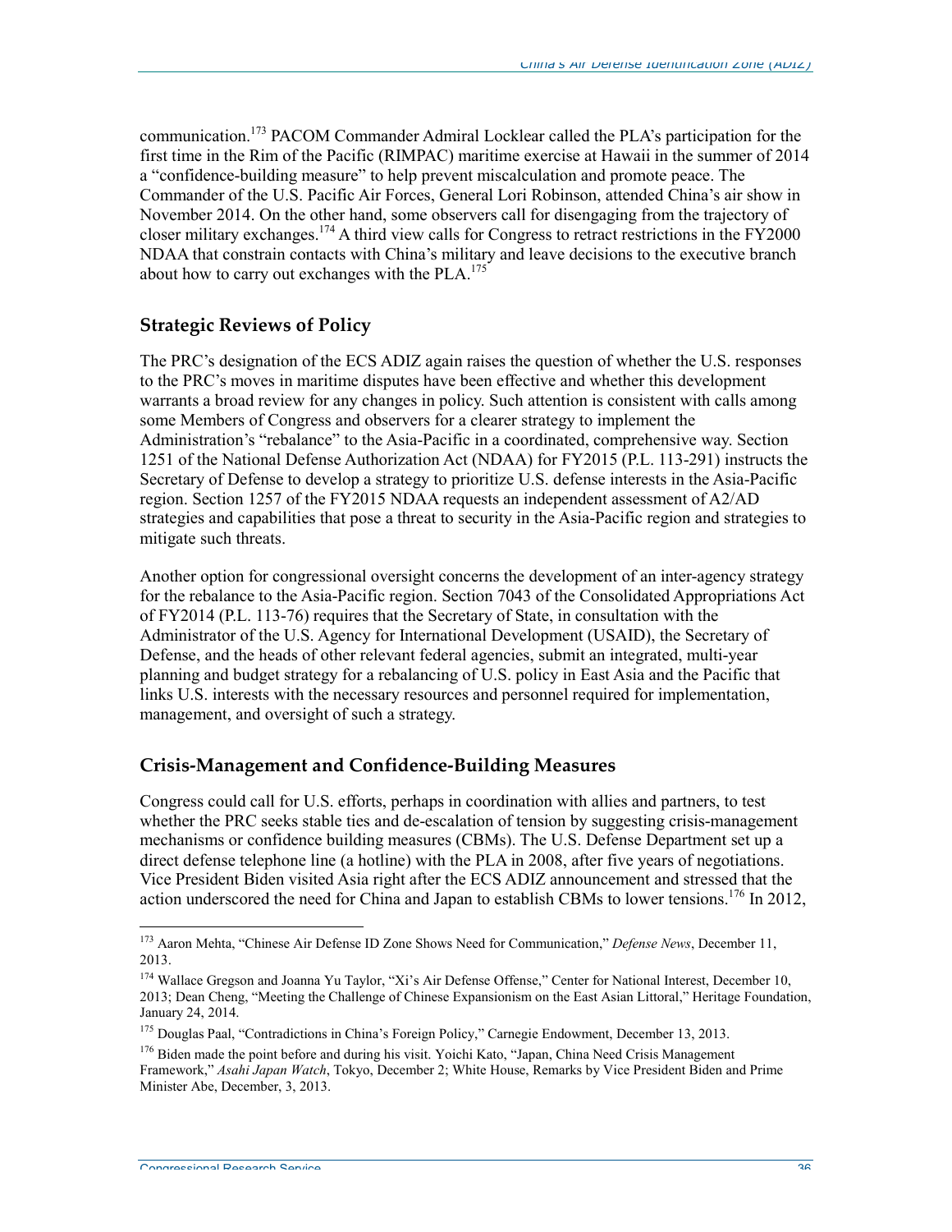communication.[173] PACOM Commander Admiral Locklear called the PLA's participation for the first time in the Rim of the Pacific (RIMPAC) maritime exercise at Hawaii in the summer of 2014 a "confidence-building measure" to help prevent miscalculation and promote peace. The Commander of the U.S. Pacific Air Forces, General Lori Robinson, attended China's air show in November 2014. On the other hand, some observers call for disengaging from the trajectory of closer military exchanges.[174] A third view calls for Congress to retract restrictions in the FY2000 NDAA that constrain contacts with China's military and leave decisions to the executive branch about how to carry out exchanges with the PLA.[175]

## Strategic Reviews of Policy

The PRC's designation of the ECS ADIZ again raises the question of whether the U.S. responses to the PRC's moves in maritime disputes have been effective and whether this development warrants a broad review for any changes in policy. Such attention is consistent with calls among some Members of Congress and observers for a clearer strategy to implement the Administration's "rebalance" to the Asia-Pacific in a coordinated, comprehensive way. Section 1251 of the National Defense Authorization Act (NDAA) for FY2015 (P.L. 113-291) instructs the Secretary of Defense to develop a strategy to prioritize U.S. defense interests in the Asia-Pacific region. Section 1257 of the FY2015 NDAA requests an independent assessment of A2/AD strategies and capabilities that pose a threat to security in the Asia-Pacific region and strategies to mitigate such threats.

Another option for congressional oversight concerns the development of an inter-agency strategy for the rebalance to the Asia-Pacific region. Section 7043 of the Consolidated Appropriations Act of FY2014 (P.L. 113-76) requires that the Secretary of State, in consultation with the Administrator of the U.S. Agency for International Development (USAID), the Secretary of Defense, and the heads of other relevant federal agencies, submit an integrated, multi-year planning and budget strategy for a rebalancing of U.S. policy in East Asia and the Pacific that links U.S. interests with the necessary resources and personnel required for implementation, management, and oversight of such a strategy.

## Crisis-Management and Confidence-Building Measures

Congress could call for U.S. efforts, perhaps in coordination with allies and partners, to test whether the PRC seeks stable ties and de-escalation of tension by suggesting crisis-management mechanisms or confidence building measures (CBMs). The U.S. Defense Department set up a direct defense telephone line (a hotline) with the PLA in 2008, after five years of negotiations. Vice President Biden visited Asia right after the ECS ADIZ announcement and stressed that the action underscored the need for China and Japan to establish CBMs to lower tensions.[176] In 2012,

---

[173] Aaron Mehta, "Chinese Air Defense ID Zone Shows Need for Communication," *Defense News*, December 11, 2013.

[174] Wallace Gregson and Joanna Yu Taylor, "Xi's Air Defense Offense," Center for National Interest, December 10, 2013; Dean Cheng, "Meeting the Challenge of Chinese Expansionism on the East Asian Littoral," Heritage Foundation, January 24, 2014.

[175] Douglas Paal, "Contradictions in China's Foreign Policy," Carnegie Endowment, December 13, 2013.

[176] Biden made the point before and during his visit. Yoichi Kato, "Japan, China Need Crisis Management Framework," *Asahi Japan Watch*, Tokyo, December 2; White House, Remarks by Vice President Biden and Prime Minister Abe, December, 3, 2013.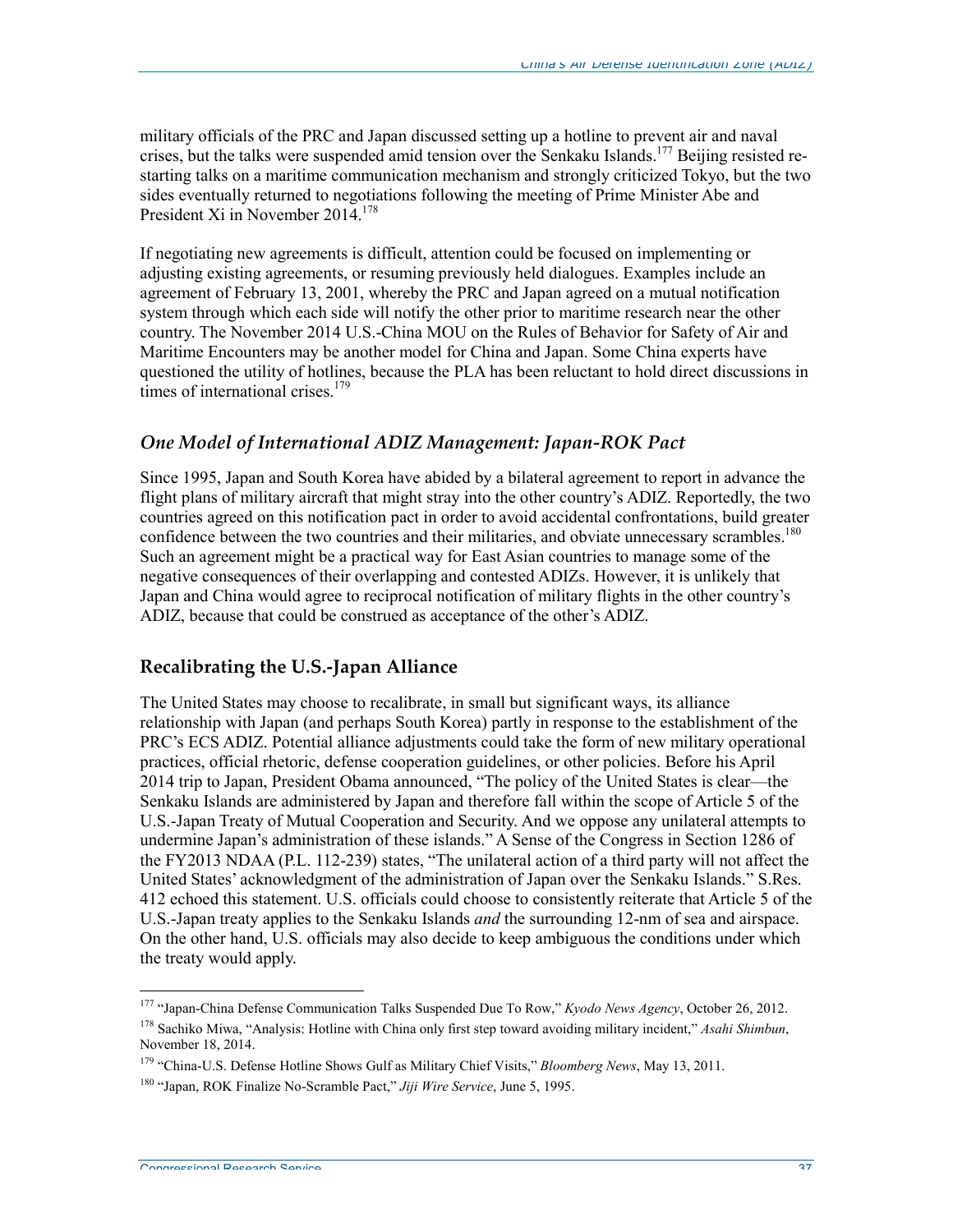military officials of the PRC and Japan discussed setting up a hotline to prevent air and naval crises, but the talks were suspended amid tension over the Senkaku Islands.[177] Beijing resisted re-starting talks on a maritime communication mechanism and strongly criticized Tokyo, but the two sides eventually returned to negotiations following the meeting of Prime Minister Abe and President Xi in November 2014.[178]

If negotiating new agreements is difficult, attention could be focused on implementing or adjusting existing agreements, or resuming previously held dialogues. Examples include an agreement of February 13, 2001, whereby the PRC and Japan agreed on a mutual notification system through which each side will notify the other prior to maritime research near the other country. The November 2014 U.S.-China MOU on the Rules of Behavior for Safety of Air and Maritime Encounters may be another model for China and Japan. Some China experts have questioned the utility of hotlines, because the PLA has been reluctant to hold direct discussions in times of international crises.[179]

### *One Model of International ADIZ Management: Japan-ROK Pact*

Since 1995, Japan and South Korea have abided by a bilateral agreement to report in advance the flight plans of military aircraft that might stray into the other country's ADIZ. Reportedly, the two countries agreed on this notification pact in order to avoid accidental confrontations, build greater confidence between the two countries and their militaries, and obviate unnecessary scrambles.[180] Such an agreement might be a practical way for East Asian countries to manage some of the negative consequences of their overlapping and contested ADIZs. However, it is unlikely that Japan and China would agree to reciprocal notification of military flights in the other country's ADIZ, because that could be construed as acceptance of the other's ADIZ.

## Recalibrating the U.S.-Japan Alliance

The United States may choose to recalibrate, in small but significant ways, its alliance relationship with Japan (and perhaps South Korea) partly in response to the establishment of the PRC's ECS ADIZ. Potential alliance adjustments could take the form of new military operational practices, official rhetoric, defense cooperation guidelines, or other policies. Before his April 2014 trip to Japan, President Obama announced, "The policy of the United States is clear—the Senkaku Islands are administered by Japan and therefore fall within the scope of Article 5 of the U.S.-Japan Treaty of Mutual Cooperation and Security. And we oppose any unilateral attempts to undermine Japan's administration of these islands." A Sense of the Congress in Section 1286 of the FY2013 NDAA (P.L. 112-239) states, "The unilateral action of a third party will not affect the United States' acknowledgement of the administration of Japan over the Senkaku Islands." S.Res. 412 echoed this statement. U.S. officials could choose to consistently reiterate that Article 5 of the U.S.-Japan treaty applies to the Senkaku Islands *and* the surrounding 12-nm of sea and airspace. On the other hand, U.S. officials may also decide to keep ambiguous the conditions under which the treaty would apply.

---

[177] "Japan-China Defense Communication Talks Suspended Due To Row," *Kyodo News Agency*, October 26, 2012.

[178] Sachiko Miwa, "Analysis: Hotline with China only first step toward avoiding military incident," *Asahi Shimbun*, November 18, 2014.

[179] "China-U.S. Defense Hotline Shows Gulf as Military Chief Visits," *Bloomberg News*, May 13, 2011.

[180] "Japan, ROK Finalize No-Scramble Pact," *Jiji Wire Service*, June 5, 1995.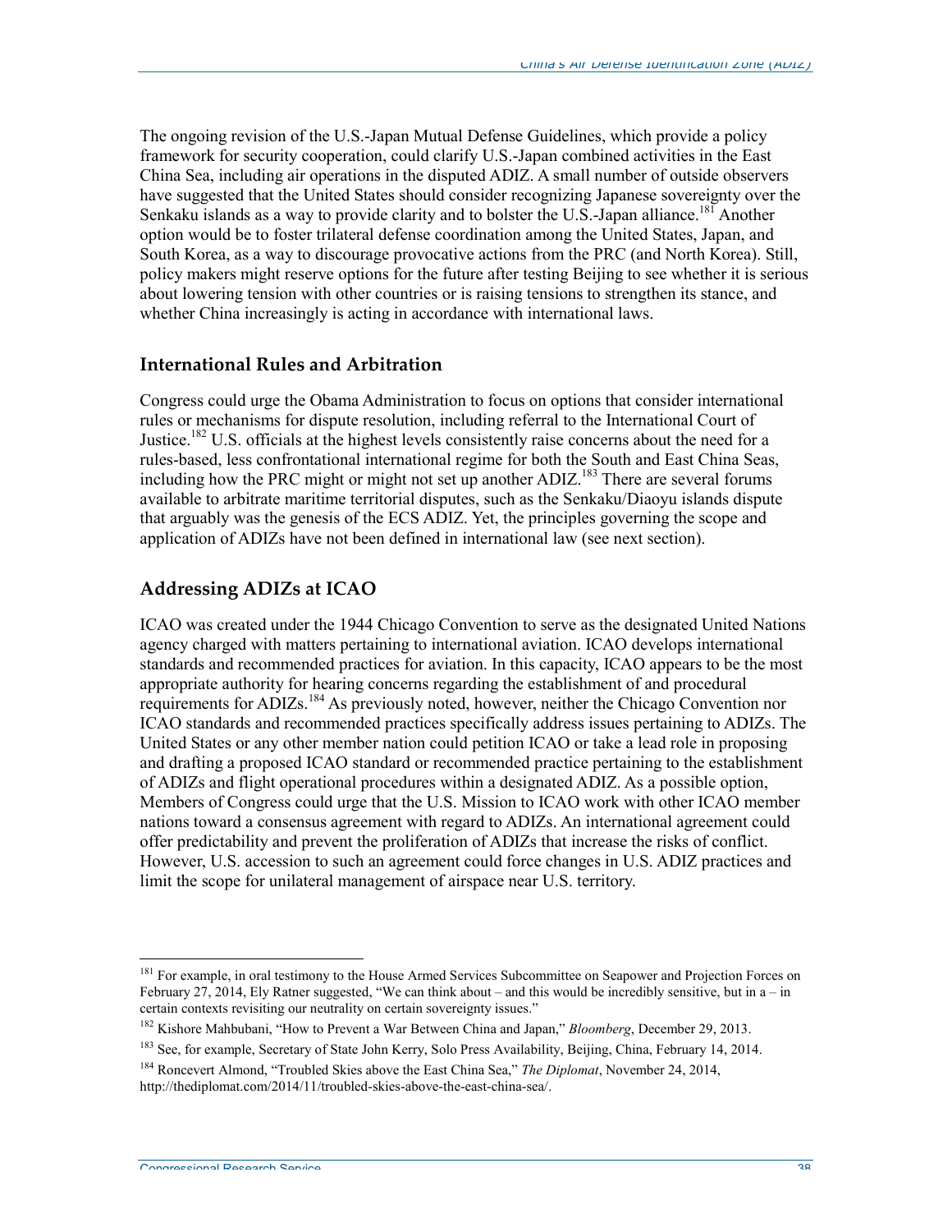The ongoing revision of the U.S.-Japan Mutual Defense Guidelines, which provide a policy framework for security cooperation, could clarify U.S.-Japan combined activities in the East China Sea, including air operations in the disputed ADIZ. A small number of outside observers have suggested that the United States should consider recognizing Japanese sovereignty over the Senkaku islands as a way to provide clarity and to bolster the U.S.-Japan alliance.[181] Another option would be to foster trilateral defense coordination among the United States, Japan, and South Korea, as a way to discourage provocative actions from the PRC (and North Korea). Still, policy makers might reserve options for the future after testing Beijing to see whether it is serious about lowering tension with other countries or is raising tensions to strengthen its stance, and whether China increasingly is acting in accordance with international laws.

### International Rules and Arbitration

Congress could urge the Obama Administration to focus on options that consider international rules or mechanisms for dispute resolution, including referral to the International Court of Justice.[182] U.S. officials at the highest levels consistently raise concerns about the need for a rules-based, less confrontational international regime for both the South and East China Seas, including how the PRC might or might not set up another ADIZ.[183] There are several forums available to arbitrate maritime territorial disputes, such as the Senkaku/Diaoyu islands dispute that arguably was the genesis of the ECS ADIZ. Yet, the principles governing the scope and application of ADIZs have not been defined in international law (see next section).

### Addressing ADIZs at ICAO

ICAO was created under the 1944 Chicago Convention to serve as the designated United Nations agency charged with matters pertaining to international aviation. ICAO develops international standards and recommended practices for aviation. In this capacity, ICAO appears to be the most appropriate authority for hearing concerns regarding the establishment of and procedural requirements for ADIZs.[184] As previously noted, however, neither the Chicago Convention nor ICAO standards and recommended practices specifically address issues pertaining to ADIZs. The United States or any other member nation could petition ICAO or take a lead role in proposing and drafting a proposed ICAO standard or recommended practice pertaining to the establishment of ADIZs and flight operational procedures within a designated ADIZ. As a possible option, Members of Congress could urge that the U.S. Mission to ICAO work with other ICAO member nations toward a consensus agreement with regard to ADIZs. An international agreement could offer predictability and prevent the proliferation of ADIZs that increase the risks of conflict. However, U.S. accession to such an agreement could force changes in U.S. ADIZ practices and limit the scope for unilateral management of airspace near U.S. territory.

---

[181] For example, in oral testimony to the House Armed Services Subcommittee on Seapower and Projection Forces on February 27, 2014, Ely Ratner suggested, "We can think about – and this would be incredibly sensitive, but in a – in certain contexts revisiting our neutrality on certain sovereignty issues."

[182] Kishore Mahbubani, "How to Prevent a War Between China and Japan," *Bloomberg*, December 29, 2013.

[183] See, for example, Secretary of State John Kerry, Solo Press Availability, Beijing, China, February 14, 2014.

[184] Roncevert Almond, "Troubled Skies above the East China Sea," *The Diplomat*, November 24, 2014, http://thediplomat.com/2014/11/troubled-skies-above-the-east-china-sea/.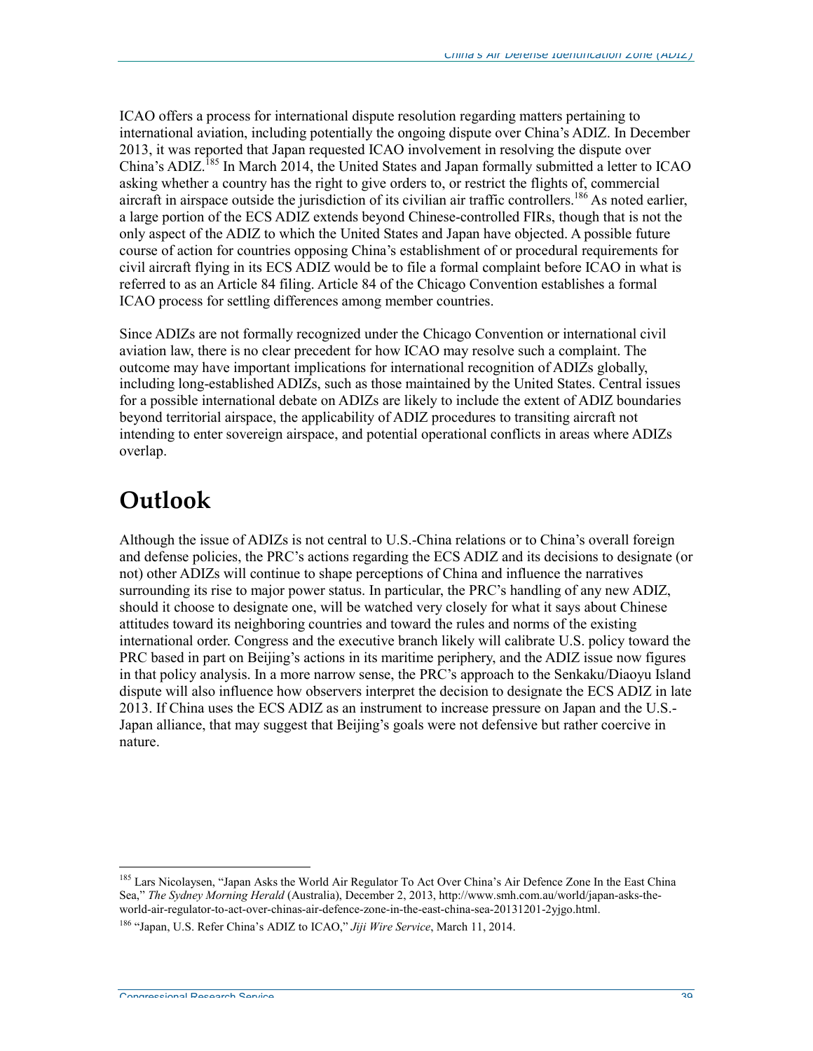ICAO offers a process for international dispute resolution regarding matters pertaining to international aviation, including potentially the ongoing dispute over China's ADIZ. In December 2013, it was reported that Japan requested ICAO involvement in resolving the dispute over China's ADIZ.[185] In March 2014, the United States and Japan formally submitted a letter to ICAO asking whether a country has the right to give orders to, or restrict the flights of, commercial aircraft in airspace outside the jurisdiction of its civilian air traffic controllers.[186] As noted earlier, a large portion of the ECS ADIZ extends beyond Chinese-controlled FIRs, though that is not the only aspect of the ADIZ to which the United States and Japan have objected. A possible future course of action for countries opposing China's establishment of or procedural requirements for civil aircraft flying in its ECS ADIZ would be to file a formal complaint before ICAO in what is referred to as an Article 84 filing. Article 84 of the Chicago Convention establishes a formal ICAO process for settling differences among member countries.

Since ADIZs are not formally recognized under the Chicago Convention or international civil aviation law, there is no clear precedent for how ICAO may resolve such a complaint. The outcome may have important implications for international recognition of ADIZs globally, including long-established ADIZs, such as those maintained by the United States. Central issues for a possible international debate on ADIZs are likely to include the extent of ADIZ boundaries beyond territorial airspace, the applicability of ADIZ procedures to transiting aircraft not intending to enter sovereign airspace, and potential operational conflicts in areas where ADIZs overlap.

# Outlook

Although the issue of ADIZs is not central to U.S.-China relations or to China's overall foreign and defense policies, the PRC's actions regarding the ECS ADIZ and its decisions to designate (or not) other ADIZs will continue to shape perceptions of China and influence the narratives surrounding its rise to major power status. In particular, the PRC's handling of any new ADIZ, should it choose to designate one, will be watched very closely for what it says about Chinese attitudes toward its neighboring countries and toward the rules and norms of the existing international order. Congress and the executive branch likely will calibrate U.S. policy toward the PRC based in part on Beijing's actions in its maritime periphery, and the ADIZ issue now figures in that policy analysis. In a more narrow sense, the PRC's approach to the Senkaku/Diaoyu Island dispute will also influence how observers interpret the decision to designate the ECS ADIZ in late 2013. If China uses the ECS ADIZ as an instrument to increase pressure on Japan and the U.S.-Japan alliance, that may suggest that Beijing's goals were not defensive but rather coercive in nature.

---

[185] Lars Nicolaysen, "Japan Asks the World Air Regulator To Act Over China's Air Defence Zone In the East China Sea," *The Sydney Morning Herald* (Australia), December 2, 2013, http://www.smh.com.au/world/japan-asks-the-world-air-regulator-to-act-over-chinas-air-defence-zone-in-the-east-china-sea-20131201-2yjgo.html.

[186] "Japan, U.S. Refer China's ADIZ to ICAO," *Jiji Wire Service*, March 11, 2014.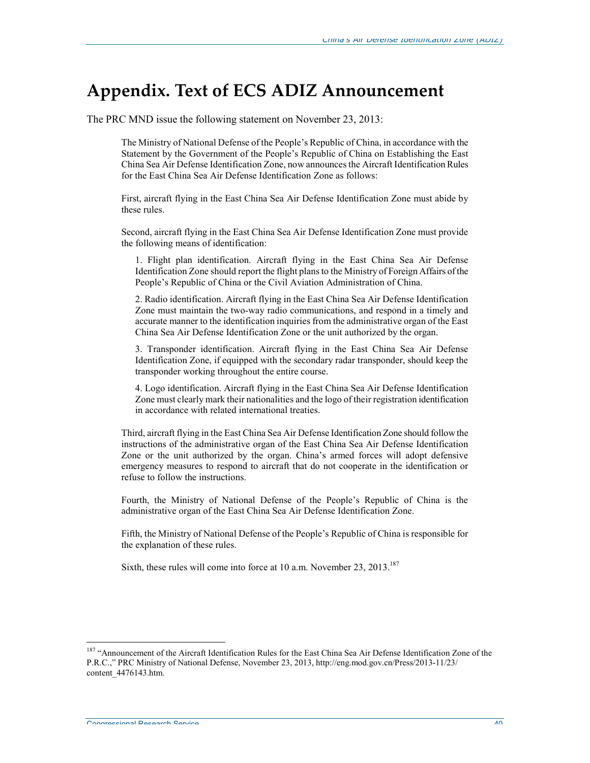# Appendix. Text of ECS ADIZ Announcement

The PRC MND issue the following statement on November 23, 2013:

> The Ministry of National Defense of the People's Republic of China, in accordance with the Statement by the Government of the People's Republic of China on Establishing the East China Sea Air Defense Identification Zone, now announces the Aircraft Identification Rules for the East China Sea Air Defense Identification Zone as follows:
>
> First, aircraft flying in the East China Sea Air Defense Identification Zone must abide by these rules.
>
> Second, aircraft flying in the East China Sea Air Defense Identification Zone must provide the following means of identification:
>
> 1. Flight plan identification. Aircraft flying in the East China Sea Air Defense Identification Zone should report the flight plans to the Ministry of Foreign Affairs of the People's Republic of China or the Civil Aviation Administration of China.
>
> 2. Radio identification. Aircraft flying in the East China Sea Air Defense Identification Zone must maintain the two-way radio communications, and respond in a timely and accurate manner to the identification inquiries from the administrative organ of the East China Sea Air Defense Identification Zone or the unit authorized by the organ.
>
> 3. Transponder identification. Aircraft flying in the East China Sea Air Defense Identification Zone, if equipped with the secondary radar transponder, should keep the transponder working throughout the entire course.
>
> 4. Logo identification. Aircraft flying in the East China Sea Air Defense Identification Zone must clearly mark their nationalities and the logo of their registration identification in accordance with related international treaties.
>
> Third, aircraft flying in the East China Sea Air Defense Identification Zone should follow the instructions of the administrative organ of the East China Sea Air Defense Identification Zone or the unit authorized by the organ. China's armed forces will adopt defensive emergency measures to respond to aircraft that do not cooperate in the identification or refuse to follow the instructions.
>
> Fourth, the Ministry of National Defense of the People's Republic of China is the administrative organ of the East China Sea Air Defense Identification Zone.
>
> Fifth, the Ministry of National Defense of the People's Republic of China is responsible for the explanation of these rules.
>
> Sixth, these rules will come into force at 10 a.m. November 23, 2013.[187]

---

[187] "Announcement of the Aircraft Identification Rules for the East China Sea Air Defense Identification Zone of the P.R.C.," PRC Ministry of National Defense, November 23, 2013, http://eng.mod.gov.cn/Press/2013-11/23/content_4476143.htm.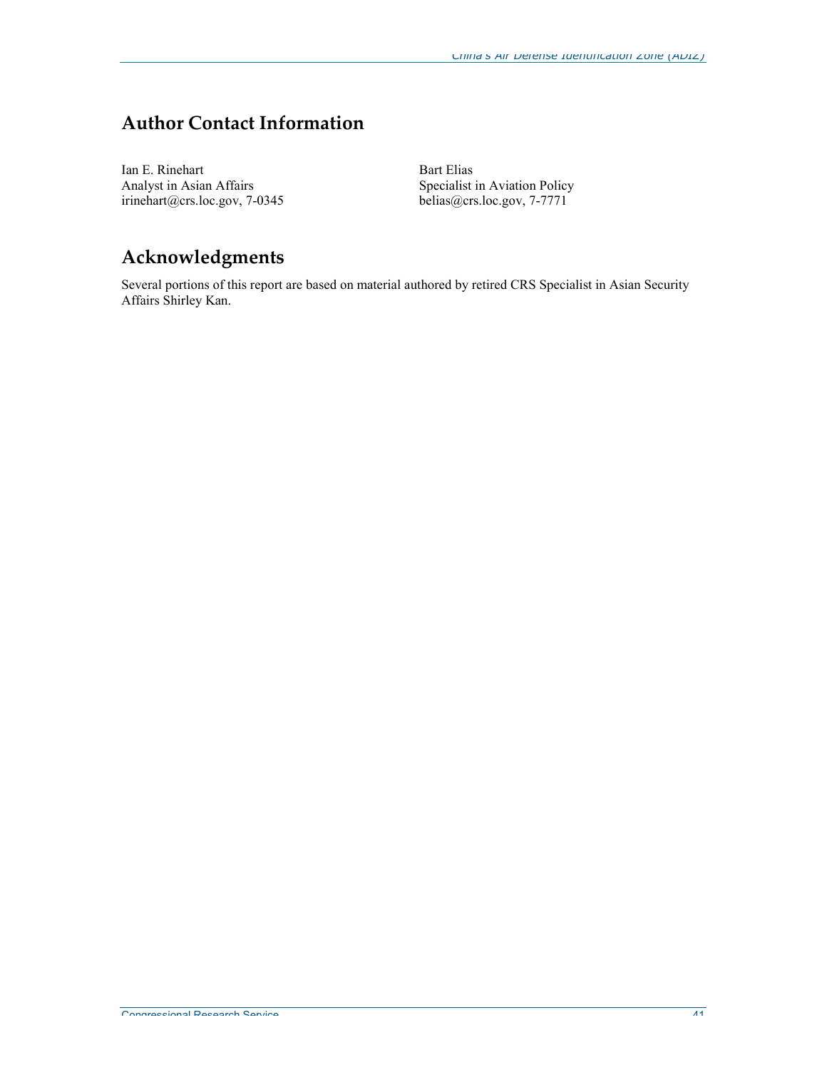## Author Contact Information

Ian E. Rinehart
Analyst in Asian Affairs
irinehart@crs.loc.gov, 7-0345

Bart Elias
Specialist in Aviation Policy
belias@crs.loc.gov, 7-7771

## Acknowledgments

Several portions of this report are based on material authored by retired CRS Specialist in Asian Security Affairs Shirley Kan.